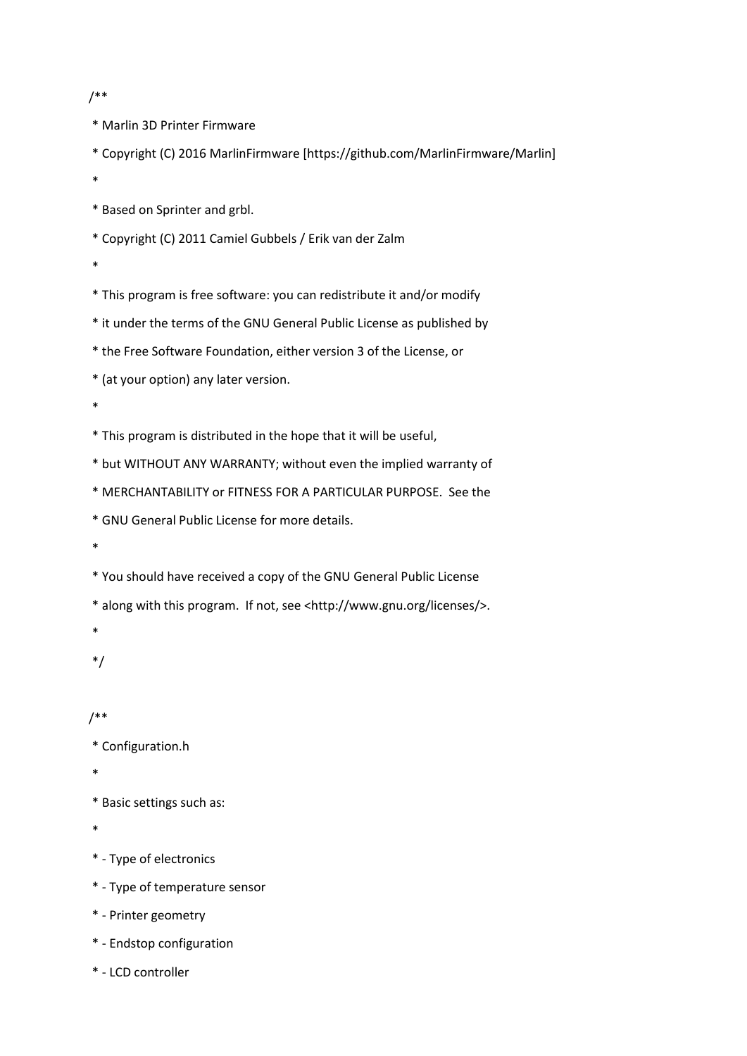```
/**
 * Marlin 3D Printer Firmware
 * Copyright (C) 2016 MarlinFirmware [https://github.com/MarlinFirmware/Marlin]
 *
 * Based on Sprinter and grbl.
 * Copyright (C) 2011 Camiel Gubbels / Erik van der Zalm
 *
 * This program is free software: you can redistribute it and/or modify
 * it under the terms of the GNU General Public License as published by
 * the Free Software Foundation, either version 3 of the License, or
 * (at your option) any later version.
 *
 * This program is distributed in the hope that it will be useful,
 * but WITHOUT ANY WARRANTY; without even the implied warranty of
 * MERCHANTABILITY or FITNESS FOR A PARTICULAR PURPOSE.  See the
 * GNU General Public License for more details.
 *
 * You should have received a copy of the GNU General Public License
 * along with this program.  If not, see <http://www.gnu.org/licenses/>.
 *
 */

/**
 * Configuration.h
 *
 * Basic settings such as:
 *
 * - Type of electronics
 * - Type of temperature sensor
 * - Printer geometry
 * - Endstop configuration
 * - LCD controller
```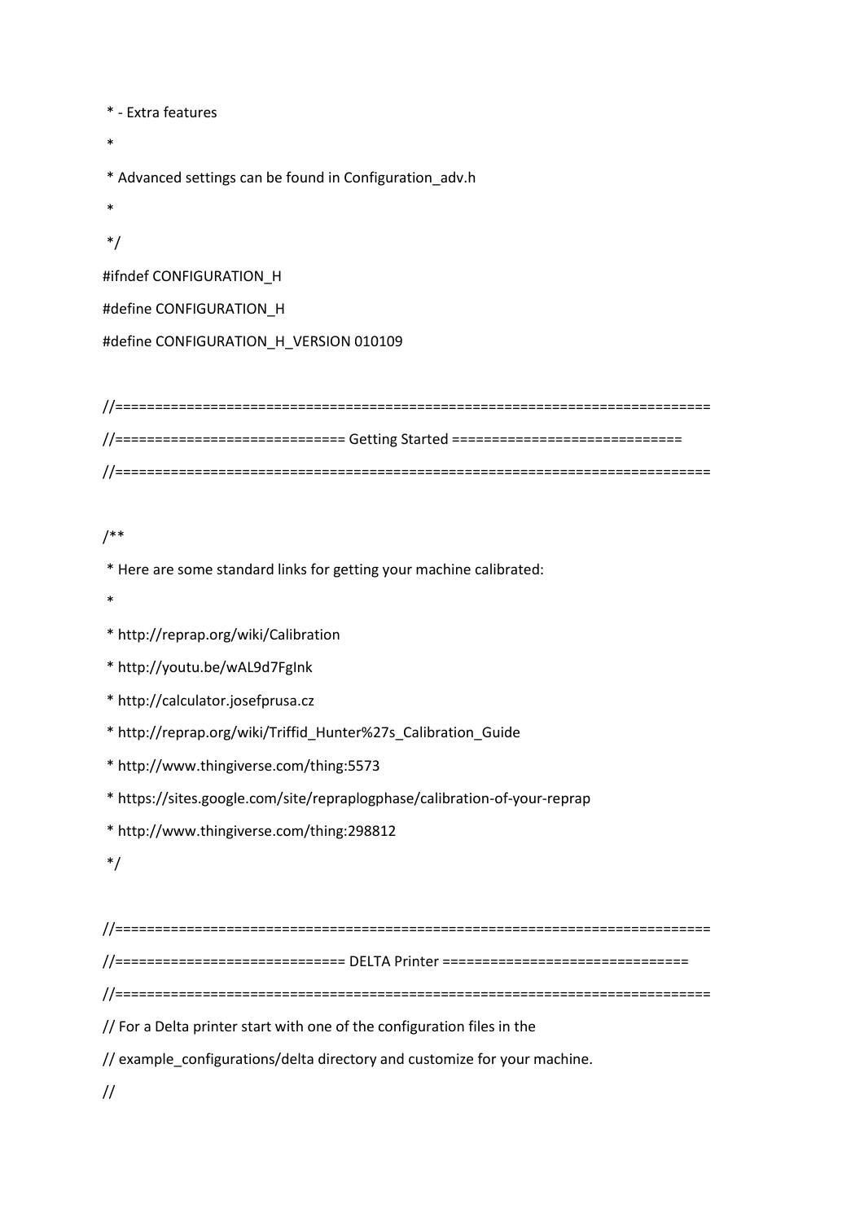```
 * - Extra features
 *
 * Advanced settings can be found in Configuration_adv.h
 *
 */
#ifndef CONFIGURATION_H
#define CONFIGURATION_H
#define CONFIGURATION_H_VERSION 010109

//===========================================================================
//============================= Getting Started =============================
//===========================================================================

/**
 * Here are some standard links for getting your machine calibrated:
 *
 * http://reprap.org/wiki/Calibration
 * http://youtu.be/wAL9d7FgInk
 * http://calculator.josefprusa.cz
 * http://reprap.org/wiki/Triffid_Hunter%27s_Calibration_Guide
 * http://www.thingiverse.com/thing:5573
 * https://sites.google.com/site/repraplogphase/calibration-of-your-reprap
 * http://www.thingiverse.com/thing:298812
 */

//===========================================================================
//============================= DELTA Printer ===============================
//===========================================================================
// For a Delta printer start with one of the configuration files in the
// example_configurations/delta directory and customize for your machine.
//
```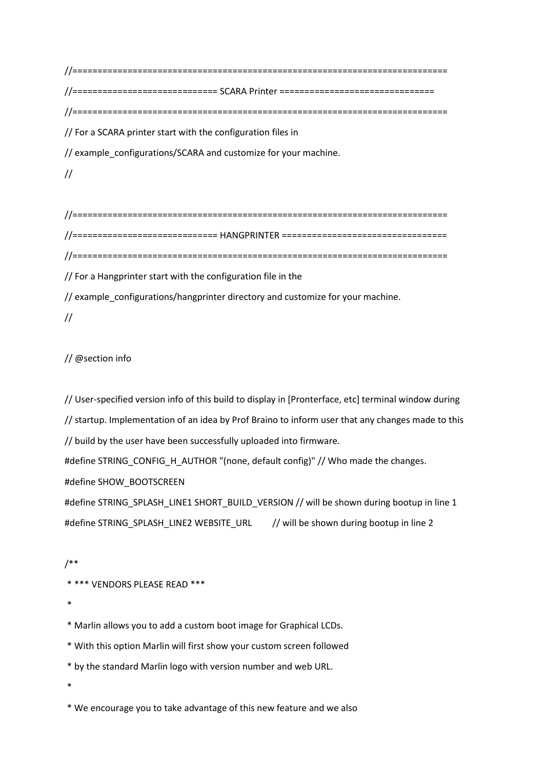```
//===========================================================================
//============================= SCARA Printer ===============================
//===========================================================================
// For a SCARA printer start with the configuration files in
// example_configurations/SCARA and customize for your machine.
//

//===========================================================================
//============================= HANGPRINTER =================================
//===========================================================================
// For a Hangprinter start with the configuration file in the
// example_configurations/hangprinter directory and customize for your machine.
//

// @section info

// User-specified version info of this build to display in [Pronterface, etc] terminal window during
// startup. Implementation of an idea by Prof Braino to inform user that any changes made to this
// build by the user have been successfully uploaded into firmware.
#define STRING_CONFIG_H_AUTHOR "(none, default config)" // Who made the changes.
#define SHOW_BOOTSCREEN
#define STRING_SPLASH_LINE1 SHORT_BUILD_VERSION // will be shown during bootup in line 1
#define STRING_SPLASH_LINE2 WEBSITE_URL         // will be shown during bootup in line 2

/**
 * *** VENDORS PLEASE READ ***
 *
 * Marlin allows you to add a custom boot image for Graphical LCDs.
 * With this option Marlin will first show your custom screen followed
 * by the standard Marlin logo with version number and web URL.
 *
 * We encourage you to take advantage of this new feature and we also
```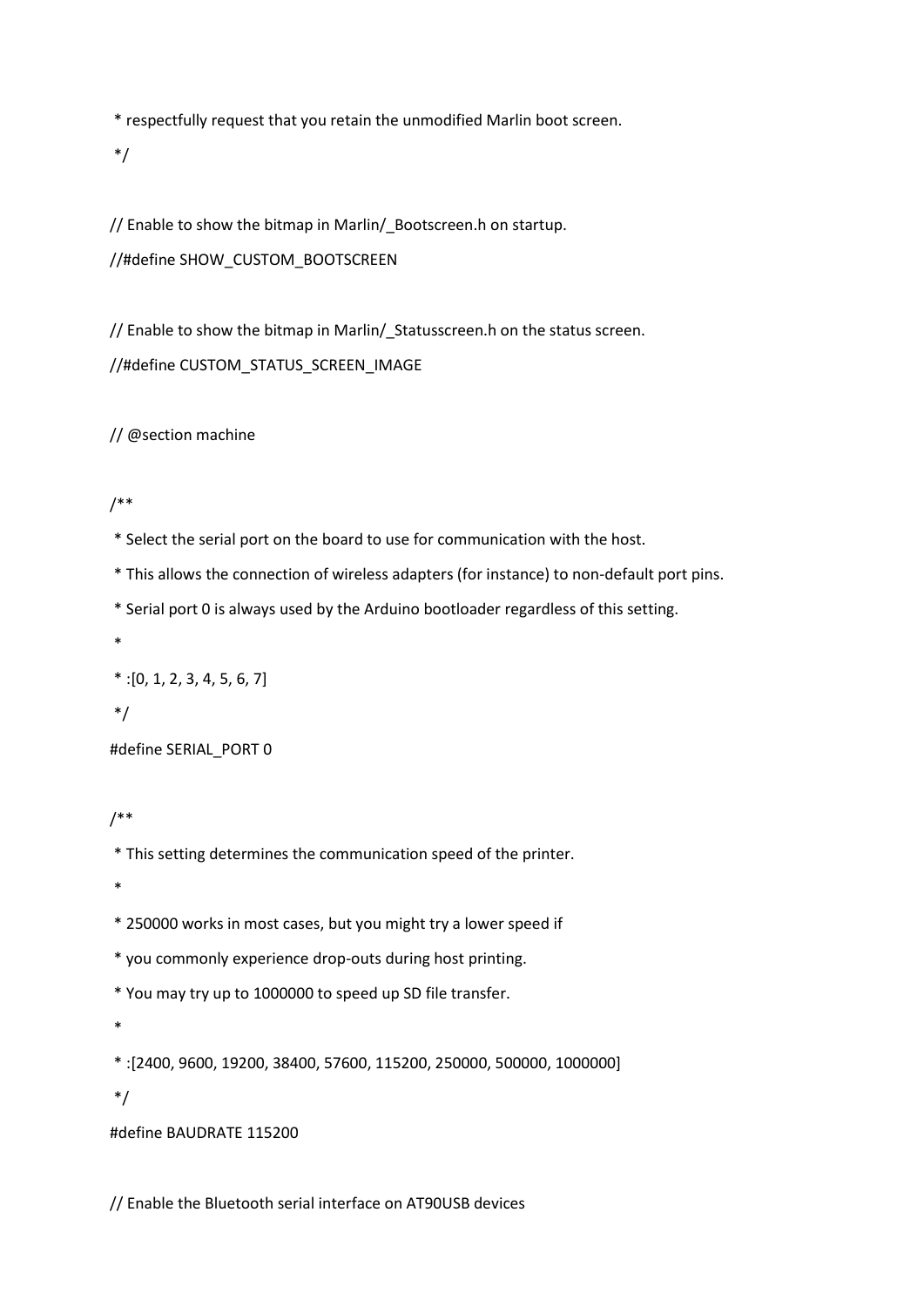```
 * respectfully request that you retain the unmodified Marlin boot screen.
 */

// Enable to show the bitmap in Marlin/_Bootscreen.h on startup.
//#define SHOW_CUSTOM_BOOTSCREEN

// Enable to show the bitmap in Marlin/_Statusscreen.h on the status screen.
//#define CUSTOM_STATUS_SCREEN_IMAGE

// @section machine

/**
 * Select the serial port on the board to use for communication with the host.
 * This allows the connection of wireless adapters (for instance) to non-default port pins.
 * Serial port 0 is always used by the Arduino bootloader regardless of this setting.
 *
 * :[0, 1, 2, 3, 4, 5, 6, 7]
 */
#define SERIAL_PORT 0

/**
 * This setting determines the communication speed of the printer.
 *
 * 250000 works in most cases, but you might try a lower speed if
 * you commonly experience drop-outs during host printing.
 * You may try up to 1000000 to speed up SD file transfer.
 *
 * :[2400, 9600, 19200, 38400, 57600, 115200, 250000, 500000, 1000000]
 */
#define BAUDRATE 115200

// Enable the Bluetooth serial interface on AT90USB devices
```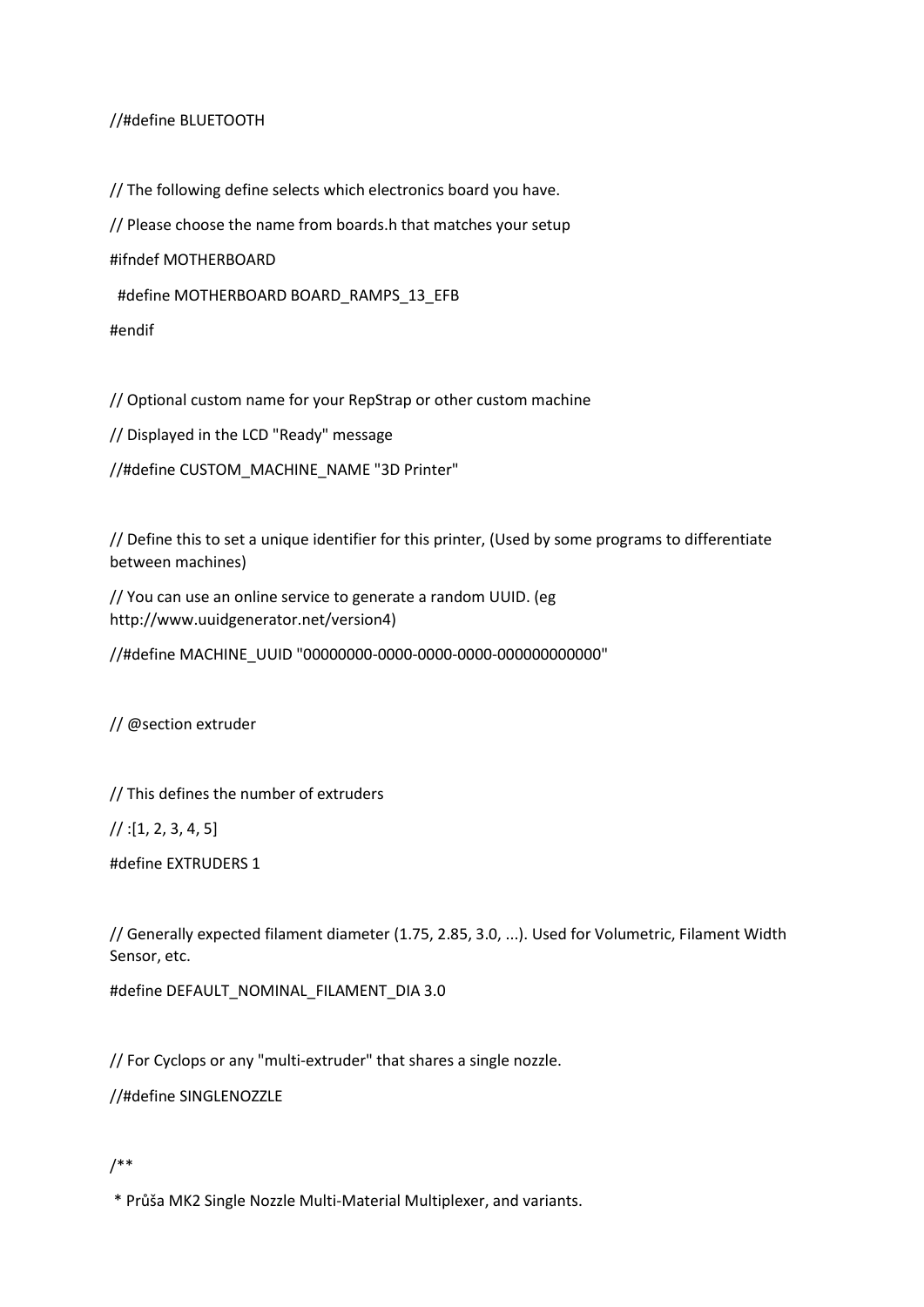```
//#define BLUETOOTH

// The following define selects which electronics board you have.

// Please choose the name from boards.h that matches your setup

#ifndef MOTHERBOARD

  #define MOTHERBOARD BOARD_RAMPS_13_EFB

#endif

// Optional custom name for your RepStrap or other custom machine

// Displayed in the LCD "Ready" message

//#define CUSTOM_MACHINE_NAME "3D Printer"

// Define this to set a unique identifier for this printer, (Used by some programs to differentiate between machines)

// You can use an online service to generate a random UUID. (eg http://www.uuidgenerator.net/version4)

//#define MACHINE_UUID "00000000-0000-0000-0000-000000000000"

// @section extruder

// This defines the number of extruders

// :[1, 2, 3, 4, 5]

#define EXTRUDERS 1

// Generally expected filament diameter (1.75, 2.85, 3.0, ...). Used for Volumetric, Filament Width Sensor, etc.

#define DEFAULT_NOMINAL_FILAMENT_DIA 3.0

// For Cyclops or any "multi-extruder" that shares a single nozzle.

//#define SINGLENOZZLE

/**

 * Průša MK2 Single Nozzle Multi-Material Multiplexer, and variants.
```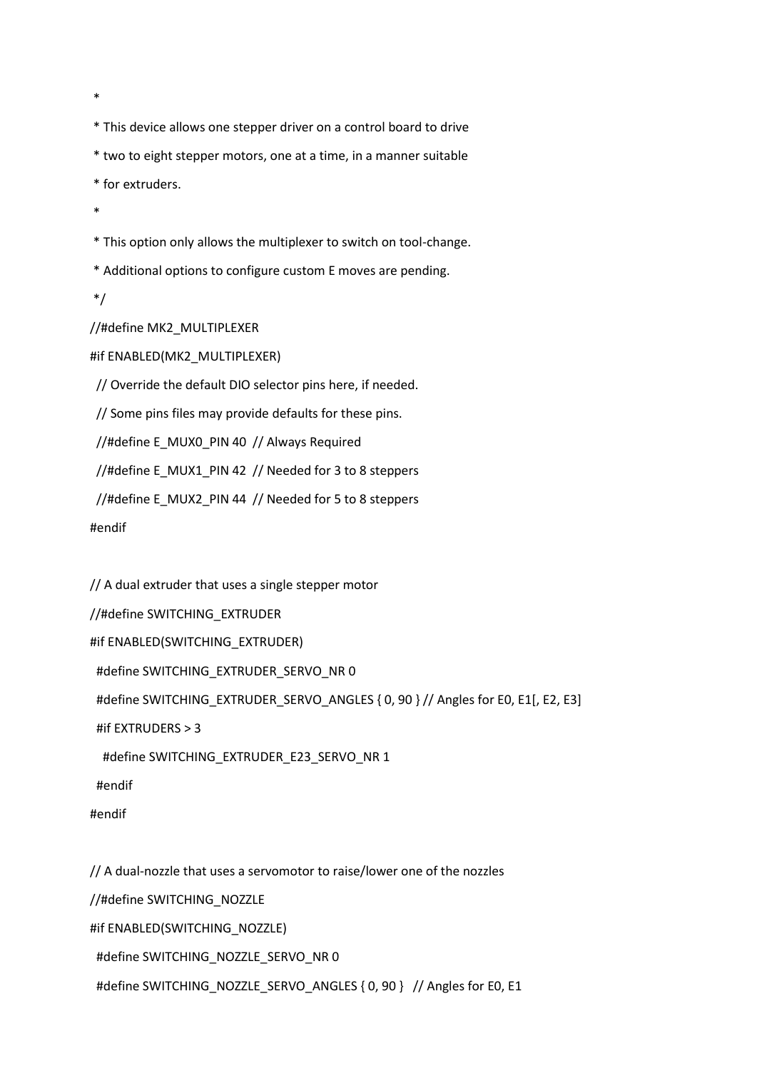```
 *
 * This device allows one stepper driver on a control board to drive
 * two to eight stepper motors, one at a time, in a manner suitable
 * for extruders.
 *
 * This option only allows the multiplexer to switch on tool-change.
 * Additional options to configure custom E moves are pending.
 */
//#define MK2_MULTIPLEXER
#if ENABLED(MK2_MULTIPLEXER)
  // Override the default DIO selector pins here, if needed.
  // Some pins files may provide defaults for these pins.
  //#define E_MUX0_PIN 40  // Always Required
  //#define E_MUX1_PIN 42  // Needed for 3 to 8 steppers
  //#define E_MUX2_PIN 44  // Needed for 5 to 8 steppers
#endif

// A dual extruder that uses a single stepper motor
//#define SWITCHING_EXTRUDER
#if ENABLED(SWITCHING_EXTRUDER)
  #define SWITCHING_EXTRUDER_SERVO_NR 0
  #define SWITCHING_EXTRUDER_SERVO_ANGLES { 0, 90 } // Angles for E0, E1[, E2, E3]
  #if EXTRUDERS > 3
    #define SWITCHING_EXTRUDER_E23_SERVO_NR 1
  #endif
#endif

// A dual-nozzle that uses a servomotor to raise/lower one of the nozzles
//#define SWITCHING_NOZZLE
#if ENABLED(SWITCHING_NOZZLE)
  #define SWITCHING_NOZZLE_SERVO_NR 0
  #define SWITCHING_NOZZLE_SERVO_ANGLES { 0, 90 }   // Angles for E0, E1
```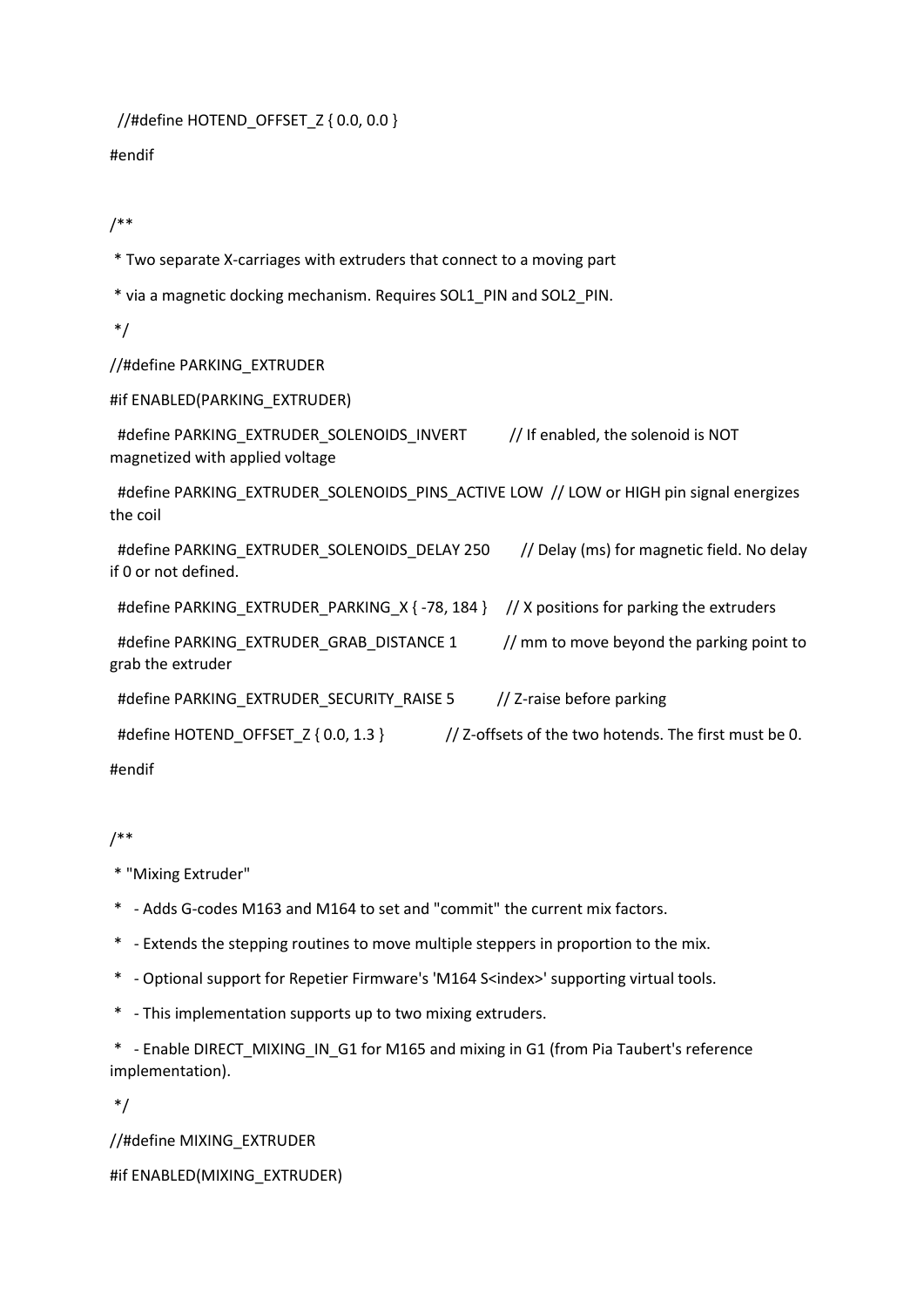```
  //#define HOTEND_OFFSET_Z { 0.0, 0.0 }

#endif


/**

 * Two separate X-carriages with extruders that connect to a moving part

 * via a magnetic docking mechanism. Requires SOL1_PIN and SOL2_PIN.

 */

//#define PARKING_EXTRUDER

#if ENABLED(PARKING_EXTRUDER)

  #define PARKING_EXTRUDER_SOLENOIDS_INVERT           // If enabled, the solenoid is NOT magnetized with applied voltage

  #define PARKING_EXTRUDER_SOLENOIDS_PINS_ACTIVE LOW  // LOW or HIGH pin signal energizes the coil

  #define PARKING_EXTRUDER_SOLENOIDS_DELAY 250        // Delay (ms) for magnetic field. No delay if 0 or not defined.

  #define PARKING_EXTRUDER_PARKING_X { -78, 184 }     // X positions for parking the extruders

  #define PARKING_EXTRUDER_GRAB_DISTANCE 1            // mm to move beyond the parking point to grab the extruder

  #define PARKING_EXTRUDER_SECURITY_RAISE 5           // Z-raise before parking

  #define HOTEND_OFFSET_Z { 0.0, 1.3 }                // Z-offsets of the two hotends. The first must be 0.

#endif


/**

 * "Mixing Extruder"

 *   - Adds G-codes M163 and M164 to set and "commit" the current mix factors.

 *   - Extends the stepping routines to move multiple steppers in proportion to the mix.

 *   - Optional support for Repetier Firmware's 'M164 S<index>' supporting virtual tools.

 *   - This implementation supports up to two mixing extruders.

 *   - Enable DIRECT_MIXING_IN_G1 for M165 and mixing in G1 (from Pia Taubert's reference implementation).

 */

//#define MIXING_EXTRUDER

#if ENABLED(MIXING_EXTRUDER)
```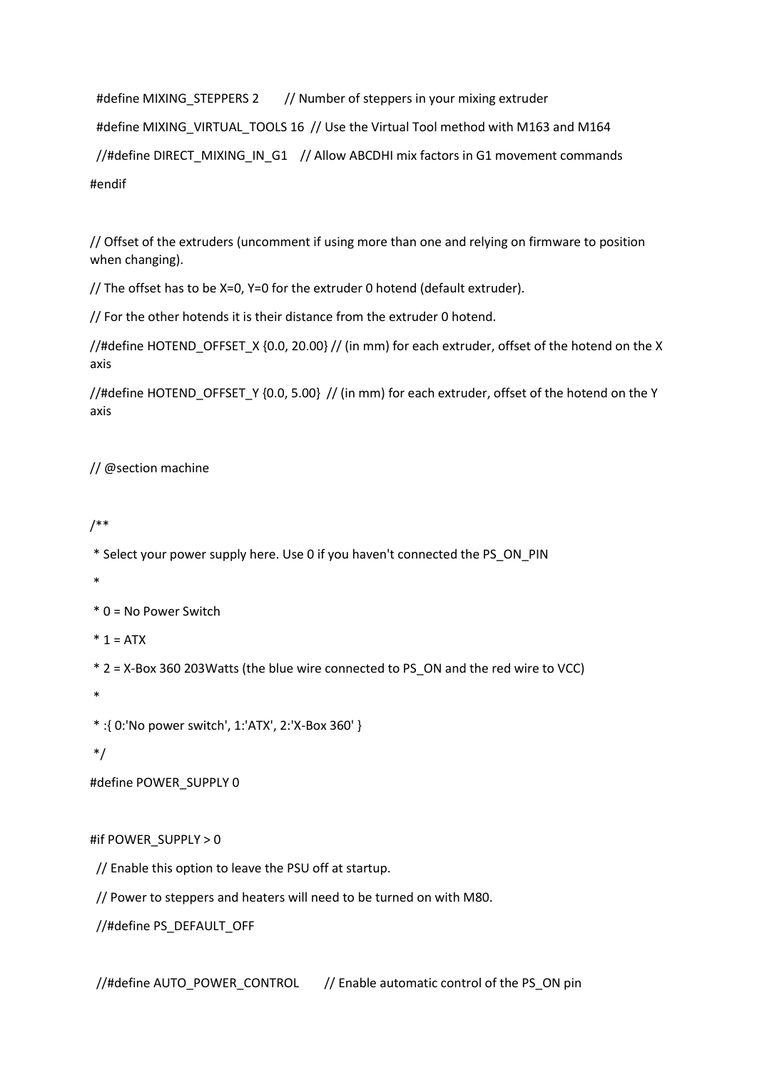```
  #define MIXING_STEPPERS 2       // Number of steppers in your mixing extruder

  #define MIXING_VIRTUAL_TOOLS 16  // Use the Virtual Tool method with M163 and M164

  //#define DIRECT_MIXING_IN_G1    // Allow ABCDHI mix factors in G1 movement commands

#endif


// Offset of the extruders (uncomment if using more than one and relying on firmware to position when changing).

// The offset has to be X=0, Y=0 for the extruder 0 hotend (default extruder).

// For the other hotends it is their distance from the extruder 0 hotend.

//#define HOTEND_OFFSET_X {0.0, 20.00} // (in mm) for each extruder, offset of the hotend on the X axis

//#define HOTEND_OFFSET_Y {0.0, 5.00}  // (in mm) for each extruder, offset of the hotend on the Y axis


// @section machine


/**

 * Select your power supply here. Use 0 if you haven't connected the PS_ON_PIN

 *

 * 0 = No Power Switch

 * 1 = ATX

 * 2 = X-Box 360 203Watts (the blue wire connected to PS_ON and the red wire to VCC)

 *

 * :{ 0:'No power switch', 1:'ATX', 2:'X-Box 360' }

 */

#define POWER_SUPPLY 0


#if POWER_SUPPLY > 0

  // Enable this option to leave the PSU off at startup.

  // Power to steppers and heaters will need to be turned on with M80.

  //#define PS_DEFAULT_OFF


  //#define AUTO_POWER_CONTROL       // Enable automatic control of the PS_ON pin
```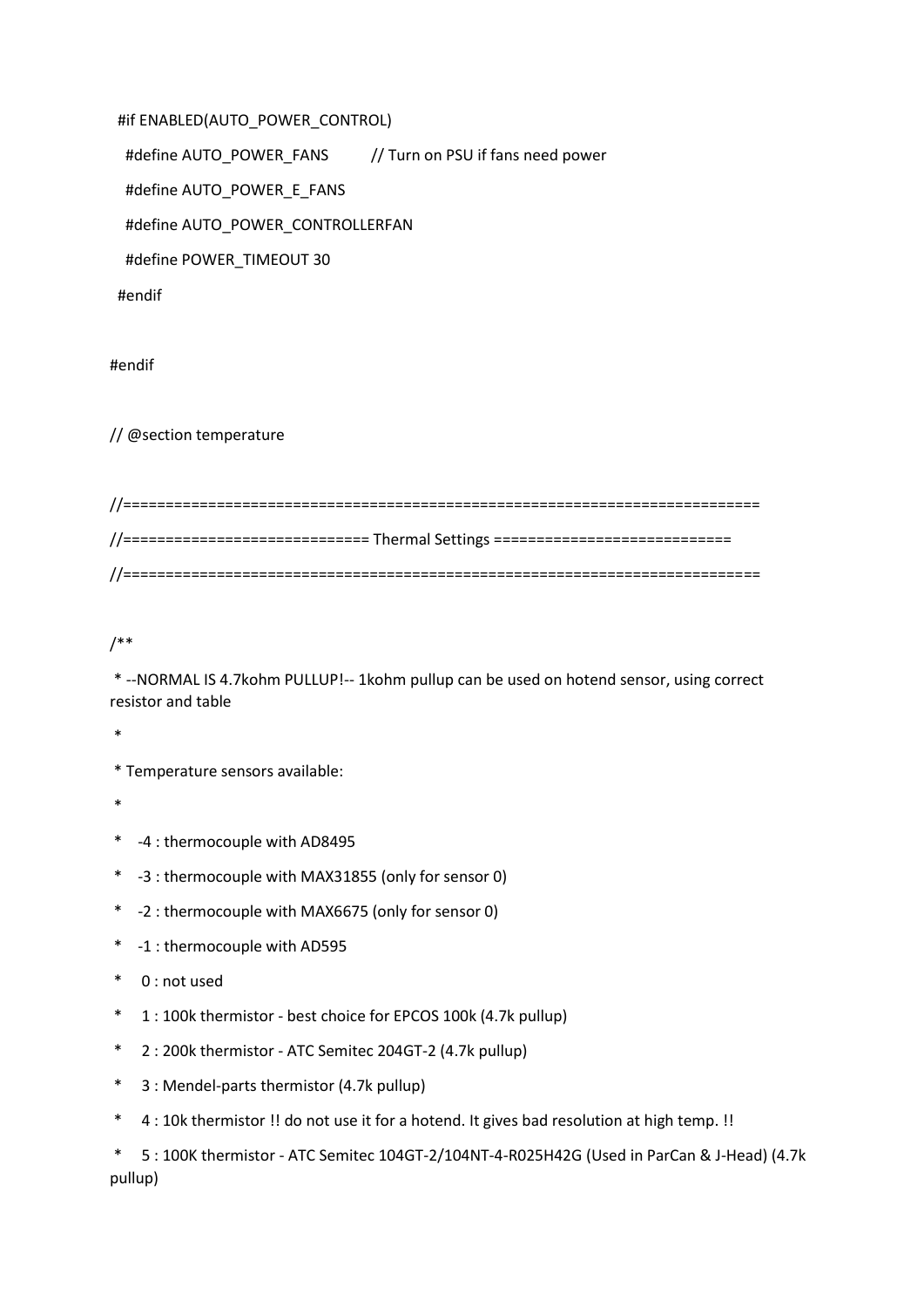```
 #if ENABLED(AUTO_POWER_CONTROL)

   #define AUTO_POWER_FANS         // Turn on PSU if fans need power

   #define AUTO_POWER_E_FANS

   #define AUTO_POWER_CONTROLLERFAN

   #define POWER_TIMEOUT 30

 #endif

#endif

// @section temperature

//===========================================================================

//============================= Thermal Settings ============================

//===========================================================================

/**

 * --NORMAL IS 4.7kohm PULLUP!-- 1kohm pullup can be used on hotend sensor, using correct resistor and table

 *

 * Temperature sensors available:

 *

 *    -4 : thermocouple with AD8495

 *    -3 : thermocouple with MAX31855 (only for sensor 0)

 *    -2 : thermocouple with MAX6675 (only for sensor 0)

 *    -1 : thermocouple with AD595

 *     0 : not used

 *     1 : 100k thermistor - best choice for EPCOS 100k (4.7k pullup)

 *     2 : 200k thermistor - ATC Semitec 204GT-2 (4.7k pullup)

 *     3 : Mendel-parts thermistor (4.7k pullup)

 *     4 : 10k thermistor !! do not use it for a hotend. It gives bad resolution at high temp. !!

 *     5 : 100K thermistor - ATC Semitec 104GT-2/104NT-4-R025H42G (Used in ParCan & J-Head) (4.7k pullup)
```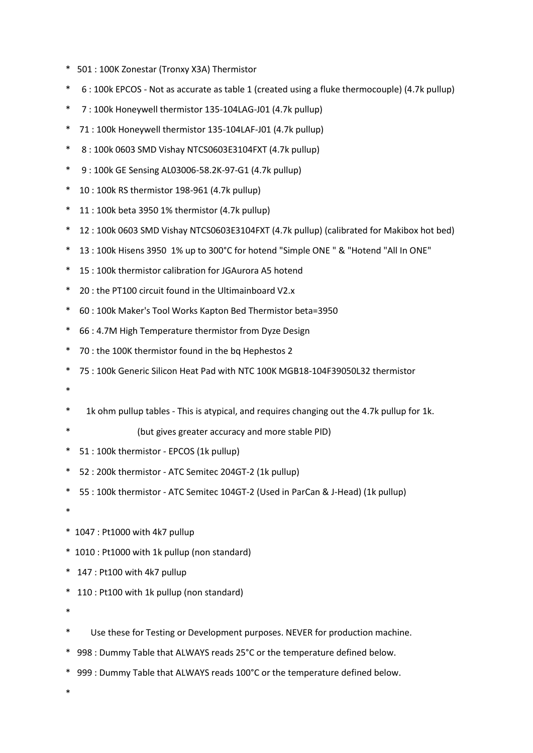```
* 501 : 100K Zonestar (Tronxy X3A) Thermistor
*   6 : 100k EPCOS - Not as accurate as table 1 (created using a fluke thermocouple) (4.7k pullup)
*   7 : 100k Honeywell thermistor 135-104LAG-J01 (4.7k pullup)
*  71 : 100k Honeywell thermistor 135-104LAF-J01 (4.7k pullup)
*   8 : 100k 0603 SMD Vishay NTCS0603E3104FXT (4.7k pullup)
*   9 : 100k GE Sensing AL03006-58.2K-97-G1 (4.7k pullup)
*  10 : 100k RS thermistor 198-961 (4.7k pullup)
*  11 : 100k beta 3950 1% thermistor (4.7k pullup)
*  12 : 100k 0603 SMD Vishay NTCS0603E3104FXT (4.7k pullup) (calibrated for Makibox hot bed)
*  13 : 100k Hisens 3950  1% up to 300°C for hotend "Simple ONE " & "Hotend "All In ONE"
*  15 : 100k thermistor calibration for JGAurora A5 hotend
*  20 : the PT100 circuit found in the Ultimainboard V2.x
*  60 : 100k Maker's Tool Works Kapton Bed Thermistor beta=3950
*  66 : 4.7M High Temperature thermistor from Dyze Design
*  70 : the 100K thermistor found in the bq Hephestos 2
*  75 : 100k Generic Silicon Heat Pad with NTC 100K MGB18-104F39050L32 thermistor
*
*     1k ohm pullup tables - This is atypical, and requires changing out the 4.7k pullup for 1k.
*                     (but gives greater accuracy and more stable PID)
*  51 : 100k thermistor - EPCOS (1k pullup)
*  52 : 200k thermistor - ATC Semitec 204GT-2 (1k pullup)
*  55 : 100k thermistor - ATC Semitec 104GT-2 (Used in ParCan & J-Head) (1k pullup)
*
* 1047 : Pt1000 with 4k7 pullup
* 1010 : Pt1000 with 1k pullup (non standard)
*  147 : Pt100 with 4k7 pullup
*  110 : Pt100 with 1k pullup (non standard)
*
*       Use these for Testing or Development purposes. NEVER for production machine.
*  998 : Dummy Table that ALWAYS reads 25°C or the temperature defined below.
*  999 : Dummy Table that ALWAYS reads 100°C or the temperature defined below.
*
```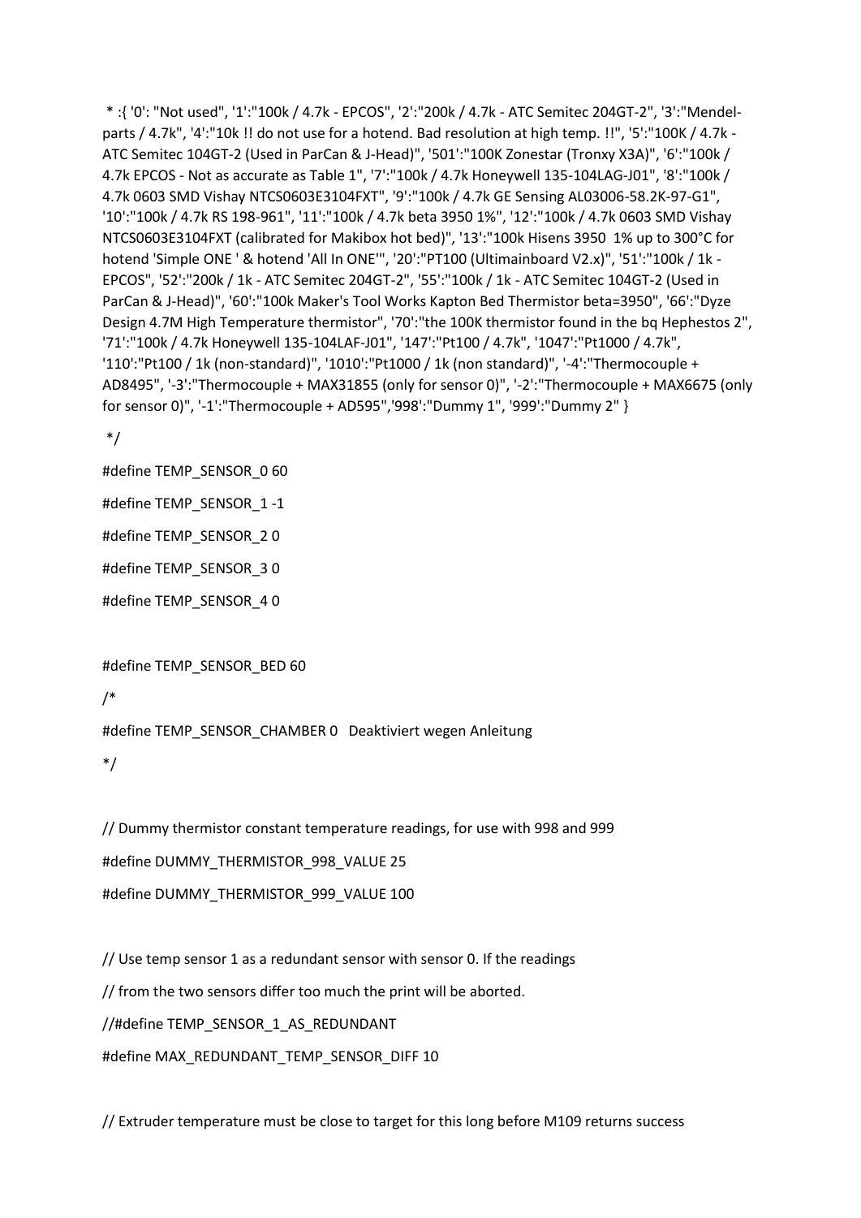```
 * :{ '0': "Not used", '1':"100k / 4.7k - EPCOS", '2':"200k / 4.7k - ATC Semitec 204GT-2", '3':"Mendel-parts / 4.7k", '4':"10k !! do not use for a hotend. Bad resolution at high temp. !!", '5':"100K / 4.7k - ATC Semitec 104GT-2 (Used in ParCan & J-Head)", '501':"100K Zonestar (Tronxy X3A)", '6':"100k / 4.7k EPCOS - Not as accurate as Table 1", '7':"100k / 4.7k Honeywell 135-104LAG-J01", '8':"100k / 4.7k 0603 SMD Vishay NTCS0603E3104FXT", '9':"100k / 4.7k GE Sensing AL03006-58.2K-97-G1", '10':"100k / 4.7k RS 198-961", '11':"100k / 4.7k beta 3950 1%", '12':"100k / 4.7k 0603 SMD Vishay NTCS0603E3104FXT (calibrated for Makibox hot bed)", '13':"100k Hisens 3950  1% up to 300°C for hotend 'Simple ONE ' & hotend 'All In ONE'", '20':"PT100 (Ultimainboard V2.x)", '51':"100k / 1k - EPCOS", '52':"200k / 1k - ATC Semitec 204GT-2", '55':"100k / 1k - ATC Semitec 104GT-2 (Used in ParCan & J-Head)", '60':"100k Maker's Tool Works Kapton Bed Thermistor beta=3950", '66':"Dyze Design 4.7M High Temperature thermistor", '70':"the 100K thermistor found in the bq Hephestos 2", '71':"100k / 4.7k Honeywell 135-104LAF-J01", '147':"Pt100 / 4.7k", '1047':"Pt1000 / 4.7k", '110':"Pt100 / 1k (non-standard)", '1010':"Pt1000 / 1k (non standard)", '-4':"Thermocouple + AD8495", '-3':"Thermocouple + MAX31855 (only for sensor 0)", '-2':"Thermocouple + MAX6675 (only for sensor 0)", '-1':"Thermocouple + AD595",'998':"Dummy 1", '999':"Dummy 2" }

 */

#define TEMP_SENSOR_0 60

#define TEMP_SENSOR_1 -1

#define TEMP_SENSOR_2 0

#define TEMP_SENSOR_3 0

#define TEMP_SENSOR_4 0


#define TEMP_SENSOR_BED 60

/*

#define TEMP_SENSOR_CHAMBER 0   Deaktiviert wegen Anleitung

*/


// Dummy thermistor constant temperature readings, for use with 998 and 999

#define DUMMY_THERMISTOR_998_VALUE 25

#define DUMMY_THERMISTOR_999_VALUE 100


// Use temp sensor 1 as a redundant sensor with sensor 0. If the readings

// from the two sensors differ too much the print will be aborted.

//#define TEMP_SENSOR_1_AS_REDUNDANT

#define MAX_REDUNDANT_TEMP_SENSOR_DIFF 10


// Extruder temperature must be close to target for this long before M109 returns success
```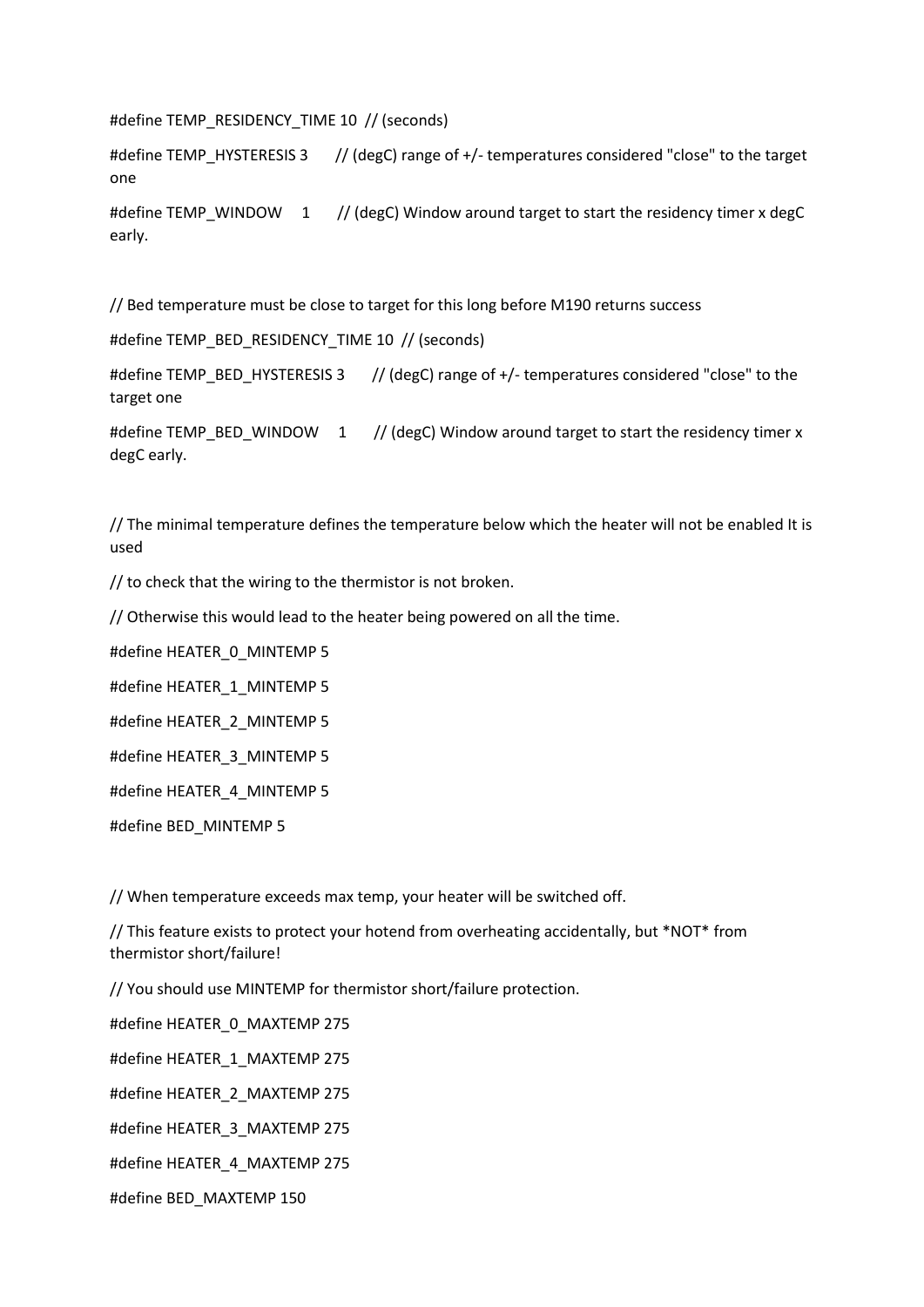```
#define TEMP_RESIDENCY_TIME 10  // (seconds)

#define TEMP_HYSTERESIS 3       // (degC) range of +/- temperatures considered "close" to the target one

#define TEMP_WINDOW     1       // (degC) Window around target to start the residency timer x degC early.


// Bed temperature must be close to target for this long before M190 returns success

#define TEMP_BED_RESIDENCY_TIME 10  // (seconds)

#define TEMP_BED_HYSTERESIS 3       // (degC) range of +/- temperatures considered "close" to the target one

#define TEMP_BED_WINDOW     1       // (degC) Window around target to start the residency timer x degC early.


// The minimal temperature defines the temperature below which the heater will not be enabled It is used

// to check that the wiring to the thermistor is not broken.

// Otherwise this would lead to the heater being powered on all the time.

#define HEATER_0_MINTEMP 5

#define HEATER_1_MINTEMP 5

#define HEATER_2_MINTEMP 5

#define HEATER_3_MINTEMP 5

#define HEATER_4_MINTEMP 5

#define BED_MINTEMP 5


// When temperature exceeds max temp, your heater will be switched off.

// This feature exists to protect your hotend from overheating accidentally, but *NOT* from thermistor short/failure!

// You should use MINTEMP for thermistor short/failure protection.

#define HEATER_0_MAXTEMP 275

#define HEATER_1_MAXTEMP 275

#define HEATER_2_MAXTEMP 275

#define HEATER_3_MAXTEMP 275

#define HEATER_4_MAXTEMP 275

#define BED_MAXTEMP 150
```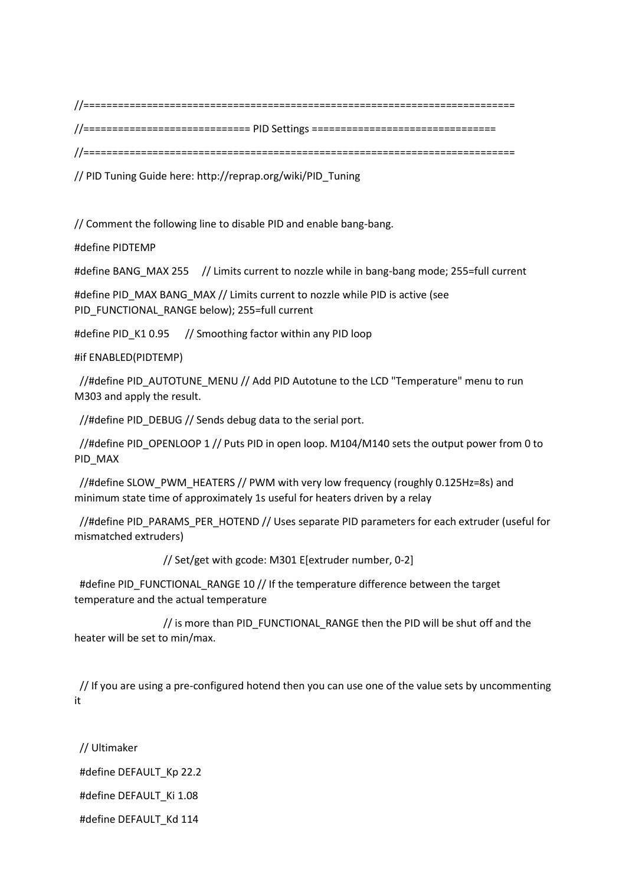```
//===========================================================================
//============================= PID Settings ================================
//===========================================================================
// PID Tuning Guide here: http://reprap.org/wiki/PID_Tuning

// Comment the following line to disable PID and enable bang-bang.
#define PIDTEMP
#define BANG_MAX 255     // Limits current to nozzle while in bang-bang mode; 255=full current
#define PID_MAX BANG_MAX // Limits current to nozzle while PID is active (see PID_FUNCTIONAL_RANGE below); 255=full current
#define PID_K1 0.95      // Smoothing factor within any PID loop
#if ENABLED(PIDTEMP)
  //#define PID_AUTOTUNE_MENU // Add PID Autotune to the LCD "Temperature" menu to run M303 and apply the result.
  //#define PID_DEBUG // Sends debug data to the serial port.
  //#define PID_OPENLOOP 1 // Puts PID in open loop. M104/M140 sets the output power from 0 to PID_MAX
  //#define SLOW_PWM_HEATERS // PWM with very low frequency (roughly 0.125Hz=8s) and minimum state time of approximately 1s useful for heaters driven by a relay
  //#define PID_PARAMS_PER_HOTEND // Uses separate PID parameters for each extruder (useful for mismatched extruders)
                        // Set/get with gcode: M301 E[extruder number, 0-2]
  #define PID_FUNCTIONAL_RANGE 10 // If the temperature difference between the target temperature and the actual temperature
                        // is more than PID_FUNCTIONAL_RANGE then the PID will be shut off and the heater will be set to min/max.

  // If you are using a pre-configured hotend then you can use one of the value sets by uncommenting it

  // Ultimaker
  #define DEFAULT_Kp 22.2
  #define DEFAULT_Ki 1.08
  #define DEFAULT_Kd 114
```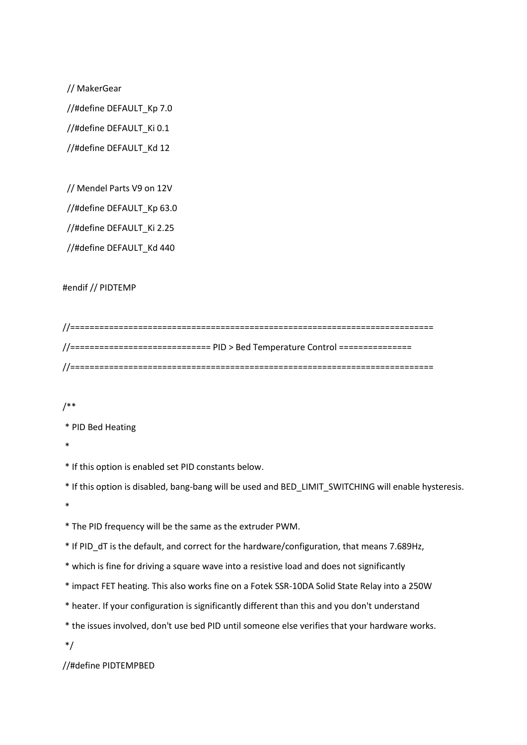```
  // MakerGear
  //#define DEFAULT_Kp 7.0
  //#define DEFAULT_Ki 0.1
  //#define DEFAULT_Kd 12

  // Mendel Parts V9 on 12V
  //#define DEFAULT_Kp 63.0
  //#define DEFAULT_Ki 2.25
  //#define DEFAULT_Kd 440

#endif // PIDTEMP

//===========================================================================
//============================ PID > Bed Temperature Control ===============
//===========================================================================

/**
 * PID Bed Heating
 *
 * If this option is enabled set PID constants below.
 * If this option is disabled, bang-bang will be used and BED_LIMIT_SWITCHING will enable hysteresis.
 *
 * The PID frequency will be the same as the extruder PWM.
 * If PID_dT is the default, and correct for the hardware/configuration, that means 7.689Hz,
 * which is fine for driving a square wave into a resistive load and does not significantly
 * impact FET heating. This also works fine on a Fotek SSR-10DA Solid State Relay into a 250W
 * heater. If your configuration is significantly different than this and you don't understand
 * the issues involved, don't use bed PID until someone else verifies that your hardware works.
 */
//#define PIDTEMPBED
```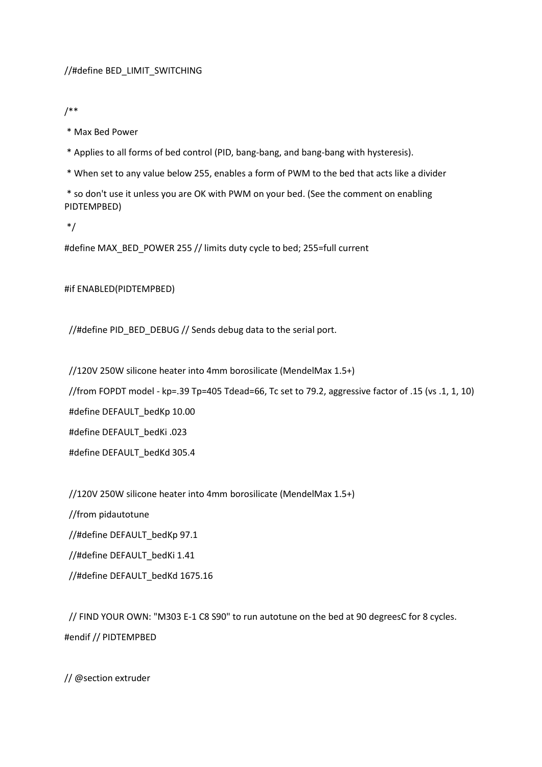```
//#define BED_LIMIT_SWITCHING

/**
 * Max Bed Power
 * Applies to all forms of bed control (PID, bang-bang, and bang-bang with hysteresis).
 * When set to any value below 255, enables a form of PWM to the bed that acts like a divider
 * so don't use it unless you are OK with PWM on your bed. (See the comment on enabling PIDTEMPBED)
 */
#define MAX_BED_POWER 255 // limits duty cycle to bed; 255=full current

#if ENABLED(PIDTEMPBED)

  //#define PID_BED_DEBUG // Sends debug data to the serial port.

  //120V 250W silicone heater into 4mm borosilicate (MendelMax 1.5+)
  //from FOPDT model - kp=.39 Tp=405 Tdead=66, Tc set to 79.2, aggressive factor of .15 (vs .1, 1, 10)
  #define DEFAULT_bedKp 10.00
  #define DEFAULT_bedKi .023
  #define DEFAULT_bedKd 305.4

  //120V 250W silicone heater into 4mm borosilicate (MendelMax 1.5+)
  //from pidautotune
  //#define DEFAULT_bedKp 97.1
  //#define DEFAULT_bedKi 1.41
  //#define DEFAULT_bedKd 1675.16

  // FIND YOUR OWN: "M303 E-1 C8 S90" to run autotune on the bed at 90 degreesC for 8 cycles.
#endif // PIDTEMPBED

// @section extruder
```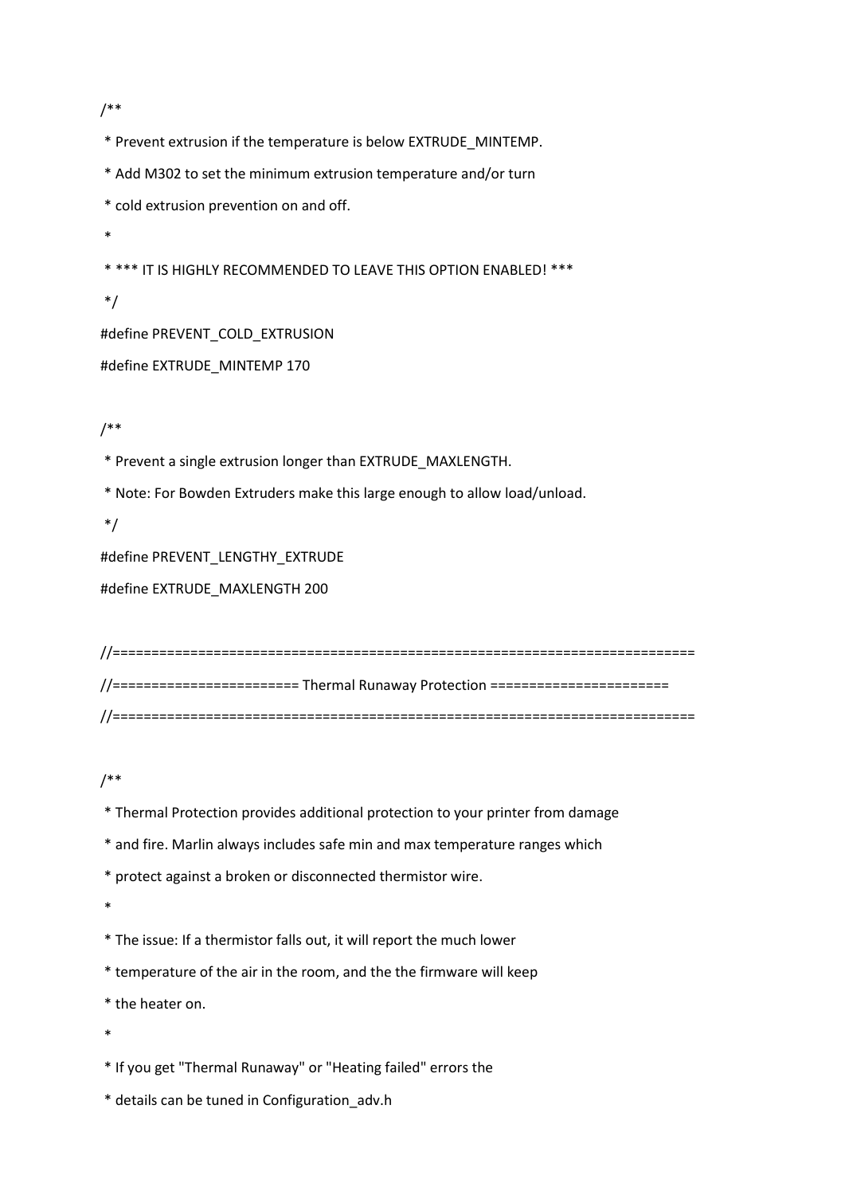```
/**
 * Prevent extrusion if the temperature is below EXTRUDE_MINTEMP.
 * Add M302 to set the minimum extrusion temperature and/or turn
 * cold extrusion prevention on and off.
 *
 * *** IT IS HIGHLY RECOMMENDED TO LEAVE THIS OPTION ENABLED! ***
 */
#define PREVENT_COLD_EXTRUSION
#define EXTRUDE_MINTEMP 170

/**
 * Prevent a single extrusion longer than EXTRUDE_MAXLENGTH.
 * Note: For Bowden Extruders make this large enough to allow load/unload.
 */
#define PREVENT_LENGTHY_EXTRUDE
#define EXTRUDE_MAXLENGTH 200

//===========================================================================
//======================= Thermal Runaway Protection =======================
//===========================================================================

/**
 * Thermal Protection provides additional protection to your printer from damage
 * and fire. Marlin always includes safe min and max temperature ranges which
 * protect against a broken or disconnected thermistor wire.
 *
 * The issue: If a thermistor falls out, it will report the much lower
 * temperature of the air in the room, and the the firmware will keep
 * the heater on.
 *
 * If you get "Thermal Runaway" or "Heating failed" errors the
 * details can be tuned in Configuration_adv.h
```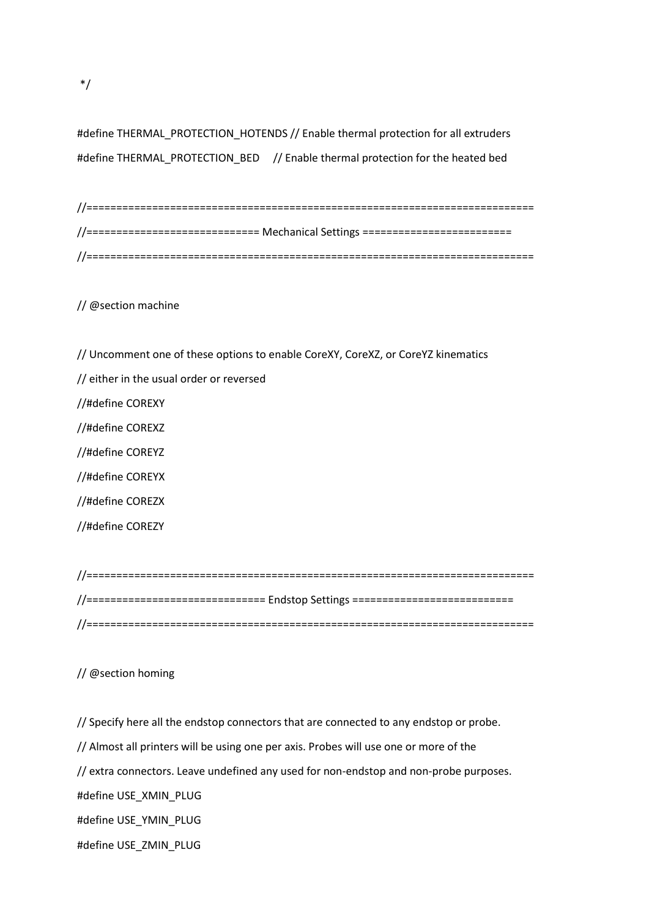```
*/

#define THERMAL_PROTECTION_HOTENDS // Enable thermal protection for all extruders
#define THERMAL_PROTECTION_BED     // Enable thermal protection for the heated bed

//===========================================================================
//============================= Mechanical Settings =========================
//===========================================================================

// @section machine

// Uncomment one of these options to enable CoreXY, CoreXZ, or CoreYZ kinematics
// either in the usual order or reversed
//#define COREXY
//#define COREXZ
//#define COREYZ
//#define COREYX
//#define COREZX
//#define COREZY

//===========================================================================
//============================== Endstop Settings ===========================
//===========================================================================

// @section homing

// Specify here all the endstop connectors that are connected to any endstop or probe.
// Almost all printers will be using one per axis. Probes will use one or more of the
// extra connectors. Leave undefined any used for non-endstop and non-probe purposes.
#define USE_XMIN_PLUG
#define USE_YMIN_PLUG
#define USE_ZMIN_PLUG
```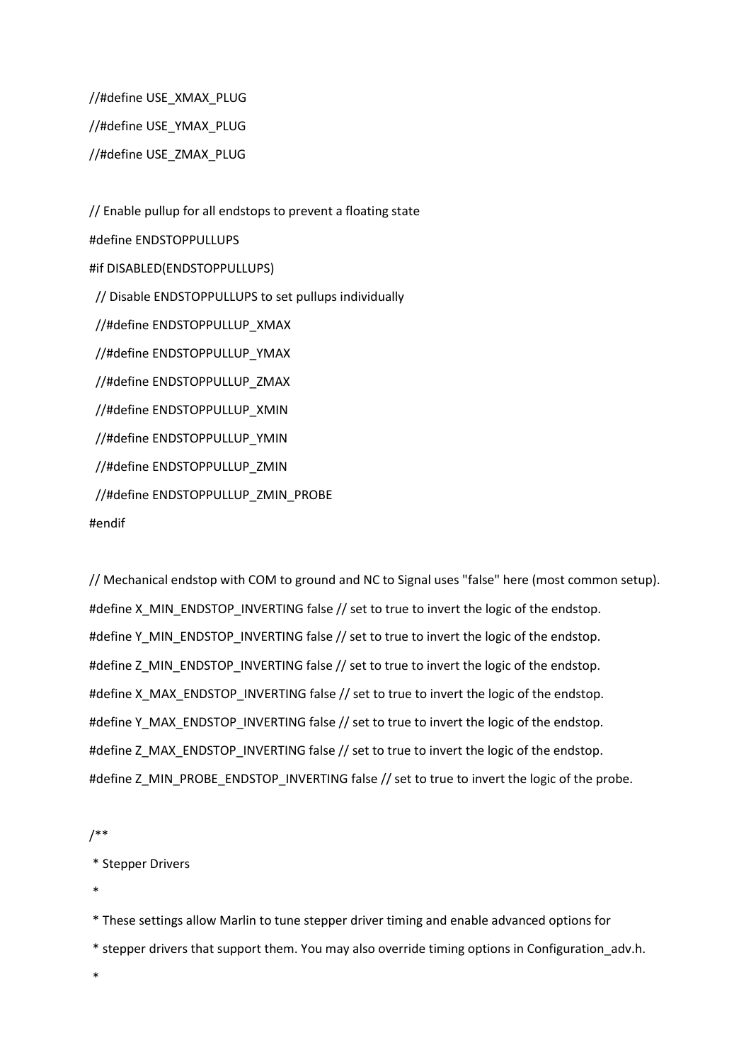```
//#define USE_XMAX_PLUG
//#define USE_YMAX_PLUG
//#define USE_ZMAX_PLUG

// Enable pullup for all endstops to prevent a floating state
#define ENDSTOPPULLUPS
#if DISABLED(ENDSTOPPULLUPS)
  // Disable ENDSTOPPULLUPS to set pullups individually
  //#define ENDSTOPPULLUP_XMAX
  //#define ENDSTOPPULLUP_YMAX
  //#define ENDSTOPPULLUP_ZMAX
  //#define ENDSTOPPULLUP_XMIN
  //#define ENDSTOPPULLUP_YMIN
  //#define ENDSTOPPULLUP_ZMIN
  //#define ENDSTOPPULLUP_ZMIN_PROBE
#endif

// Mechanical endstop with COM to ground and NC to Signal uses "false" here (most common setup).
#define X_MIN_ENDSTOP_INVERTING false // set to true to invert the logic of the endstop.
#define Y_MIN_ENDSTOP_INVERTING false // set to true to invert the logic of the endstop.
#define Z_MIN_ENDSTOP_INVERTING false // set to true to invert the logic of the endstop.
#define X_MAX_ENDSTOP_INVERTING false // set to true to invert the logic of the endstop.
#define Y_MAX_ENDSTOP_INVERTING false // set to true to invert the logic of the endstop.
#define Z_MAX_ENDSTOP_INVERTING false // set to true to invert the logic of the endstop.
#define Z_MIN_PROBE_ENDSTOP_INVERTING false // set to true to invert the logic of the probe.

/**
 * Stepper Drivers
 *
 * These settings allow Marlin to tune stepper driver timing and enable advanced options for
 * stepper drivers that support them. You may also override timing options in Configuration_adv.h.
 *
```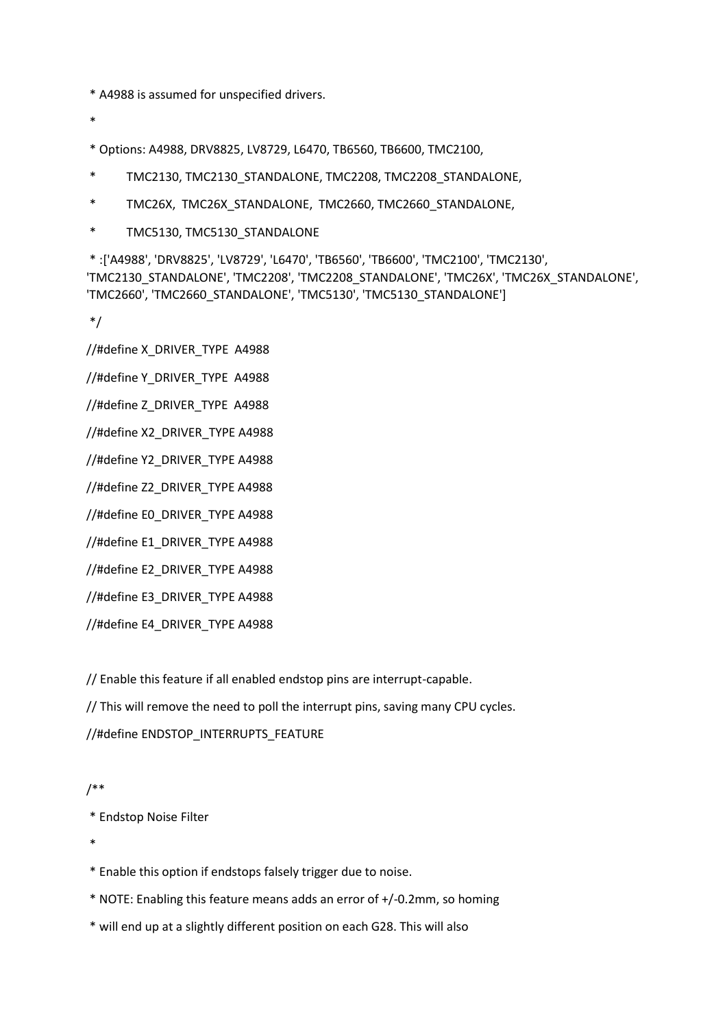```
 * A4988 is assumed for unspecified drivers.
 *
 * Options: A4988, DRV8825, LV8729, L6470, TB6560, TB6600, TMC2100,
 *          TMC2130, TMC2130_STANDALONE, TMC2208, TMC2208_STANDALONE,
 *          TMC26X,  TMC26X_STANDALONE,  TMC2660, TMC2660_STANDALONE,
 *          TMC5130, TMC5130_STANDALONE
 * :['A4988', 'DRV8825', 'LV8729', 'L6470', 'TB6560', 'TB6600', 'TMC2100', 'TMC2130', 'TMC2130_STANDALONE', 'TMC2208', 'TMC2208_STANDALONE', 'TMC26X', 'TMC26X_STANDALONE', 'TMC2660', 'TMC2660_STANDALONE', 'TMC5130', 'TMC5130_STANDALONE']
 */
//#define X_DRIVER_TYPE  A4988
//#define Y_DRIVER_TYPE  A4988
//#define Z_DRIVER_TYPE  A4988
//#define X2_DRIVER_TYPE A4988
//#define Y2_DRIVER_TYPE A4988
//#define Z2_DRIVER_TYPE A4988
//#define E0_DRIVER_TYPE A4988
//#define E1_DRIVER_TYPE A4988
//#define E2_DRIVER_TYPE A4988
//#define E3_DRIVER_TYPE A4988
//#define E4_DRIVER_TYPE A4988

// Enable this feature if all enabled endstop pins are interrupt-capable.
// This will remove the need to poll the interrupt pins, saving many CPU cycles.
//#define ENDSTOP_INTERRUPTS_FEATURE

/**
 * Endstop Noise Filter
 *
 * Enable this option if endstops falsely trigger due to noise.
 * NOTE: Enabling this feature means adds an error of +/-0.2mm, so homing
 * will end up at a slightly different position on each G28. This will also
```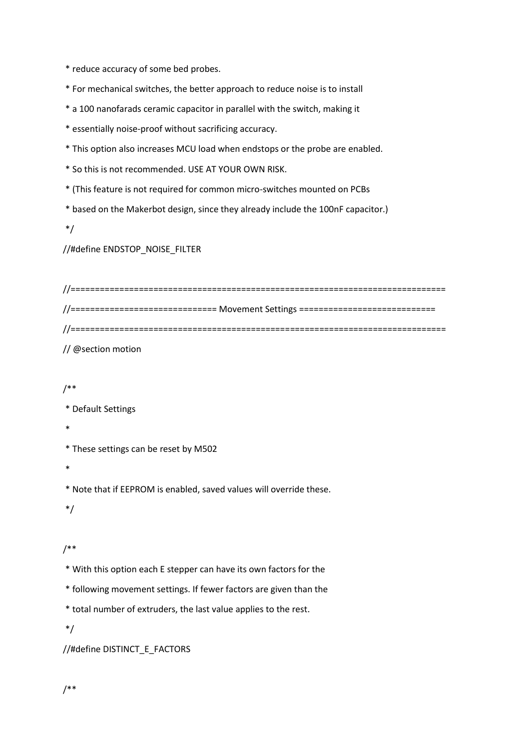```
 * reduce accuracy of some bed probes.
 * For mechanical switches, the better approach to reduce noise is to install
 * a 100 nanofarads ceramic capacitor in parallel with the switch, making it
 * essentially noise-proof without sacrificing accuracy.
 * This option also increases MCU load when endstops or the probe are enabled.
 * So this is not recommended. USE AT YOUR OWN RISK.
 * (This feature is not required for common micro-switches mounted on PCBs
 * based on the Makerbot design, since they already include the 100nF capacitor.)
 */
//#define ENDSTOP_NOISE_FILTER

//=============================================================================
//============================= Movement Settings ============================
//=============================================================================
// @section motion

/**
 * Default Settings
 *
 * These settings can be reset by M502
 *
 * Note that if EEPROM is enabled, saved values will override these.
 */

/**
 * With this option each E stepper can have its own factors for the
 * following movement settings. If fewer factors are given than the
 * total number of extruders, the last value applies to the rest.
 */
//#define DISTINCT_E_FACTORS

/**
```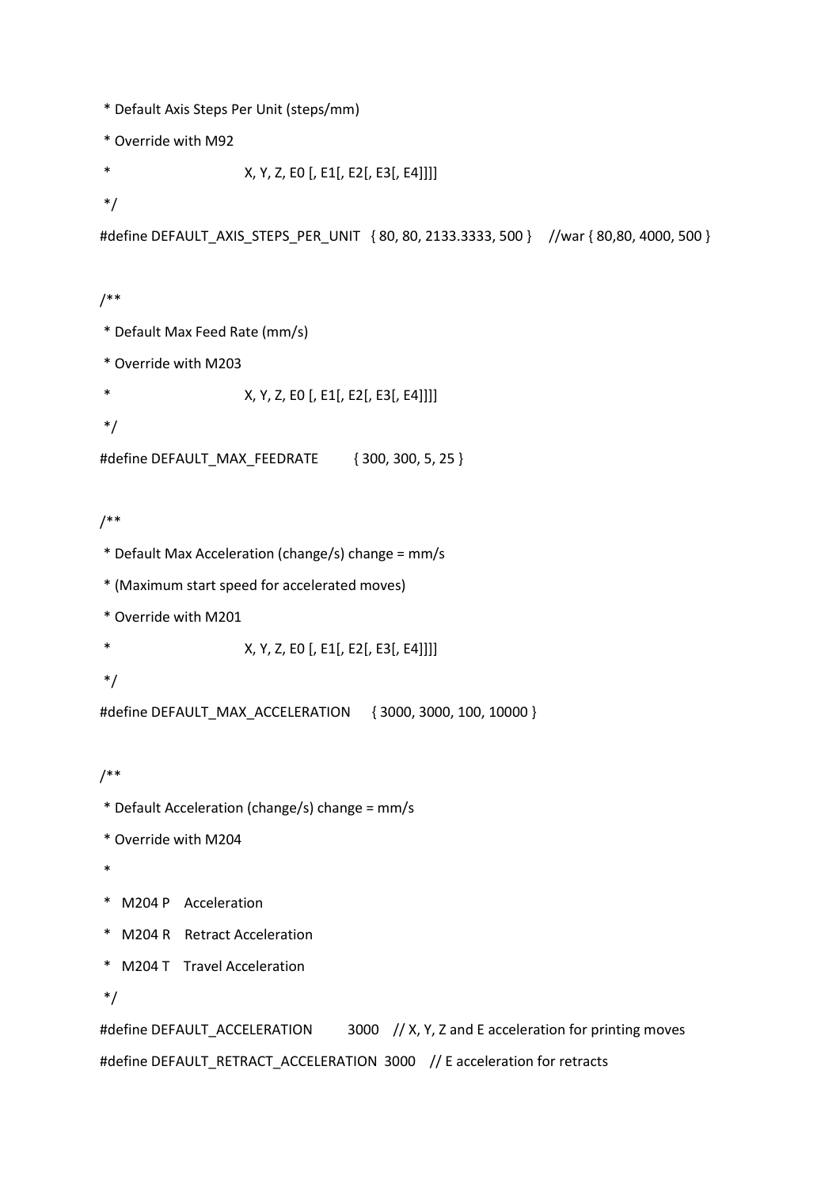```
 * Default Axis Steps Per Unit (steps/mm)
 * Override with M92
 *                      X, Y, Z, E0 [, E1[, E2[, E3[, E4]]]]
 */
#define DEFAULT_AXIS_STEPS_PER_UNIT   { 80, 80, 2133.3333, 500 }    //war { 80,80, 4000, 500 }

/**
 * Default Max Feed Rate (mm/s)
 * Override with M203
 *                      X, Y, Z, E0 [, E1[, E2[, E3[, E4]]]]
 */
#define DEFAULT_MAX_FEEDRATE          { 300, 300, 5, 25 }

/**
 * Default Max Acceleration (change/s) change = mm/s
 * (Maximum start speed for accelerated moves)
 * Override with M201
 *                      X, Y, Z, E0 [, E1[, E2[, E3[, E4]]]]
 */
#define DEFAULT_MAX_ACCELERATION      { 3000, 3000, 100, 10000 }

/**
 * Default Acceleration (change/s) change = mm/s
 * Override with M204
 *
 *   M204 P    Acceleration
 *   M204 R    Retract Acceleration
 *   M204 T    Travel Acceleration
 */
#define DEFAULT_ACCELERATION          3000    // X, Y, Z and E acceleration for printing moves
#define DEFAULT_RETRACT_ACCELERATION  3000    // E acceleration for retracts
```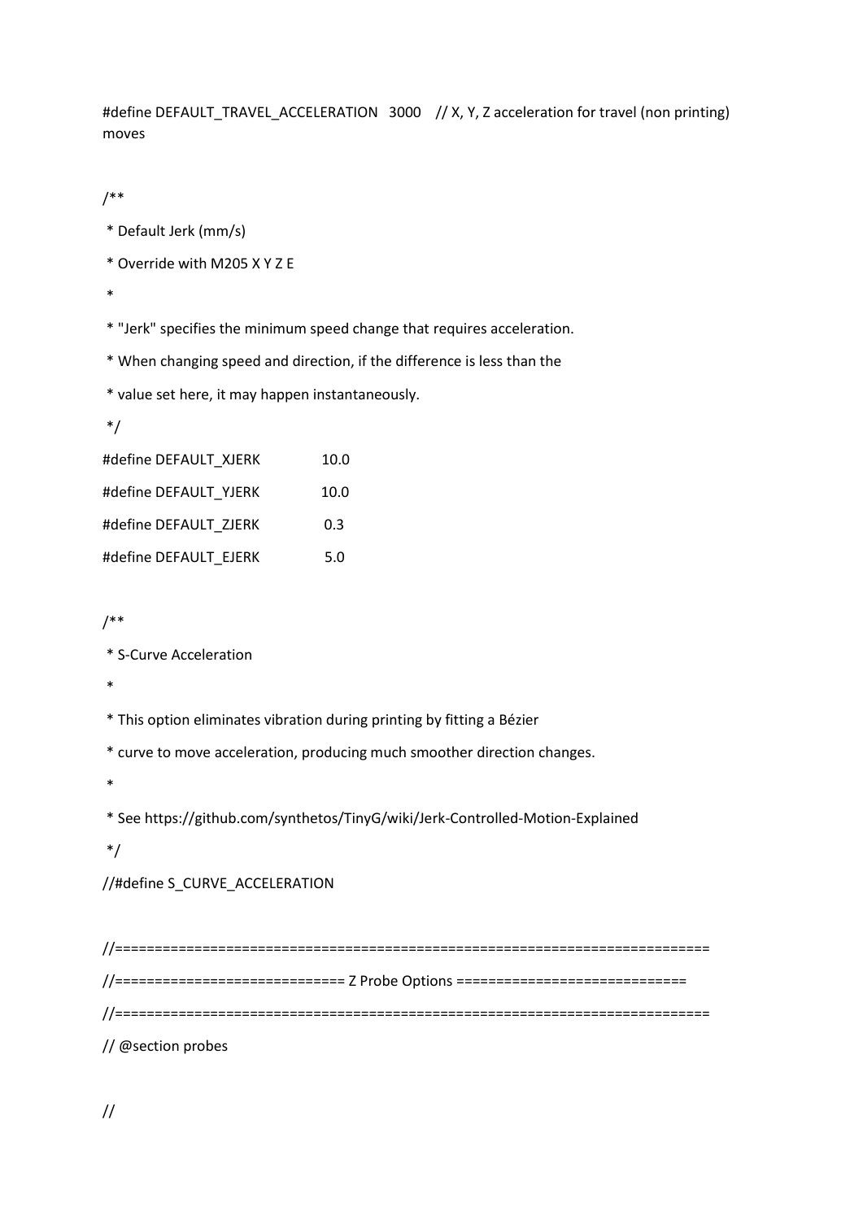```
#define DEFAULT_TRAVEL_ACCELERATION   3000    // X, Y, Z acceleration for travel (non printing) moves

/**
 * Default Jerk (mm/s)
 * Override with M205 X Y Z E
 *
 * "Jerk" specifies the minimum speed change that requires acceleration.
 * When changing speed and direction, if the difference is less than the
 * value set here, it may happen instantaneously.
 */
#define DEFAULT_XJERK                 10.0
#define DEFAULT_YJERK                 10.0
#define DEFAULT_ZJERK                  0.3
#define DEFAULT_EJERK                  5.0

/**
 * S-Curve Acceleration
 *
 * This option eliminates vibration during printing by fitting a Bézier
 * curve to move acceleration, producing much smoother direction changes.
 *
 * See https://github.com/synthetos/TinyG/wiki/Jerk-Controlled-Motion-Explained
 */
//#define S_CURVE_ACCELERATION

//===========================================================================
//============================= Z Probe Options =============================
//===========================================================================
// @section probes

//
```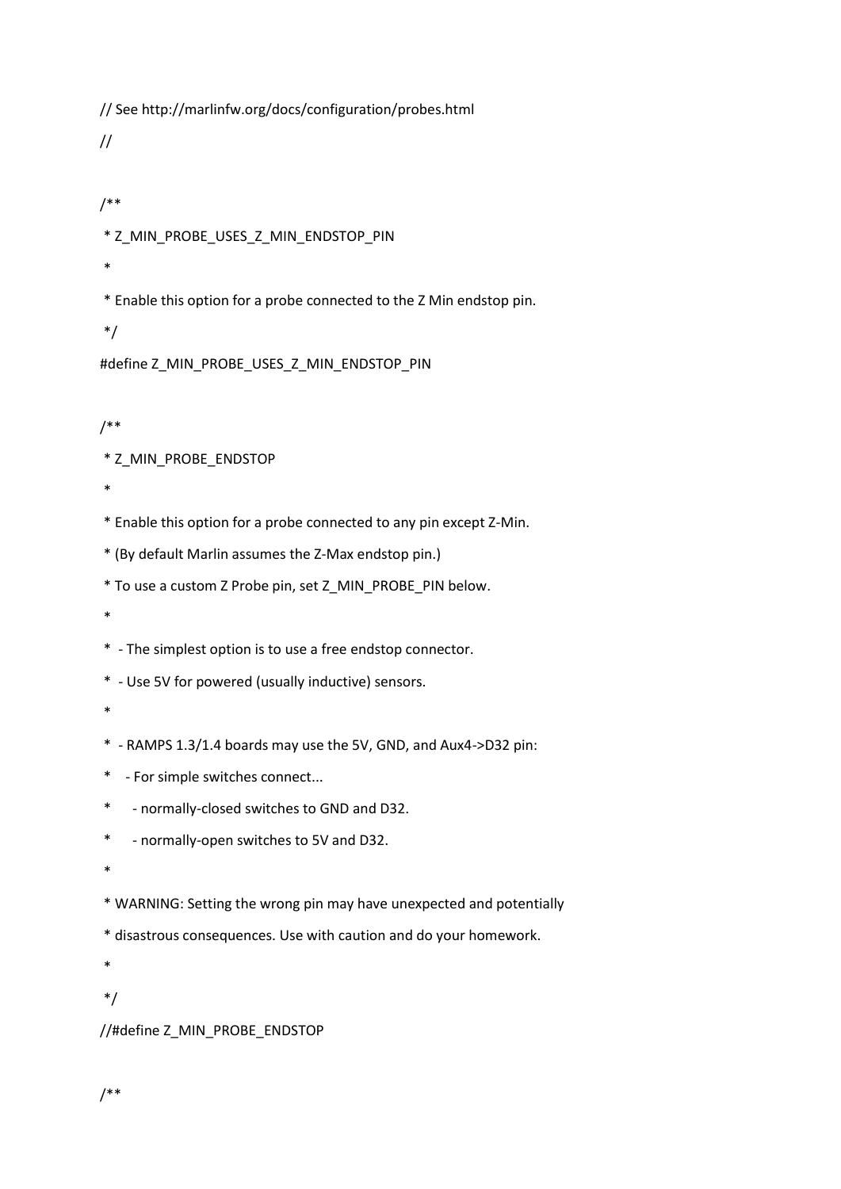```
// See http://marlinfw.org/docs/configuration/probes.html
//

/**
 * Z_MIN_PROBE_USES_Z_MIN_ENDSTOP_PIN
 *
 * Enable this option for a probe connected to the Z Min endstop pin.
 */
#define Z_MIN_PROBE_USES_Z_MIN_ENDSTOP_PIN

/**
 * Z_MIN_PROBE_ENDSTOP
 *
 * Enable this option for a probe connected to any pin except Z-Min.
 * (By default Marlin assumes the Z-Max endstop pin.)
 * To use a custom Z Probe pin, set Z_MIN_PROBE_PIN below.
 *
 *  - The simplest option is to use a free endstop connector.
 *  - Use 5V for powered (usually inductive) sensors.
 *
 *  - RAMPS 1.3/1.4 boards may use the 5V, GND, and Aux4->D32 pin:
 *    - For simple switches connect...
 *      - normally-closed switches to GND and D32.
 *      - normally-open switches to 5V and D32.
 *
 * WARNING: Setting the wrong pin may have unexpected and potentially
 * disastrous consequences. Use with caution and do your homework.
 *
 */
//#define Z_MIN_PROBE_ENDSTOP

/**
```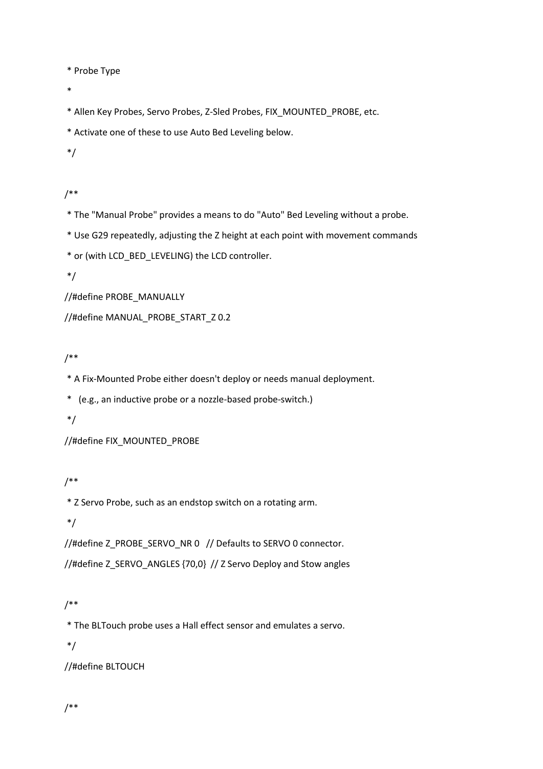```
 * Probe Type
 *
 * Allen Key Probes, Servo Probes, Z-Sled Probes, FIX_MOUNTED_PROBE, etc.
 * Activate one of these to use Auto Bed Leveling below.
 */

/**
 * The "Manual Probe" provides a means to do "Auto" Bed Leveling without a probe.
 * Use G29 repeatedly, adjusting the Z height at each point with movement commands
 * or (with LCD_BED_LEVELING) the LCD controller.
 */
//#define PROBE_MANUALLY
//#define MANUAL_PROBE_START_Z 0.2

/**
 * A Fix-Mounted Probe either doesn't deploy or needs manual deployment.
 *   (e.g., an inductive probe or a nozzle-based probe-switch.)
 */
//#define FIX_MOUNTED_PROBE

/**
 * Z Servo Probe, such as an endstop switch on a rotating arm.
 */
//#define Z_PROBE_SERVO_NR 0   // Defaults to SERVO 0 connector.
//#define Z_SERVO_ANGLES {70,0}  // Z Servo Deploy and Stow angles

/**
 * The BLTouch probe uses a Hall effect sensor and emulates a servo.
 */
//#define BLTOUCH

/**
```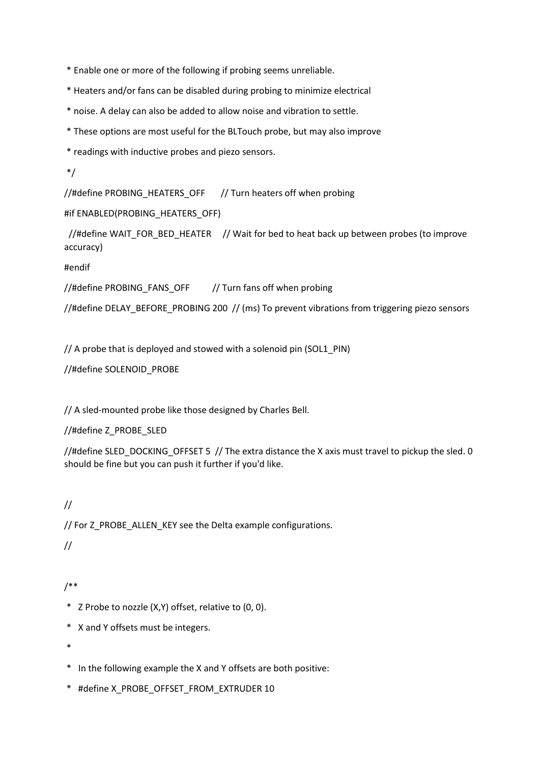```
 * Enable one or more of the following if probing seems unreliable.
 * Heaters and/or fans can be disabled during probing to minimize electrical
 * noise. A delay can also be added to allow noise and vibration to settle.
 * These options are most useful for the BLTouch probe, but may also improve
 * readings with inductive probes and piezo sensors.
 */
//#define PROBING_HEATERS_OFF       // Turn heaters off when probing
#if ENABLED(PROBING_HEATERS_OFF)
  //#define WAIT_FOR_BED_HEATER     // Wait for bed to heat back up between probes (to improve accuracy)
#endif
//#define PROBING_FANS_OFF          // Turn fans off when probing
//#define DELAY_BEFORE_PROBING 200  // (ms) To prevent vibrations from triggering piezo sensors

// A probe that is deployed and stowed with a solenoid pin (SOL1_PIN)
//#define SOLENOID_PROBE

// A sled-mounted probe like those designed by Charles Bell.
//#define Z_PROBE_SLED
//#define SLED_DOCKING_OFFSET 5  // The extra distance the X axis must travel to pickup the sled. 0 should be fine but you can push it further if you'd like.

//
// For Z_PROBE_ALLEN_KEY see the Delta example configurations.
//

/**
 *   Z Probe to nozzle (X,Y) offset, relative to (0, 0).
 *   X and Y offsets must be integers.
 *
 *   In the following example the X and Y offsets are both positive:
 *   #define X_PROBE_OFFSET_FROM_EXTRUDER 10
```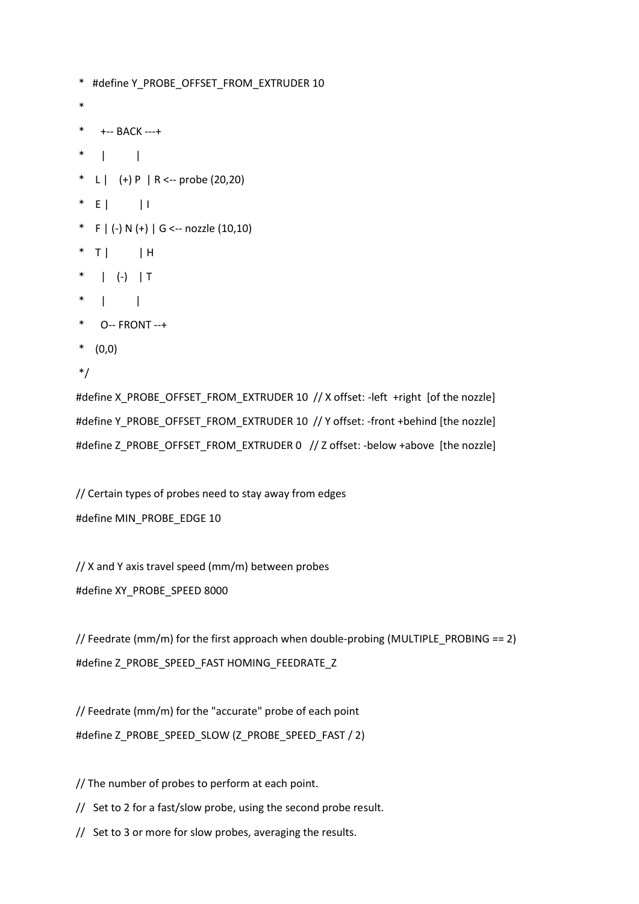```
 *   #define Y_PROBE_OFFSET_FROM_EXTRUDER 10
 *
 *     +-- BACK ---+
 *     |           |
 *   L |    (+) P  | R <-- probe (20,20)
 *   E |           | I
 *   F | (-) N (+) | G <-- nozzle (10,10)
 *   T |           | H
 *     |    (-)    | T
 *     |           |
 *     O-- FRONT --+
 *   (0,0)
 */
#define X_PROBE_OFFSET_FROM_EXTRUDER 10  // X offset: -left  +right  [of the nozzle]
#define Y_PROBE_OFFSET_FROM_EXTRUDER 10  // Y offset: -front +behind [the nozzle]
#define Z_PROBE_OFFSET_FROM_EXTRUDER 0   // Z offset: -below +above  [the nozzle]

// Certain types of probes need to stay away from edges
#define MIN_PROBE_EDGE 10

// X and Y axis travel speed (mm/m) between probes
#define XY_PROBE_SPEED 8000

// Feedrate (mm/m) for the first approach when double-probing (MULTIPLE_PROBING == 2)
#define Z_PROBE_SPEED_FAST HOMING_FEEDRATE_Z

// Feedrate (mm/m) for the "accurate" probe of each point
#define Z_PROBE_SPEED_SLOW (Z_PROBE_SPEED_FAST / 2)

// The number of probes to perform at each point.
//   Set to 2 for a fast/slow probe, using the second probe result.
//   Set to 3 or more for slow probes, averaging the results.
```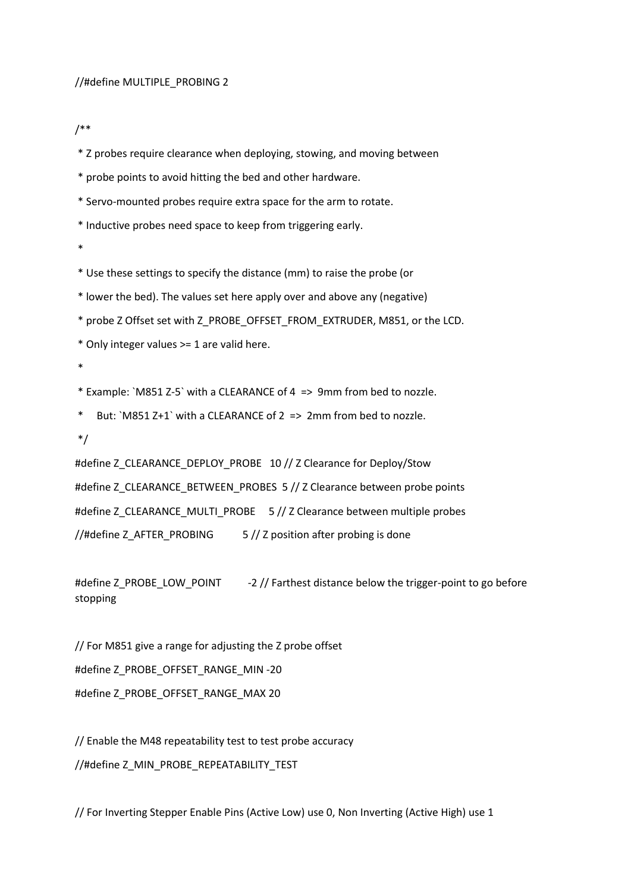```
//#define MULTIPLE_PROBING 2

/**
 * Z probes require clearance when deploying, stowing, and moving between
 * probe points to avoid hitting the bed and other hardware.
 * Servo-mounted probes require extra space for the arm to rotate.
 * Inductive probes need space to keep from triggering early.
 *
 * Use these settings to specify the distance (mm) to raise the probe (or
 * lower the bed). The values set here apply over and above any (negative)
 * probe Z Offset set with Z_PROBE_OFFSET_FROM_EXTRUDER, M851, or the LCD.
 * Only integer values >= 1 are valid here.
 *
 * Example: `M851 Z-5` with a CLEARANCE of 4  =>  9mm from bed to nozzle.
 *     But: `M851 Z+1` with a CLEARANCE of 2  =>  2mm from bed to nozzle.
 */
#define Z_CLEARANCE_DEPLOY_PROBE   10 // Z Clearance for Deploy/Stow
#define Z_CLEARANCE_BETWEEN_PROBES  5 // Z Clearance between probe points
#define Z_CLEARANCE_MULTI_PROBE     5 // Z Clearance between multiple probes
//#define Z_AFTER_PROBING           5 // Z position after probing is done

#define Z_PROBE_LOW_POINT          -2 // Farthest distance below the trigger-point to go before stopping

// For M851 give a range for adjusting the Z probe offset
#define Z_PROBE_OFFSET_RANGE_MIN -20
#define Z_PROBE_OFFSET_RANGE_MAX 20

// Enable the M48 repeatability test to test probe accuracy
//#define Z_MIN_PROBE_REPEATABILITY_TEST

// For Inverting Stepper Enable Pins (Active Low) use 0, Non Inverting (Active High) use 1
```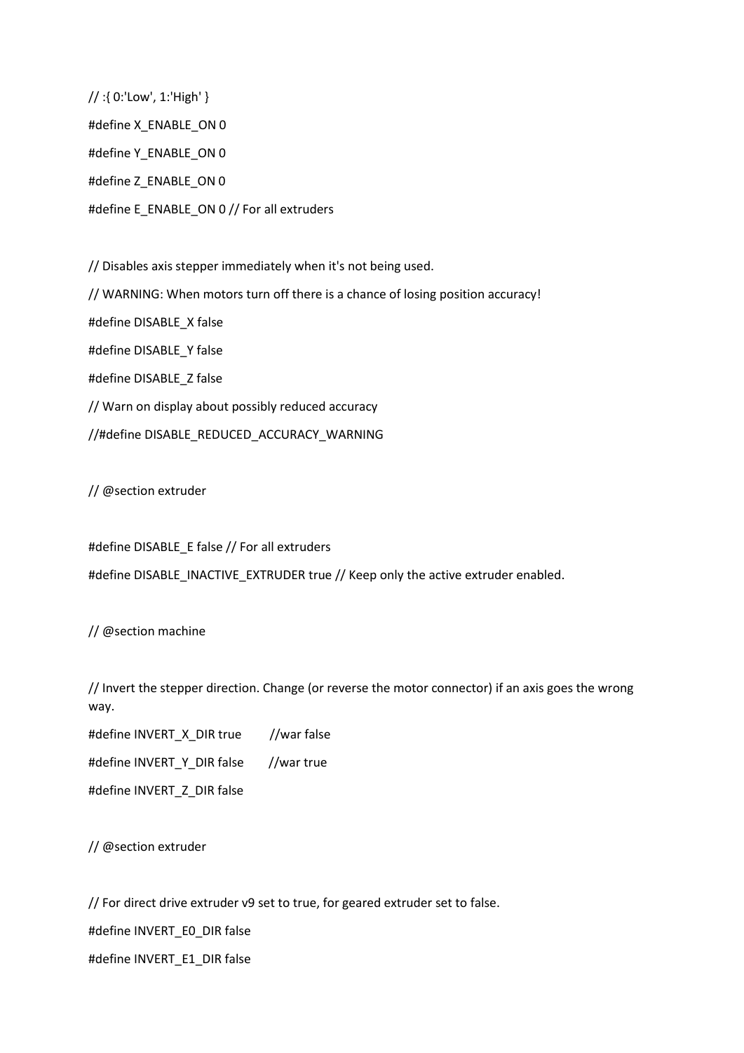```
// :{ 0:'Low', 1:'High' }
#define X_ENABLE_ON 0
#define Y_ENABLE_ON 0
#define Z_ENABLE_ON 0
#define E_ENABLE_ON 0 // For all extruders

// Disables axis stepper immediately when it's not being used.
// WARNING: When motors turn off there is a chance of losing position accuracy!
#define DISABLE_X false
#define DISABLE_Y false
#define DISABLE_Z false
// Warn on display about possibly reduced accuracy
//#define DISABLE_REDUCED_ACCURACY_WARNING

// @section extruder

#define DISABLE_E false // For all extruders
#define DISABLE_INACTIVE_EXTRUDER true // Keep only the active extruder enabled.

// @section machine

// Invert the stepper direction. Change (or reverse the motor connector) if an axis goes the wrong way.
#define INVERT_X_DIR true        //war false
#define INVERT_Y_DIR false       //war true
#define INVERT_Z_DIR false

// @section extruder

// For direct drive extruder v9 set to true, for geared extruder set to false.
#define INVERT_E0_DIR false
#define INVERT_E1_DIR false
```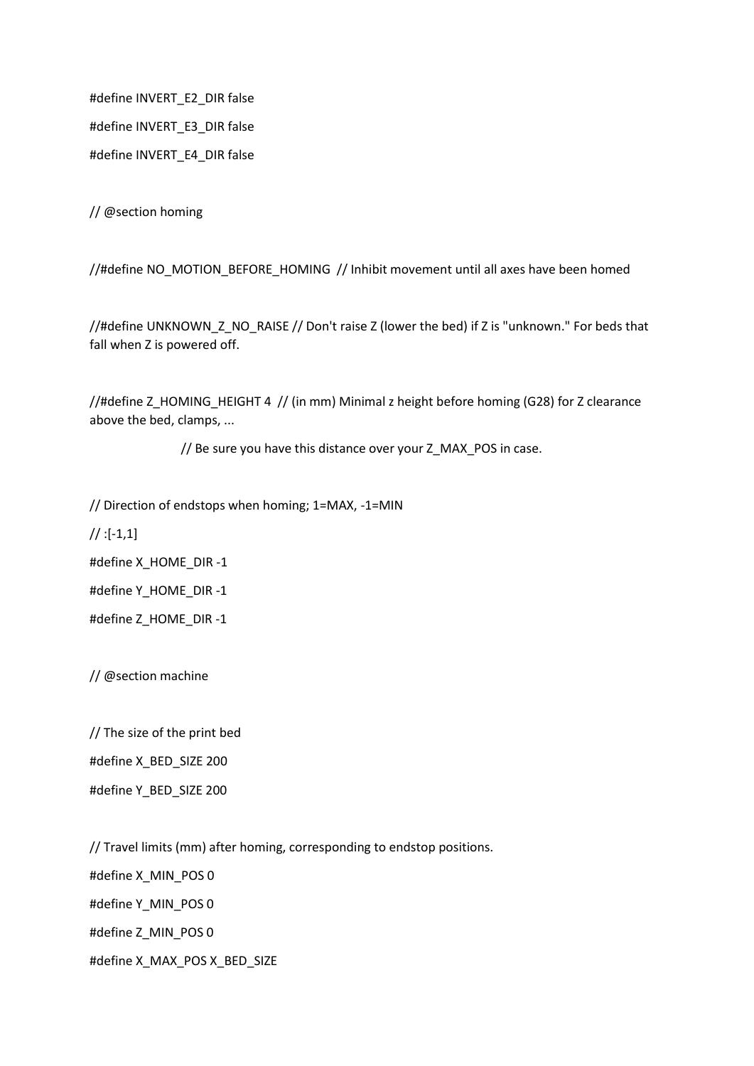```
#define INVERT_E2_DIR false

#define INVERT_E3_DIR false

#define INVERT_E4_DIR false

// @section homing

//#define NO_MOTION_BEFORE_HOMING  // Inhibit movement until all axes have been homed

//#define UNKNOWN_Z_NO_RAISE // Don't raise Z (lower the bed) if Z is "unknown." For beds that fall when Z is powered off.

//#define Z_HOMING_HEIGHT 4  // (in mm) Minimal z height before homing (G28) for Z clearance above the bed, clamps, ...

                    // Be sure you have this distance over your Z_MAX_POS in case.

// Direction of endstops when homing; 1=MAX, -1=MIN

// :[-1,1]

#define X_HOME_DIR -1

#define Y_HOME_DIR -1

#define Z_HOME_DIR -1

// @section machine

// The size of the print bed

#define X_BED_SIZE 200

#define Y_BED_SIZE 200

// Travel limits (mm) after homing, corresponding to endstop positions.

#define X_MIN_POS 0

#define Y_MIN_POS 0

#define Z_MIN_POS 0

#define X_MAX_POS X_BED_SIZE
```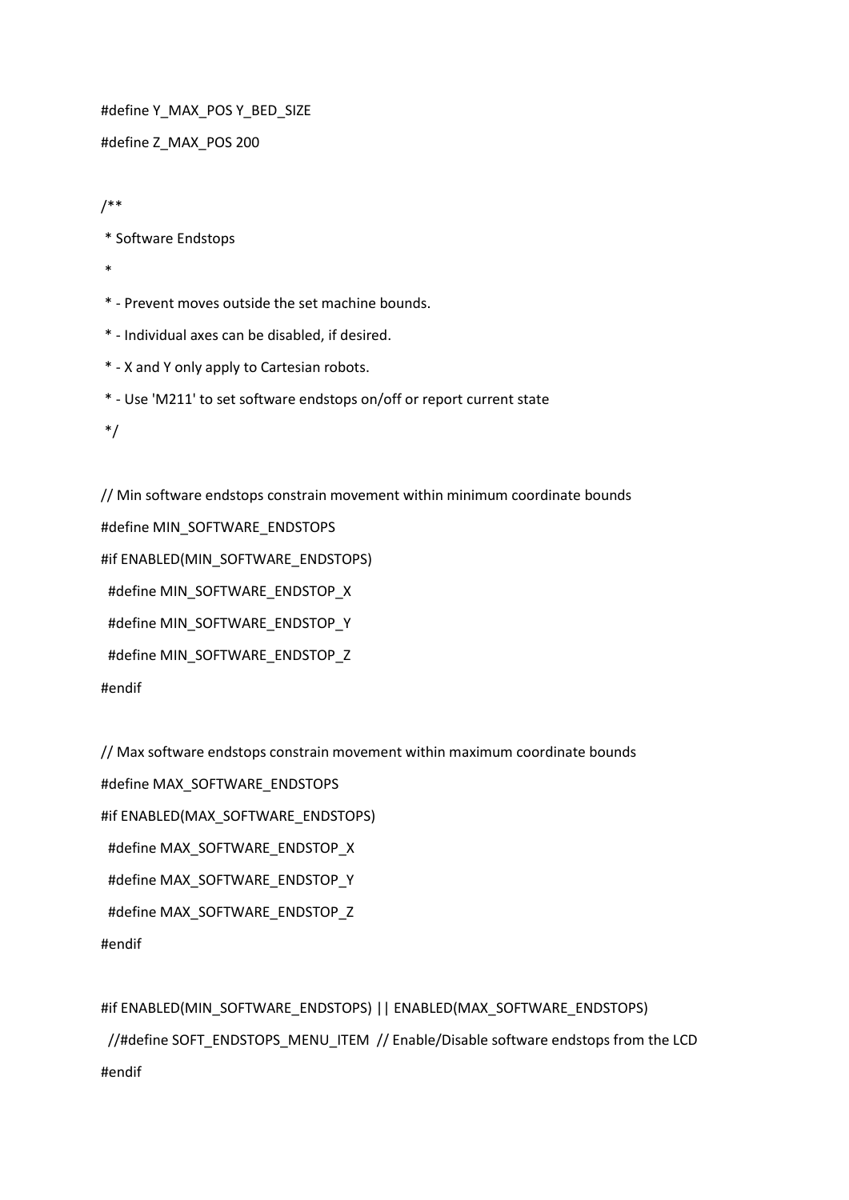```
#define Y_MAX_POS Y_BED_SIZE
#define Z_MAX_POS 200

/**
 * Software Endstops
 *
 * - Prevent moves outside the set machine bounds.
 * - Individual axes can be disabled, if desired.
 * - X and Y only apply to Cartesian robots.
 * - Use 'M211' to set software endstops on/off or report current state
 */

// Min software endstops constrain movement within minimum coordinate bounds
#define MIN_SOFTWARE_ENDSTOPS
#if ENABLED(MIN_SOFTWARE_ENDSTOPS)
  #define MIN_SOFTWARE_ENDSTOP_X
  #define MIN_SOFTWARE_ENDSTOP_Y
  #define MIN_SOFTWARE_ENDSTOP_Z
#endif

// Max software endstops constrain movement within maximum coordinate bounds
#define MAX_SOFTWARE_ENDSTOPS
#if ENABLED(MAX_SOFTWARE_ENDSTOPS)
  #define MAX_SOFTWARE_ENDSTOP_X
  #define MAX_SOFTWARE_ENDSTOP_Y
  #define MAX_SOFTWARE_ENDSTOP_Z
#endif

#if ENABLED(MIN_SOFTWARE_ENDSTOPS) || ENABLED(MAX_SOFTWARE_ENDSTOPS)
  //#define SOFT_ENDSTOPS_MENU_ITEM  // Enable/Disable software endstops from the LCD
#endif
```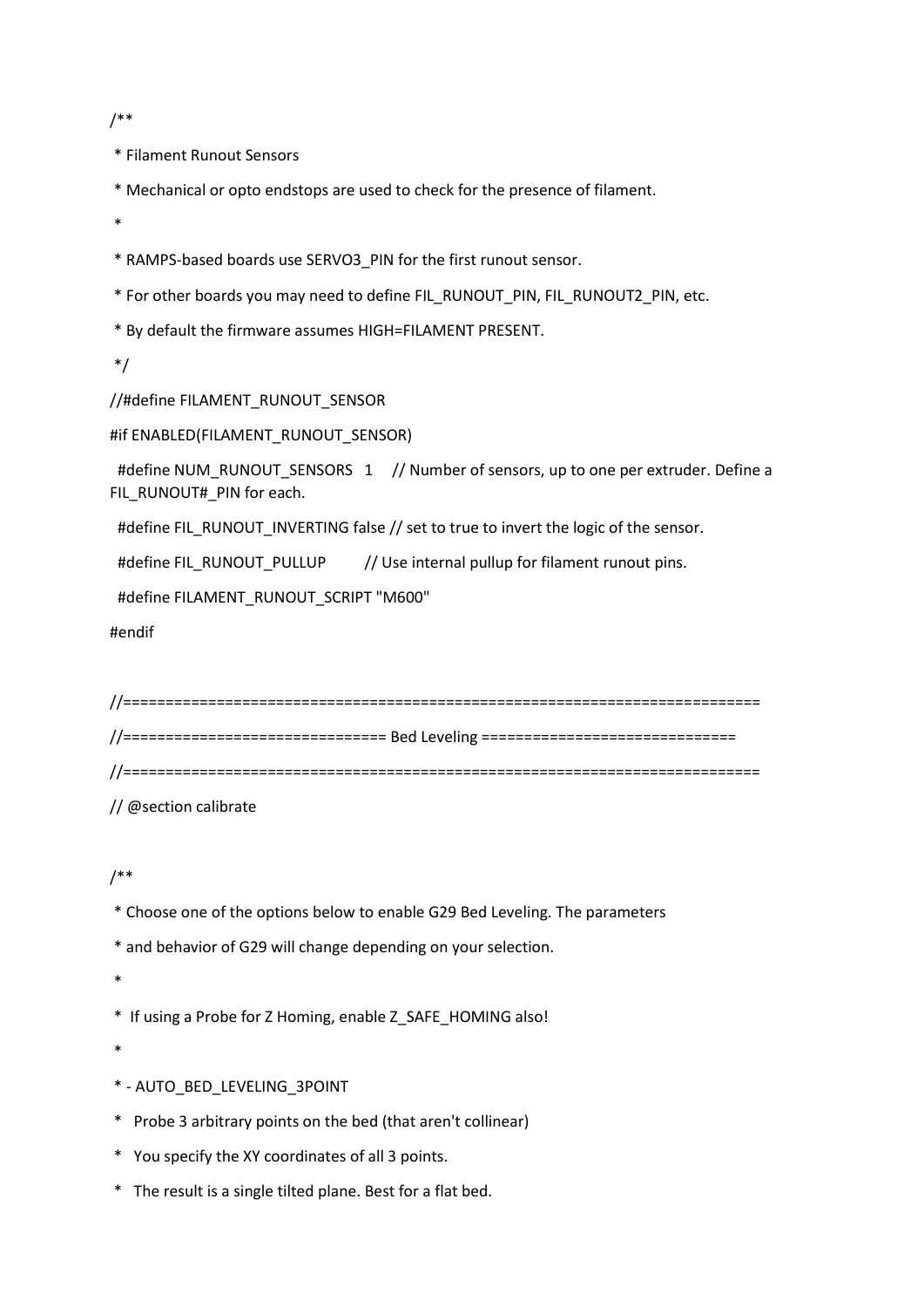```
/**
 * Filament Runout Sensors
 * Mechanical or opto endstops are used to check for the presence of filament.
 *
 * RAMPS-based boards use SERVO3_PIN for the first runout sensor.
 * For other boards you may need to define FIL_RUNOUT_PIN, FIL_RUNOUT2_PIN, etc.
 * By default the firmware assumes HIGH=FILAMENT PRESENT.
 */
//#define FILAMENT_RUNOUT_SENSOR
#if ENABLED(FILAMENT_RUNOUT_SENSOR)
  #define NUM_RUNOUT_SENSORS   1     // Number of sensors, up to one per extruder. Define a FIL_RUNOUT#_PIN for each.
  #define FIL_RUNOUT_INVERTING false // set to true to invert the logic of the sensor.
  #define FIL_RUNOUT_PULLUP          // Use internal pullup for filament runout pins.
  #define FILAMENT_RUNOUT_SCRIPT "M600"
#endif

//===========================================================================
//=============================== Bed Leveling ==============================
//===========================================================================
// @section calibrate

/**
 * Choose one of the options below to enable G29 Bed Leveling. The parameters
 * and behavior of G29 will change depending on your selection.
 *
 *  If using a Probe for Z Homing, enable Z_SAFE_HOMING also!
 *
 * - AUTO_BED_LEVELING_3POINT
 *   Probe 3 arbitrary points on the bed (that aren't collinear)
 *   You specify the XY coordinates of all 3 points.
 *   The result is a single tilted plane. Best for a flat bed.
```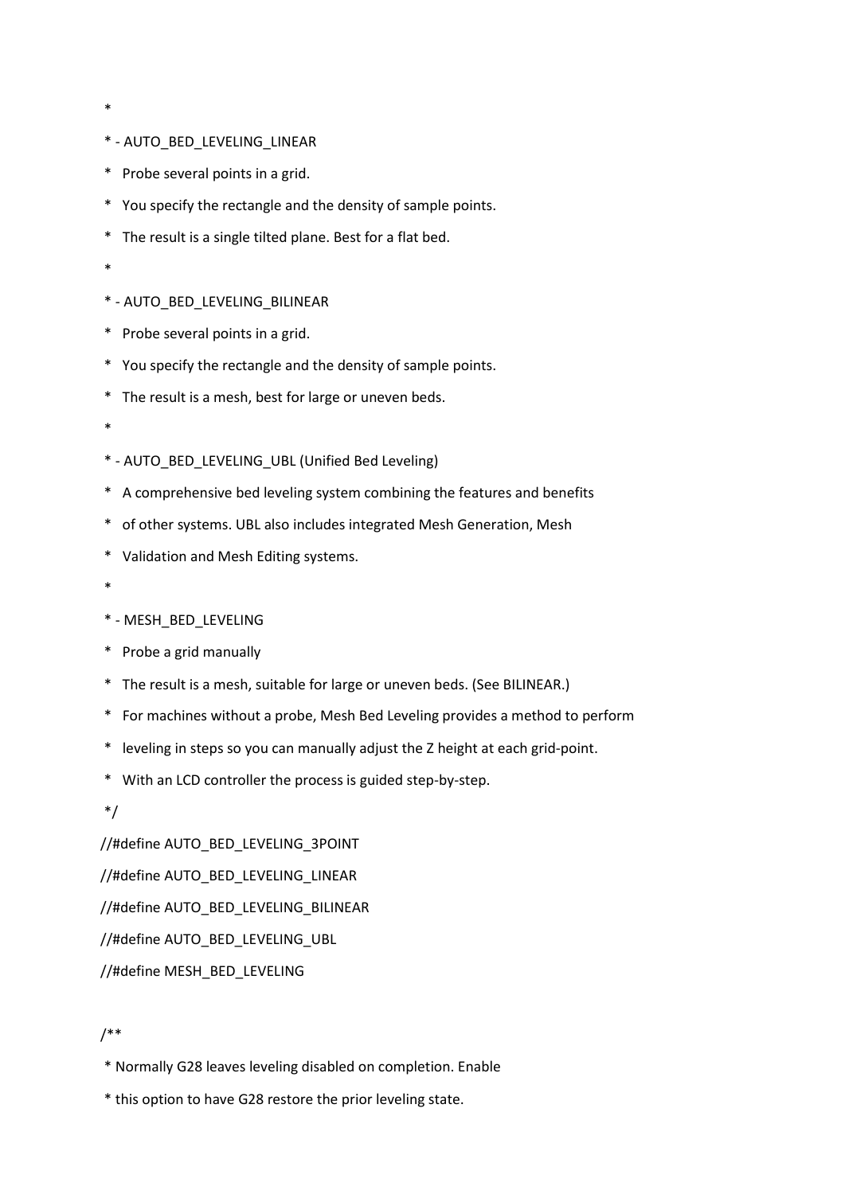```
 *
 * - AUTO_BED_LEVELING_LINEAR
 *   Probe several points in a grid.
 *   You specify the rectangle and the density of sample points.
 *   The result is a single tilted plane. Best for a flat bed.
 *
 * - AUTO_BED_LEVELING_BILINEAR
 *   Probe several points in a grid.
 *   You specify the rectangle and the density of sample points.
 *   The result is a mesh, best for large or uneven beds.
 *
 * - AUTO_BED_LEVELING_UBL (Unified Bed Leveling)
 *   A comprehensive bed leveling system combining the features and benefits
 *   of other systems. UBL also includes integrated Mesh Generation, Mesh
 *   Validation and Mesh Editing systems.
 *
 * - MESH_BED_LEVELING
 *   Probe a grid manually
 *   The result is a mesh, suitable for large or uneven beds. (See BILINEAR.)
 *   For machines without a probe, Mesh Bed Leveling provides a method to perform
 *   leveling in steps so you can manually adjust the Z height at each grid-point.
 *   With an LCD controller the process is guided step-by-step.
 */
//#define AUTO_BED_LEVELING_3POINT
//#define AUTO_BED_LEVELING_LINEAR
//#define AUTO_BED_LEVELING_BILINEAR
//#define AUTO_BED_LEVELING_UBL
//#define MESH_BED_LEVELING

/**
 * Normally G28 leaves leveling disabled on completion. Enable
 * this option to have G28 restore the prior leveling state.
```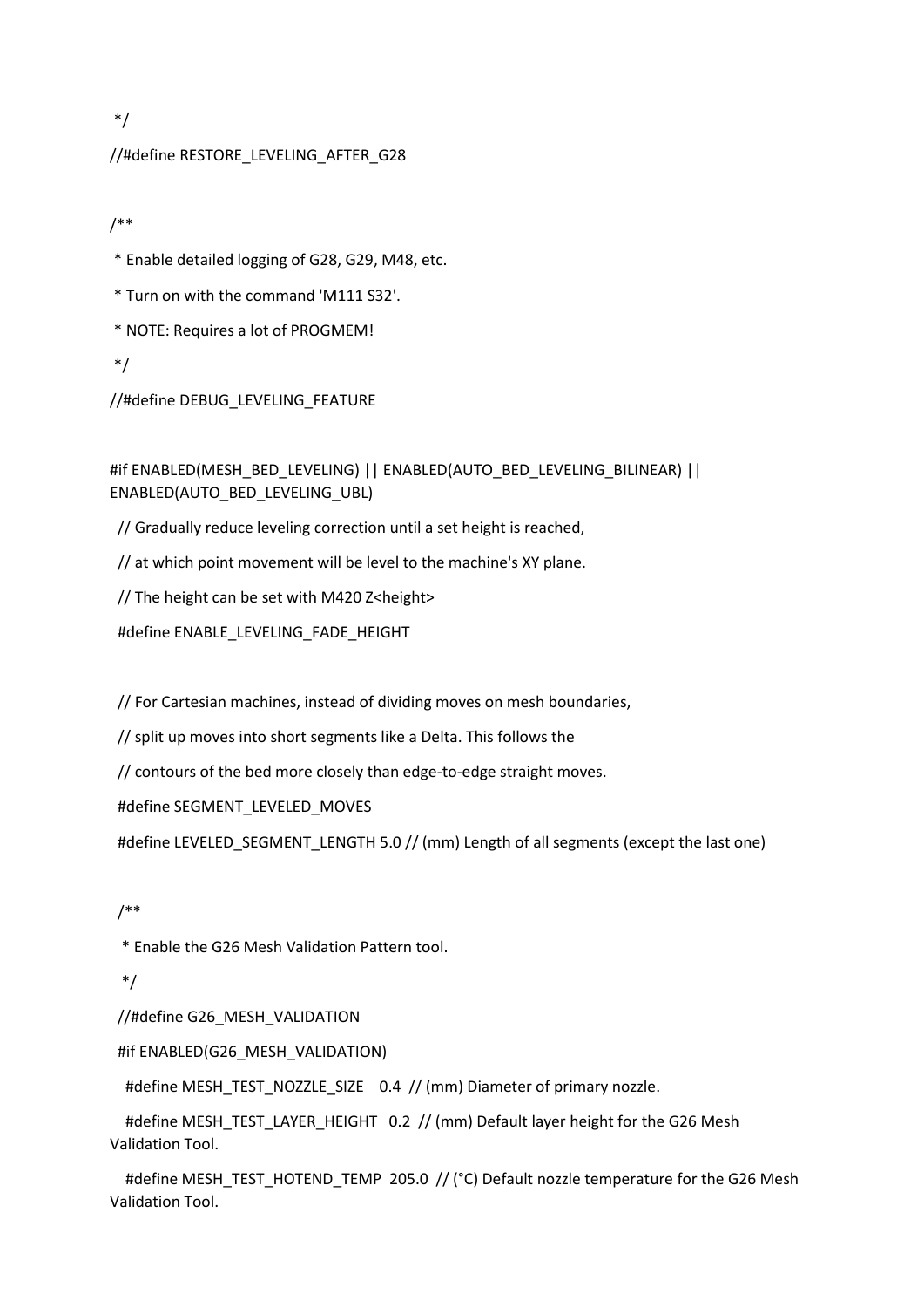```
 */
//#define RESTORE_LEVELING_AFTER_G28

/**
 * Enable detailed logging of G28, G29, M48, etc.
 * Turn on with the command 'M111 S32'.
 * NOTE: Requires a lot of PROGMEM!
 */
//#define DEBUG_LEVELING_FEATURE

#if ENABLED(MESH_BED_LEVELING) || ENABLED(AUTO_BED_LEVELING_BILINEAR) || ENABLED(AUTO_BED_LEVELING_UBL)
  // Gradually reduce leveling correction until a set height is reached,
  // at which point movement will be level to the machine's XY plane.
  // The height can be set with M420 Z<height>
  #define ENABLE_LEVELING_FADE_HEIGHT

  // For Cartesian machines, instead of dividing moves on mesh boundaries,
  // split up moves into short segments like a Delta. This follows the
  // contours of the bed more closely than edge-to-edge straight moves.
  #define SEGMENT_LEVELED_MOVES
  #define LEVELED_SEGMENT_LENGTH 5.0 // (mm) Length of all segments (except the last one)

  /**
   * Enable the G26 Mesh Validation Pattern tool.
   */
  //#define G26_MESH_VALIDATION
  #if ENABLED(G26_MESH_VALIDATION)
    #define MESH_TEST_NOZZLE_SIZE    0.4  // (mm) Diameter of primary nozzle.
    #define MESH_TEST_LAYER_HEIGHT   0.2  // (mm) Default layer height for the G26 Mesh Validation Tool.
    #define MESH_TEST_HOTEND_TEMP  205.0  // (°C) Default nozzle temperature for the G26 Mesh Validation Tool.
```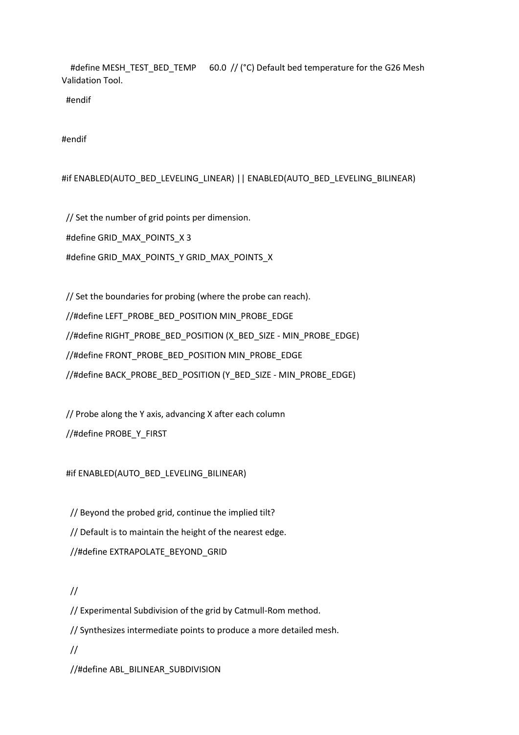```
    #define MESH_TEST_BED_TEMP      60.0  // (°C) Default bed temperature for the G26 Mesh Validation Tool.
  #endif

#endif

#if ENABLED(AUTO_BED_LEVELING_LINEAR) || ENABLED(AUTO_BED_LEVELING_BILINEAR)

  // Set the number of grid points per dimension.
  #define GRID_MAX_POINTS_X 3
  #define GRID_MAX_POINTS_Y GRID_MAX_POINTS_X

  // Set the boundaries for probing (where the probe can reach).
  //#define LEFT_PROBE_BED_POSITION MIN_PROBE_EDGE
  //#define RIGHT_PROBE_BED_POSITION (X_BED_SIZE - MIN_PROBE_EDGE)
  //#define FRONT_PROBE_BED_POSITION MIN_PROBE_EDGE
  //#define BACK_PROBE_BED_POSITION (Y_BED_SIZE - MIN_PROBE_EDGE)

  // Probe along the Y axis, advancing X after each column
  //#define PROBE_Y_FIRST

  #if ENABLED(AUTO_BED_LEVELING_BILINEAR)

    // Beyond the probed grid, continue the implied tilt?
    // Default is to maintain the height of the nearest edge.
    //#define EXTRAPOLATE_BEYOND_GRID

    //
    // Experimental Subdivision of the grid by Catmull-Rom method.
    // Synthesizes intermediate points to produce a more detailed mesh.
    //
    //#define ABL_BILINEAR_SUBDIVISION
```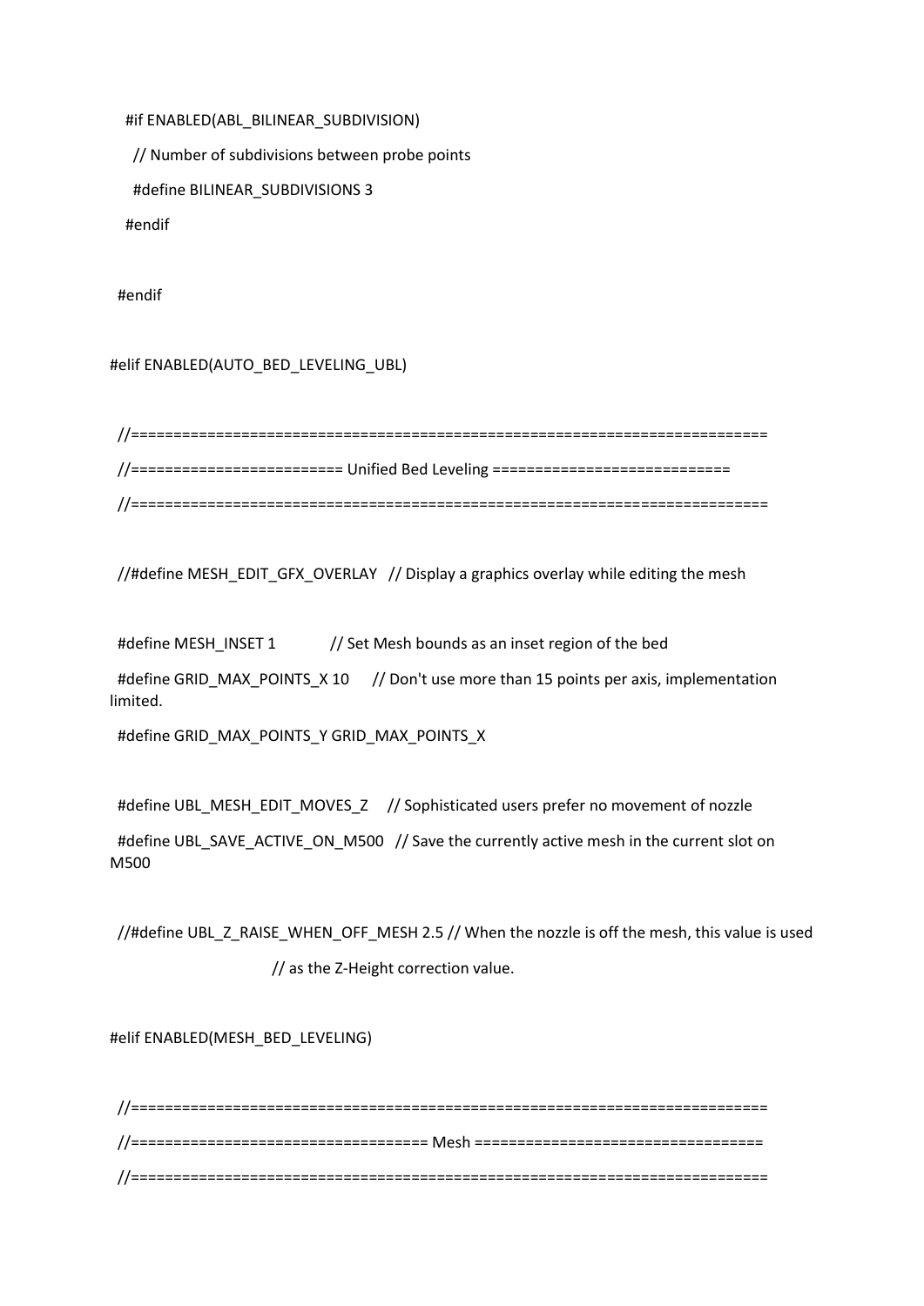```
    #if ENABLED(ABL_BILINEAR_SUBDIVISION)
      // Number of subdivisions between probe points
      #define BILINEAR_SUBDIVISIONS 3
    #endif

  #endif

#elif ENABLED(AUTO_BED_LEVELING_UBL)

  //===========================================================================
  //========================= Unified Bed Leveling ============================
  //===========================================================================

  //#define MESH_EDIT_GFX_OVERLAY   // Display a graphics overlay while editing the mesh

  #define MESH_INSET 1              // Set Mesh bounds as an inset region of the bed
  #define GRID_MAX_POINTS_X 10      // Don't use more than 15 points per axis, implementation limited.
  #define GRID_MAX_POINTS_Y GRID_MAX_POINTS_X

  #define UBL_MESH_EDIT_MOVES_Z     // Sophisticated users prefer no movement of nozzle
  #define UBL_SAVE_ACTIVE_ON_M500   // Save the currently active mesh in the current slot on M500

  //#define UBL_Z_RAISE_WHEN_OFF_MESH 2.5 // When the nozzle is off the mesh, this value is used
                                          // as the Z-Height correction value.

#elif ENABLED(MESH_BED_LEVELING)

  //===========================================================================
  //=================================== Mesh ==================================
  //===========================================================================
```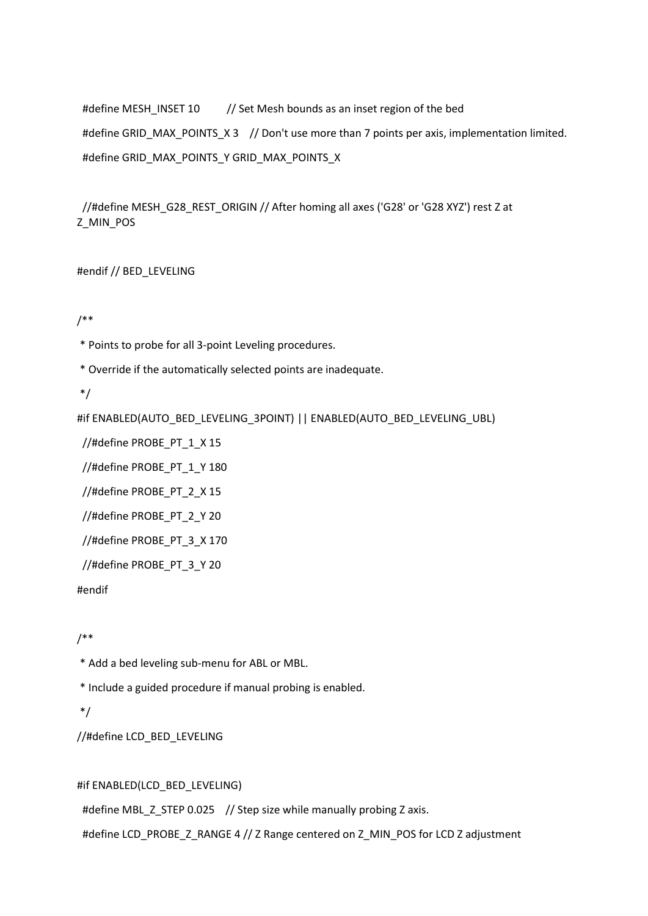```
  #define MESH_INSET 10         // Set Mesh bounds as an inset region of the bed
  #define GRID_MAX_POINTS_X 3    // Don't use more than 7 points per axis, implementation limited.
  #define GRID_MAX_POINTS_Y GRID_MAX_POINTS_X

  //#define MESH_G28_REST_ORIGIN // After homing all axes ('G28' or 'G28 XYZ') rest Z at
Z_MIN_POS

#endif // BED_LEVELING

/**
 * Points to probe for all 3-point Leveling procedures.
 * Override if the automatically selected points are inadequate.
 */
#if ENABLED(AUTO_BED_LEVELING_3POINT) || ENABLED(AUTO_BED_LEVELING_UBL)
  //#define PROBE_PT_1_X 15
  //#define PROBE_PT_1_Y 180
  //#define PROBE_PT_2_X 15
  //#define PROBE_PT_2_Y 20
  //#define PROBE_PT_3_X 170
  //#define PROBE_PT_3_Y 20
#endif

/**
 * Add a bed leveling sub-menu for ABL or MBL.
 * Include a guided procedure if manual probing is enabled.
 */
//#define LCD_BED_LEVELING

#if ENABLED(LCD_BED_LEVELING)
  #define MBL_Z_STEP 0.025    // Step size while manually probing Z axis.
  #define LCD_PROBE_Z_RANGE 4 // Z Range centered on Z_MIN_POS for LCD Z adjustment
```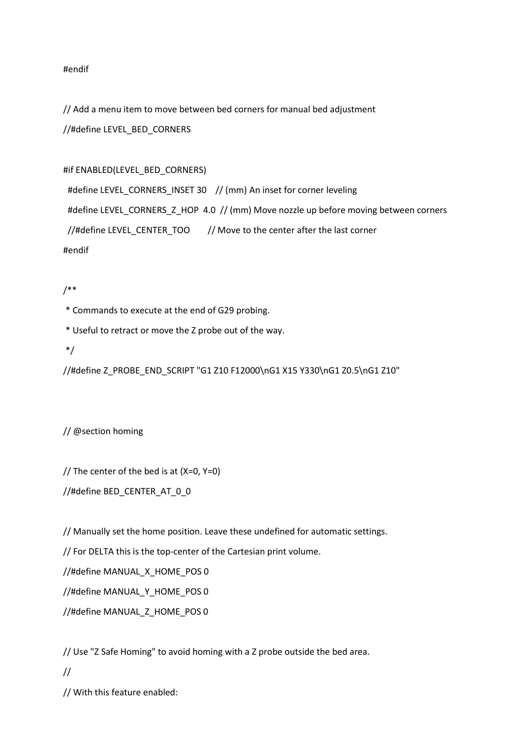```
#endif

// Add a menu item to move between bed corners for manual bed adjustment
//#define LEVEL_BED_CORNERS

#if ENABLED(LEVEL_BED_CORNERS)
  #define LEVEL_CORNERS_INSET 30    // (mm) An inset for corner leveling
  #define LEVEL_CORNERS_Z_HOP  4.0  // (mm) Move nozzle up before moving between corners
  //#define LEVEL_CENTER_TOO        // Move to the center after the last corner
#endif

/**
 * Commands to execute at the end of G29 probing.
 * Useful to retract or move the Z probe out of the way.
 */
//#define Z_PROBE_END_SCRIPT "G1 Z10 F12000\nG1 X15 Y330\nG1 Z0.5\nG1 Z10"


// @section homing

// The center of the bed is at (X=0, Y=0)
//#define BED_CENTER_AT_0_0

// Manually set the home position. Leave these undefined for automatic settings.
// For DELTA this is the top-center of the Cartesian print volume.
//#define MANUAL_X_HOME_POS 0
//#define MANUAL_Y_HOME_POS 0
//#define MANUAL_Z_HOME_POS 0

// Use "Z Safe Homing" to avoid homing with a Z probe outside the bed area.
//
// With this feature enabled:
```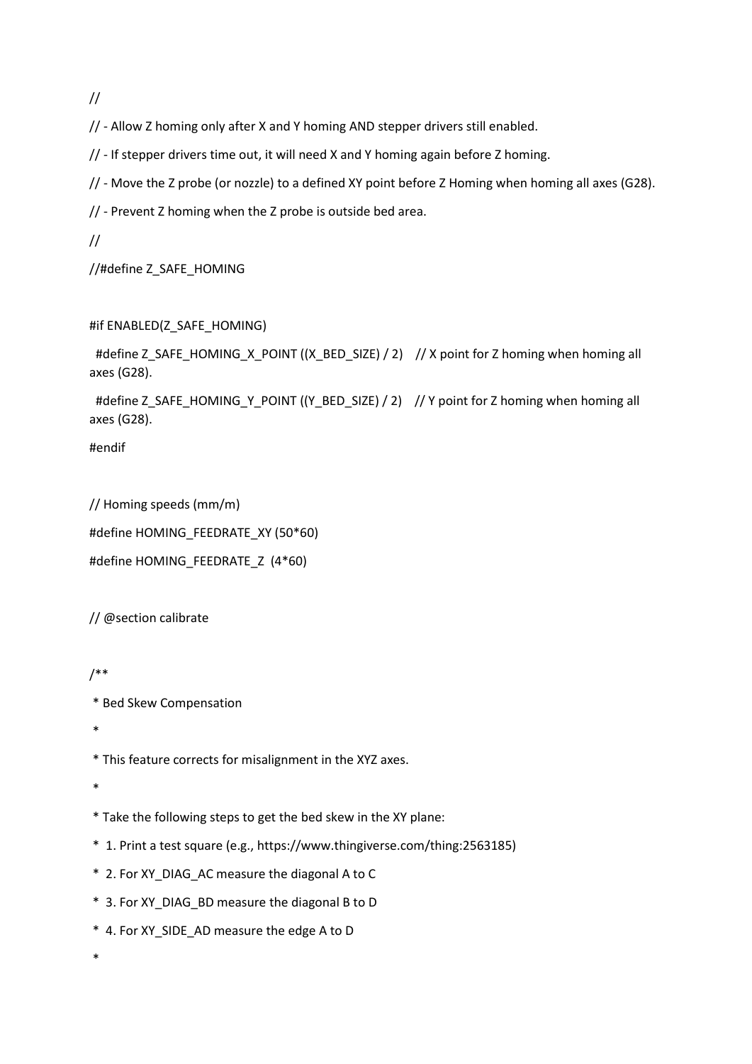```
//
// - Allow Z homing only after X and Y homing AND stepper drivers still enabled.
// - If stepper drivers time out, it will need X and Y homing again before Z homing.
// - Move the Z probe (or nozzle) to a defined XY point before Z Homing when homing all axes (G28).
// - Prevent Z homing when the Z probe is outside bed area.
//
//#define Z_SAFE_HOMING

#if ENABLED(Z_SAFE_HOMING)
  #define Z_SAFE_HOMING_X_POINT ((X_BED_SIZE) / 2)    // X point for Z homing when homing all axes (G28).
  #define Z_SAFE_HOMING_Y_POINT ((Y_BED_SIZE) / 2)    // Y point for Z homing when homing all axes (G28).
#endif

// Homing speeds (mm/m)
#define HOMING_FEEDRATE_XY (50*60)
#define HOMING_FEEDRATE_Z  (4*60)

// @section calibrate

/**
 * Bed Skew Compensation
 *
 * This feature corrects for misalignment in the XYZ axes.
 *
 * Take the following steps to get the bed skew in the XY plane:
 *  1. Print a test square (e.g., https://www.thingiverse.com/thing:2563185)
 *  2. For XY_DIAG_AC measure the diagonal A to C
 *  3. For XY_DIAG_BD measure the diagonal B to D
 *  4. For XY_SIDE_AD measure the edge A to D
 *
```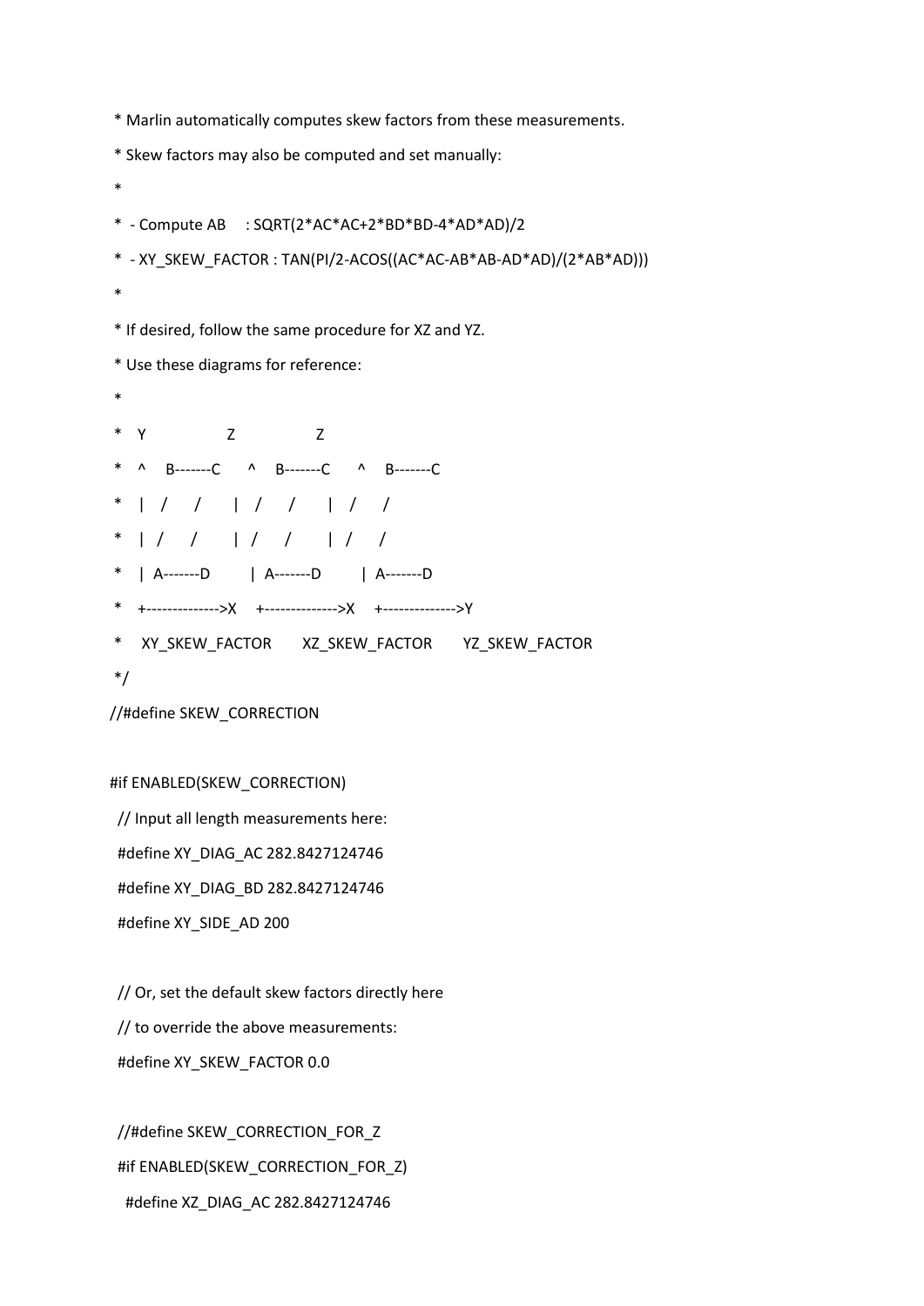```
 * Marlin automatically computes skew factors from these measurements.
 * Skew factors may also be computed and set manually:
 *
 *  - Compute AB     : SQRT(2*AC*AC+2*BD*BD-4*AD*AD)/2
 *  - XY_SKEW_FACTOR : TAN(PI/2-ACOS((AC*AC-AB*AB-AD*AD)/(2*AB*AD)))
 *
 * If desired, follow the same procedure for XZ and YZ.
 * Use these diagrams for reference:
 *
 *    Y                     Z                     Z
 *    ^     B-------C       ^     B-------C       ^     B-------C
 *    |    /       /        |    /       /        |    /       /
 *    |   /       /         |   /       /         |   /       /
 *    |  A-------D          |  A-------D          |  A-------D
 *    +-------------->X     +-------------->X     +-------------->Y
 *     XY_SKEW_FACTOR        XZ_SKEW_FACTOR        YZ_SKEW_FACTOR
 */
//#define SKEW_CORRECTION

#if ENABLED(SKEW_CORRECTION)
  // Input all length measurements here:
  #define XY_DIAG_AC 282.8427124746
  #define XY_DIAG_BD 282.8427124746
  #define XY_SIDE_AD 200

  // Or, set the default skew factors directly here
  // to override the above measurements:
  #define XY_SKEW_FACTOR 0.0

  //#define SKEW_CORRECTION_FOR_Z
  #if ENABLED(SKEW_CORRECTION_FOR_Z)
    #define XZ_DIAG_AC 282.8427124746
```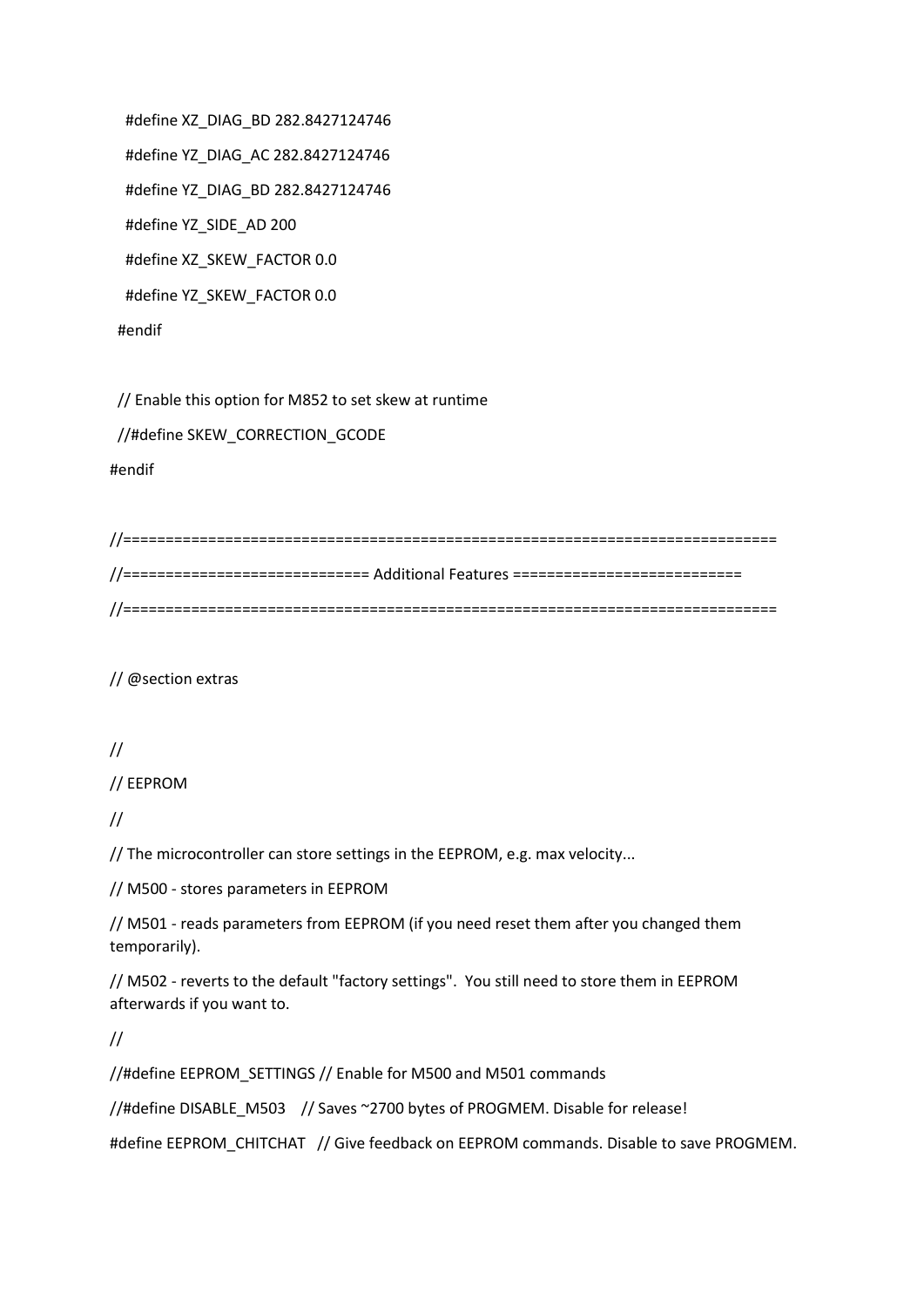```
    #define XZ_DIAG_BD 282.8427124746
    #define YZ_DIAG_AC 282.8427124746
    #define YZ_DIAG_BD 282.8427124746
    #define YZ_SIDE_AD 200
    #define XZ_SKEW_FACTOR 0.0
    #define YZ_SKEW_FACTOR 0.0
  #endif

  // Enable this option for M852 to set skew at runtime
  //#define SKEW_CORRECTION_GCODE
#endif

//=============================================================================
//============================= Additional Features ===========================
//=============================================================================

// @section extras

//
// EEPROM
//
// The microcontroller can store settings in the EEPROM, e.g. max velocity...
// M500 - stores parameters in EEPROM
// M501 - reads parameters from EEPROM (if you need reset them after you changed them temporarily).
// M502 - reverts to the default "factory settings".  You still need to store them in EEPROM afterwards if you want to.
//
//#define EEPROM_SETTINGS // Enable for M500 and M501 commands
//#define DISABLE_M503    // Saves ~2700 bytes of PROGMEM. Disable for release!
#define EEPROM_CHITCHAT   // Give feedback on EEPROM commands. Disable to save PROGMEM.
```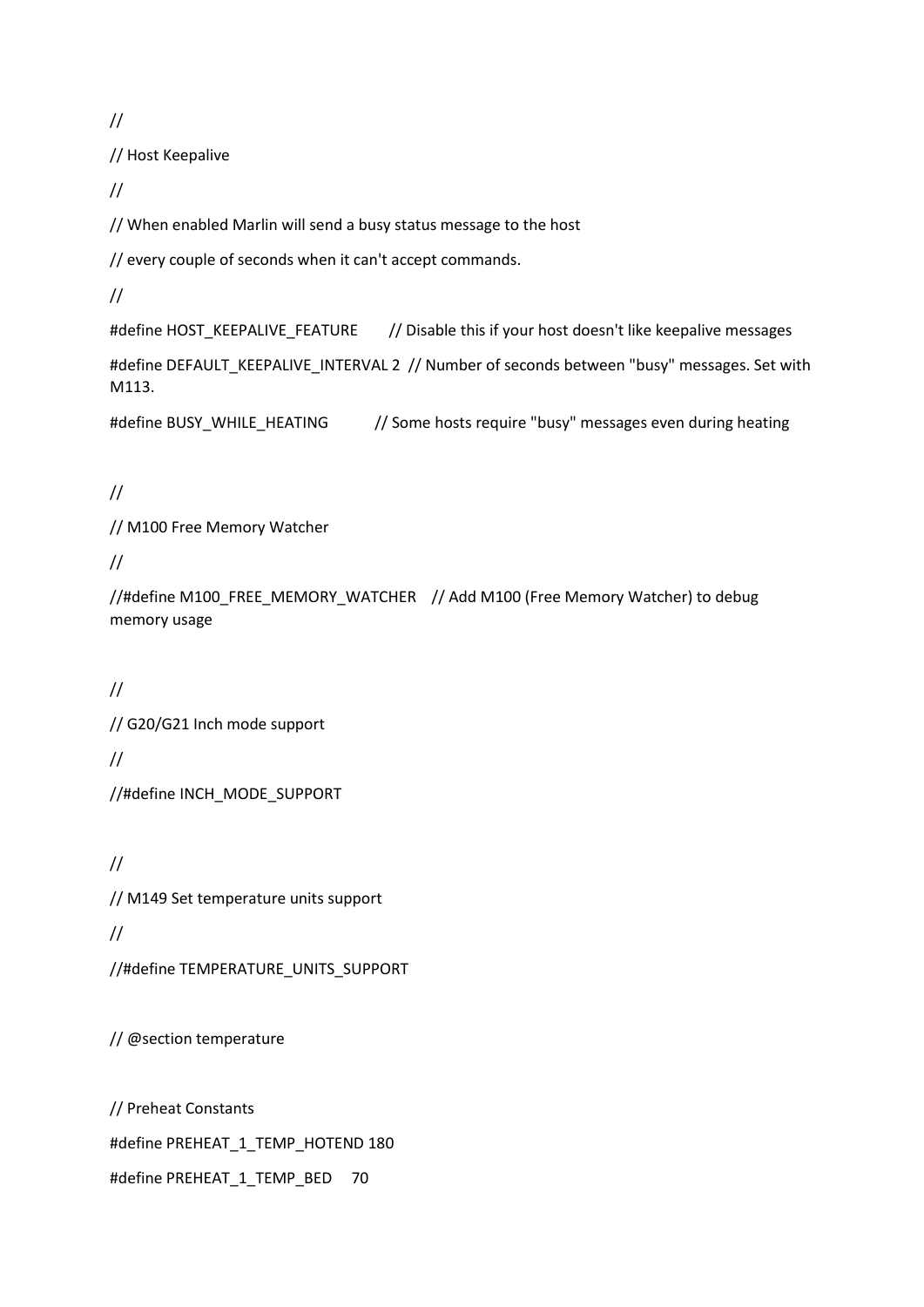```
//
// Host Keepalive
//
// When enabled Marlin will send a busy status message to the host
// every couple of seconds when it can't accept commands.
//
#define HOST_KEEPALIVE_FEATURE       // Disable this if your host doesn't like keepalive messages
#define DEFAULT_KEEPALIVE_INTERVAL 2  // Number of seconds between "busy" messages. Set with M113.
#define BUSY_WHILE_HEATING           // Some hosts require "busy" messages even during heating

//
// M100 Free Memory Watcher
//
//#define M100_FREE_MEMORY_WATCHER    // Add M100 (Free Memory Watcher) to debug memory usage

//
// G20/G21 Inch mode support
//
//#define INCH_MODE_SUPPORT

//
// M149 Set temperature units support
//
//#define TEMPERATURE_UNITS_SUPPORT

// @section temperature

// Preheat Constants
#define PREHEAT_1_TEMP_HOTEND 180
#define PREHEAT_1_TEMP_BED     70
```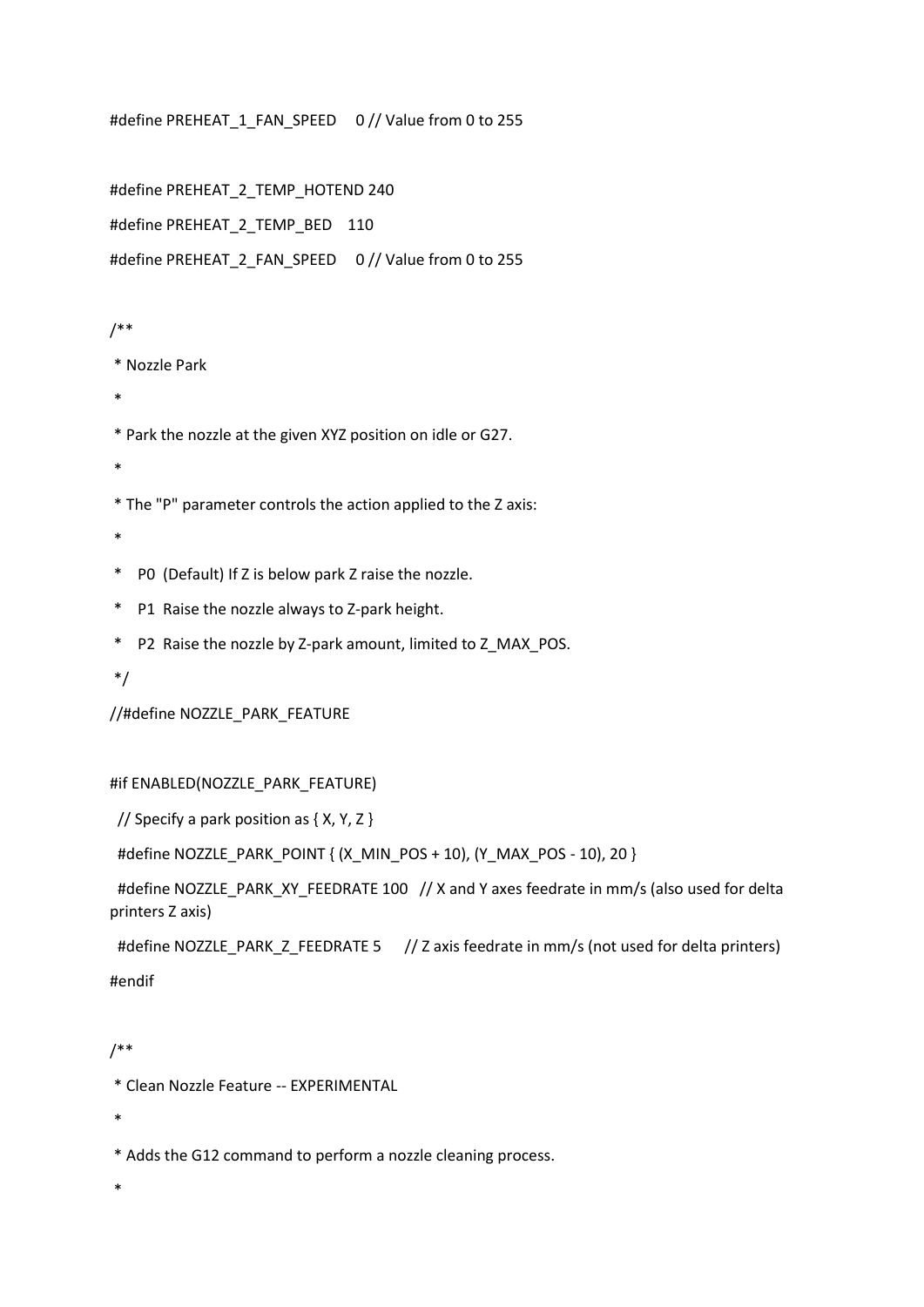```
#define PREHEAT_1_FAN_SPEED     0 // Value from 0 to 255

#define PREHEAT_2_TEMP_HOTEND 240
#define PREHEAT_2_TEMP_BED    110
#define PREHEAT_2_FAN_SPEED     0 // Value from 0 to 255

/**
 * Nozzle Park
 *
 * Park the nozzle at the given XYZ position on idle or G27.
 *
 * The "P" parameter controls the action applied to the Z axis:
 *
 *    P0  (Default) If Z is below park Z raise the nozzle.
 *    P1  Raise the nozzle always to Z-park height.
 *    P2  Raise the nozzle by Z-park amount, limited to Z_MAX_POS.
 */
//#define NOZZLE_PARK_FEATURE

#if ENABLED(NOZZLE_PARK_FEATURE)
  // Specify a park position as { X, Y, Z }
  #define NOZZLE_PARK_POINT { (X_MIN_POS + 10), (Y_MAX_POS - 10), 20 }
  #define NOZZLE_PARK_XY_FEEDRATE 100   // X and Y axes feedrate in mm/s (also used for delta printers Z axis)
  #define NOZZLE_PARK_Z_FEEDRATE 5      // Z axis feedrate in mm/s (not used for delta printers)
#endif

/**
 * Clean Nozzle Feature -- EXPERIMENTAL
 *
 * Adds the G12 command to perform a nozzle cleaning process.
 *
```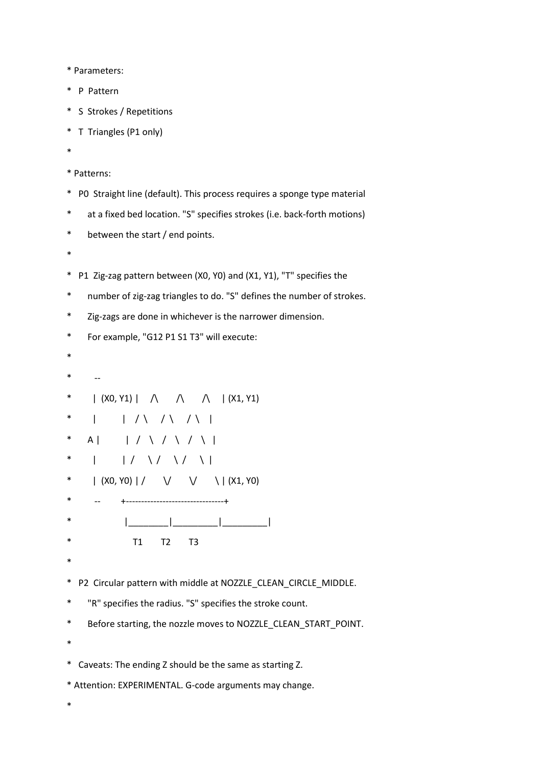```
* Parameters:
*  P  Pattern
*  S  Strokes / Repetitions
*  T  Triangles (P1 only)
*
* Patterns:
*  P0  Straight line (default). This process requires a sponge type material
*      at a fixed bed location. "S" specifies strokes (i.e. back-forth motions)
*      between the start / end points.
*
*  P1  Zig-zag pattern between (X0, Y0) and (X1, Y1), "T" specifies the
*      number of zig-zag triangles to do. "S" defines the number of strokes.
*      Zig-zags are done in whichever is the narrower dimension.
*      For example, "G12 P1 S1 T3" will execute:
*
*          --
*         |  (X0, Y1) |     /\        /\        /\     | (X1, Y1)
*         |           |    /  \      /  \      /  \    |
*       A |           |   /    \    /    \    /    \   |
*         |           |  /      \  /      \  /      \  |
*         |  (X0, Y0) | /        \/        \/        \ | (X1, Y0)
*          --         +--------------------------------+
*                       |________|_________|_________|
*                           T1        T2        T3
*
*  P2  Circular pattern with middle at NOZZLE_CLEAN_CIRCLE_MIDDLE.
*      "R" specifies the radius. "S" specifies the stroke count.
*      Before starting, the nozzle moves to NOZZLE_CLEAN_START_POINT.
*
*  Caveats: The ending Z should be the same as starting Z.
* Attention: EXPERIMENTAL. G-code arguments may change.
*
```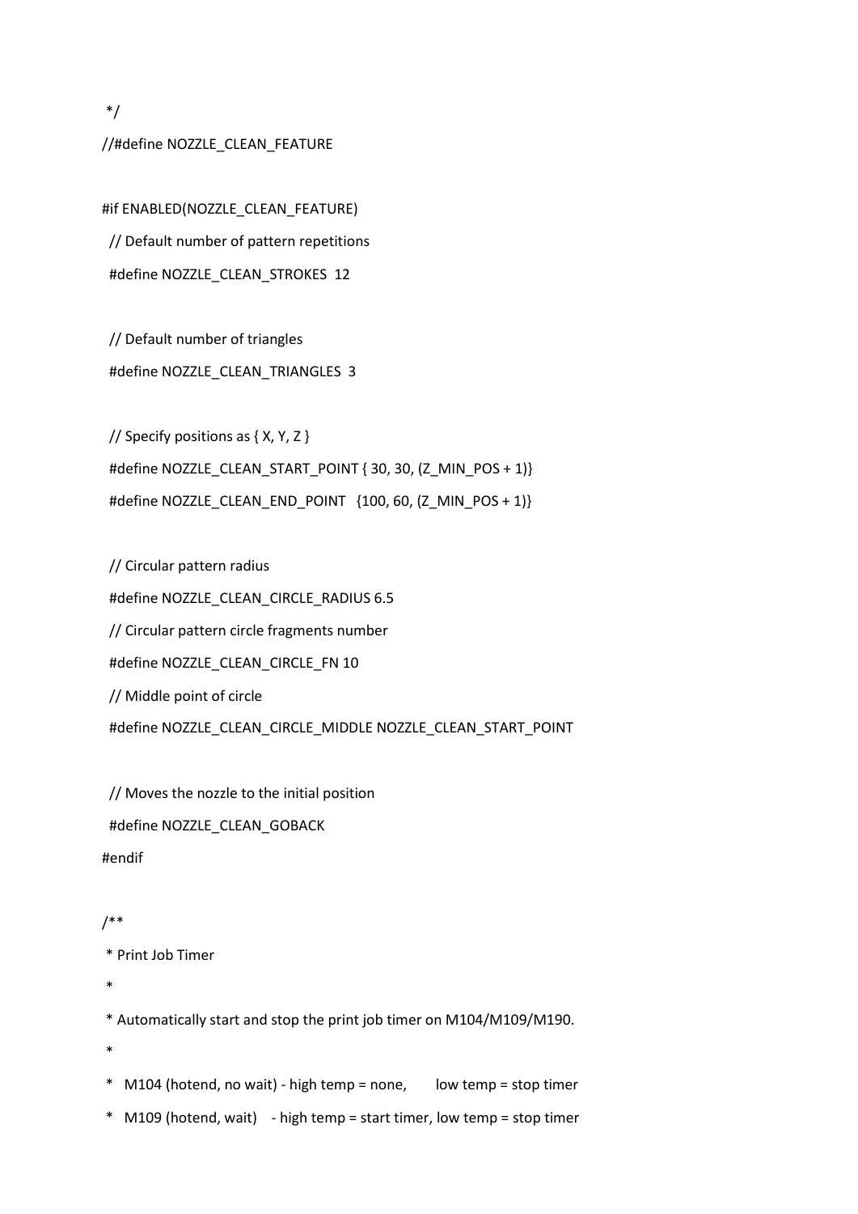```
 */
//#define NOZZLE_CLEAN_FEATURE

#if ENABLED(NOZZLE_CLEAN_FEATURE)
  // Default number of pattern repetitions
  #define NOZZLE_CLEAN_STROKES  12

  // Default number of triangles
  #define NOZZLE_CLEAN_TRIANGLES  3

  // Specify positions as { X, Y, Z }
  #define NOZZLE_CLEAN_START_POINT { 30, 30, (Z_MIN_POS + 1)}
  #define NOZZLE_CLEAN_END_POINT   {100, 60, (Z_MIN_POS + 1)}

  // Circular pattern radius
  #define NOZZLE_CLEAN_CIRCLE_RADIUS 6.5
  // Circular pattern circle fragments number
  #define NOZZLE_CLEAN_CIRCLE_FN 10
  // Middle point of circle
  #define NOZZLE_CLEAN_CIRCLE_MIDDLE NOZZLE_CLEAN_START_POINT

  // Moves the nozzle to the initial position
  #define NOZZLE_CLEAN_GOBACK
#endif

/**
 * Print Job Timer
 *
 * Automatically start and stop the print job timer on M104/M109/M190.
 *
 *   M104 (hotend, no wait) - high temp = none,        low temp = stop timer
 *   M109 (hotend, wait)    - high temp = start timer, low temp = stop timer
```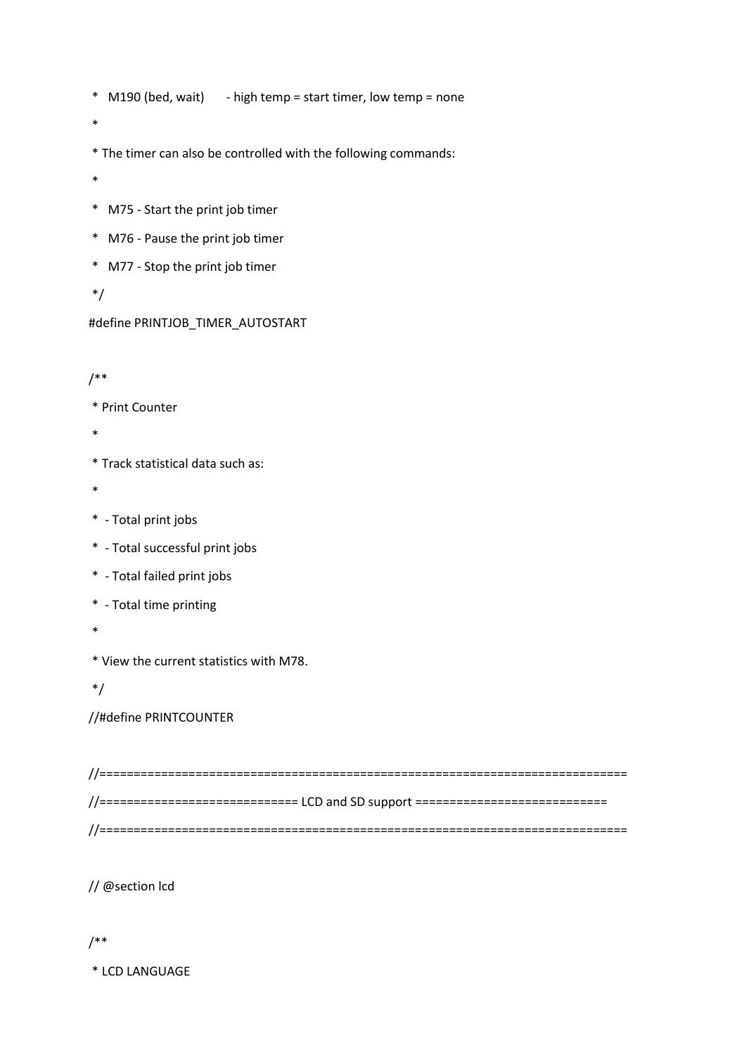```
 *   M190 (bed, wait)      - high temp = start timer, low temp = none
 *
 * The timer can also be controlled with the following commands:
 *
 *   M75 - Start the print job timer
 *   M76 - Pause the print job timer
 *   M77 - Stop the print job timer
 */
#define PRINTJOB_TIMER_AUTOSTART

/**
 * Print Counter
 *
 * Track statistical data such as:
 *
 *  - Total print jobs
 *  - Total successful print jobs
 *  - Total failed print jobs
 *  - Total time printing
 *
 * View the current statistics with M78.
 */
//#define PRINTCOUNTER

//=============================================================================
//============================= LCD and SD support ============================
//=============================================================================

// @section lcd

/**
 * LCD LANGUAGE
```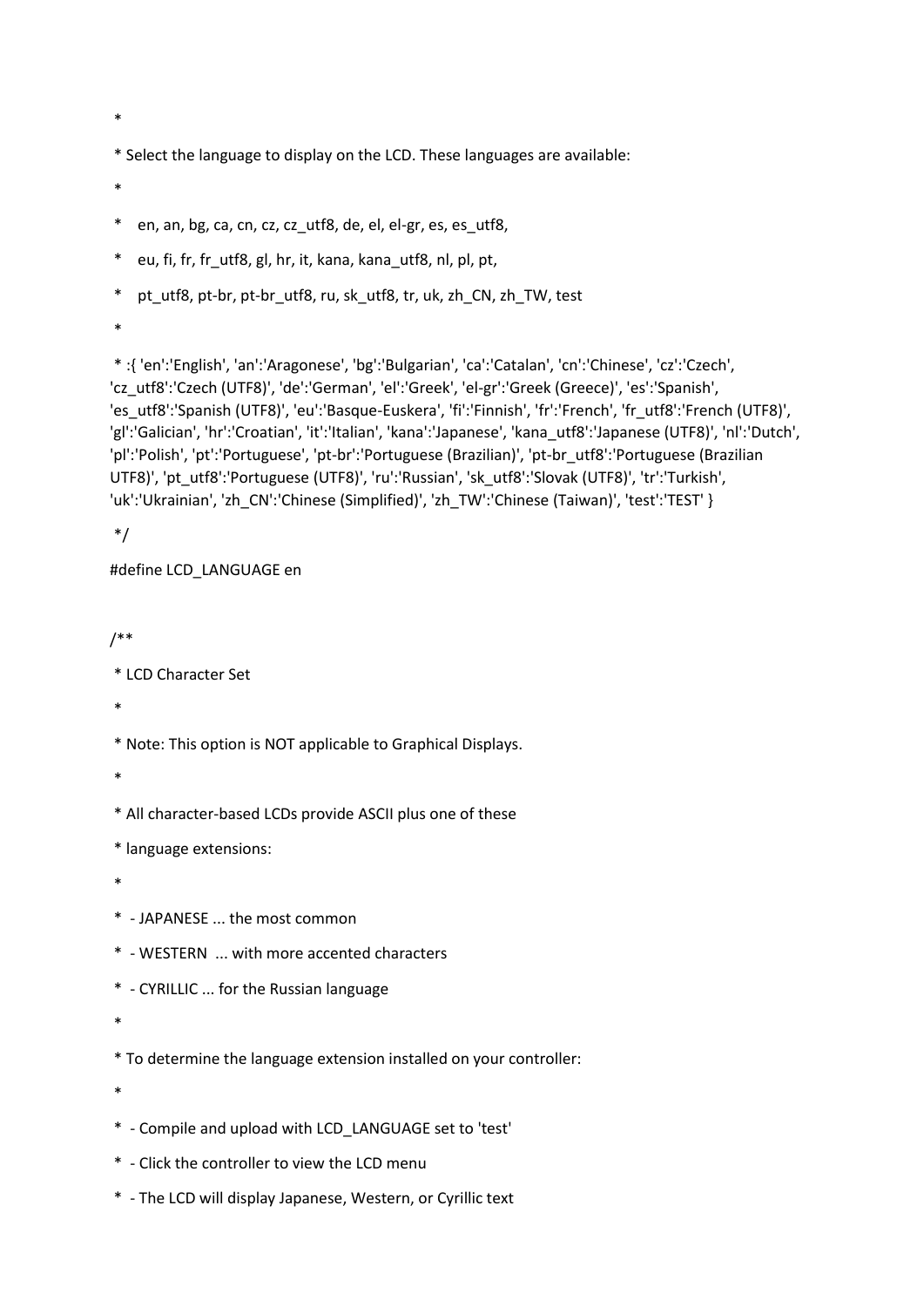```
 *
 * Select the language to display on the LCD. These languages are available:
 *
 *   en, an, bg, ca, cn, cz, cz_utf8, de, el, el-gr, es, es_utf8,
 *   eu, fi, fr, fr_utf8, gl, hr, it, kana, kana_utf8, nl, pl, pt,
 *   pt_utf8, pt-br, pt-br_utf8, ru, sk_utf8, tr, uk, zh_CN, zh_TW, test
 *
 * :{ 'en':'English', 'an':'Aragonese', 'bg':'Bulgarian', 'ca':'Catalan', 'cn':'Chinese', 'cz':'Czech', 'cz_utf8':'Czech (UTF8)', 'de':'German', 'el':'Greek', 'el-gr':'Greek (Greece)', 'es':'Spanish', 'es_utf8':'Spanish (UTF8)', 'eu':'Basque-Euskera', 'fi':'Finnish', 'fr':'French', 'fr_utf8':'French (UTF8)', 'gl':'Galician', 'hr':'Croatian', 'it':'Italian', 'kana':'Japanese', 'kana_utf8':'Japanese (UTF8)', 'nl':'Dutch', 'pl':'Polish', 'pt':'Portuguese', 'pt-br':'Portuguese (Brazilian)', 'pt-br_utf8':'Portuguese (Brazilian UTF8)', 'pt_utf8':'Portuguese (UTF8)', 'ru':'Russian', 'sk_utf8':'Slovak (UTF8)', 'tr':'Turkish', 'uk':'Ukrainian', 'zh_CN':'Chinese (Simplified)', 'zh_TW':'Chinese (Taiwan)', 'test':'TEST' }
 */
#define LCD_LANGUAGE en


/**
 * LCD Character Set
 *
 * Note: This option is NOT applicable to Graphical Displays.
 *
 * All character-based LCDs provide ASCII plus one of these
 * language extensions:
 *
 *  - JAPANESE ... the most common
 *  - WESTERN  ... with more accented characters
 *  - CYRILLIC ... for the Russian language
 *
 * To determine the language extension installed on your controller:
 *
 *  - Compile and upload with LCD_LANGUAGE set to 'test'
 *  - Click the controller to view the LCD menu
 *  - The LCD will display Japanese, Western, or Cyrillic text
```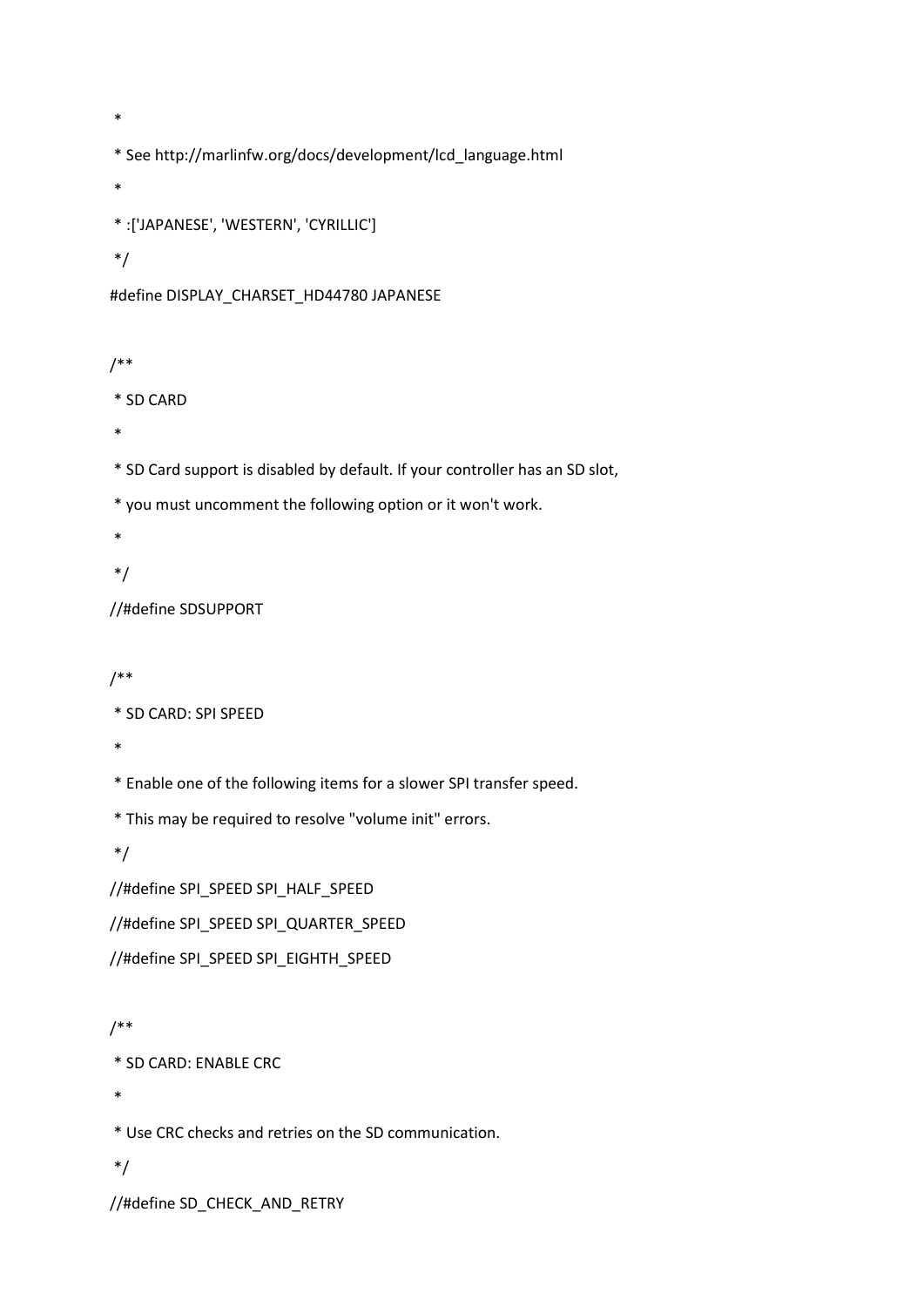```
 *
 * See http://marlinfw.org/docs/development/lcd_language.html
 *
 * :['JAPANESE', 'WESTERN', 'CYRILLIC']
 */
#define DISPLAY_CHARSET_HD44780 JAPANESE

/**
 * SD CARD
 *
 * SD Card support is disabled by default. If your controller has an SD slot,
 * you must uncomment the following option or it won't work.
 *
 */
//#define SDSUPPORT

/**
 * SD CARD: SPI SPEED
 *
 * Enable one of the following items for a slower SPI transfer speed.
 * This may be required to resolve "volume init" errors.
 */
//#define SPI_SPEED SPI_HALF_SPEED
//#define SPI_SPEED SPI_QUARTER_SPEED
//#define SPI_SPEED SPI_EIGHTH_SPEED

/**
 * SD CARD: ENABLE CRC
 *
 * Use CRC checks and retries on the SD communication.
 */
//#define SD_CHECK_AND_RETRY
```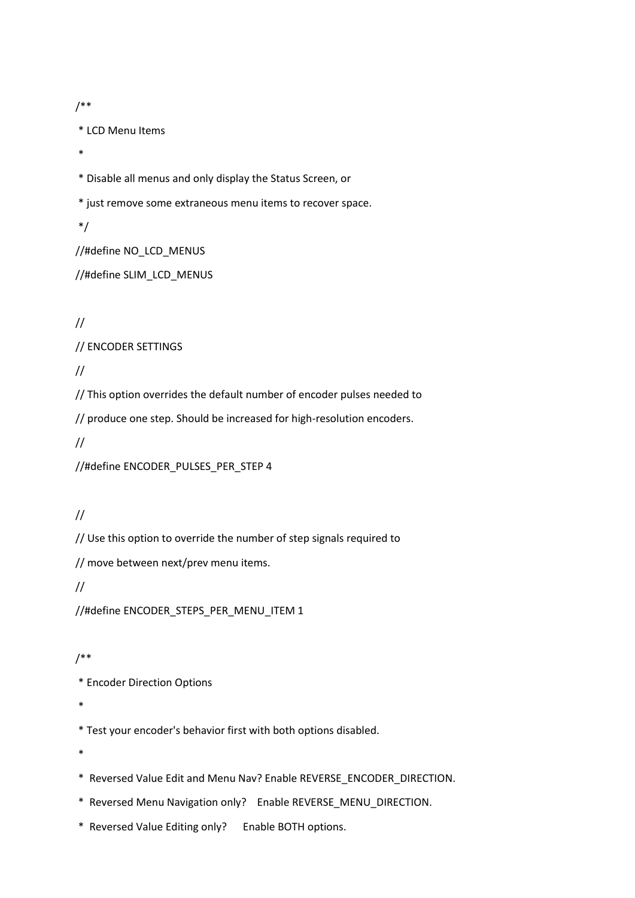```
/**
 * LCD Menu Items
 *
 * Disable all menus and only display the Status Screen, or
 * just remove some extraneous menu items to recover space.
 */
//#define NO_LCD_MENUS
//#define SLIM_LCD_MENUS

//
// ENCODER SETTINGS
//
// This option overrides the default number of encoder pulses needed to
// produce one step. Should be increased for high-resolution encoders.
//
//#define ENCODER_PULSES_PER_STEP 4

//
// Use this option to override the number of step signals required to
// move between next/prev menu items.
//
//#define ENCODER_STEPS_PER_MENU_ITEM 1

/**
 * Encoder Direction Options
 *
 * Test your encoder's behavior first with both options disabled.
 *
 *  Reversed Value Edit and Menu Nav? Enable REVERSE_ENCODER_DIRECTION.
 *  Reversed Menu Navigation only?    Enable REVERSE_MENU_DIRECTION.
 *  Reversed Value Editing only?      Enable BOTH options.
```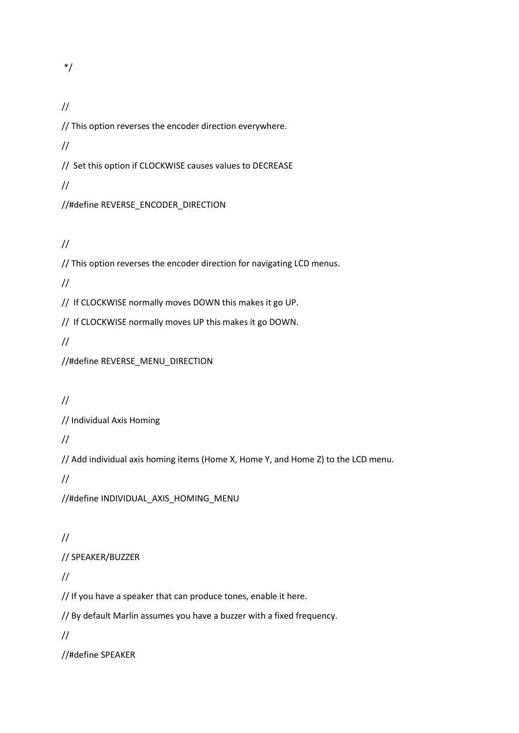```
 */

//
// This option reverses the encoder direction everywhere.
//
//  Set this option if CLOCKWISE causes values to DECREASE
//
//#define REVERSE_ENCODER_DIRECTION

//
// This option reverses the encoder direction for navigating LCD menus.
//
//  If CLOCKWISE normally moves DOWN this makes it go UP.
//  If CLOCKWISE normally moves UP this makes it go DOWN.
//
//#define REVERSE_MENU_DIRECTION

//
// Individual Axis Homing
//
// Add individual axis homing items (Home X, Home Y, and Home Z) to the LCD menu.
//
//#define INDIVIDUAL_AXIS_HOMING_MENU

//
// SPEAKER/BUZZER
//
// If you have a speaker that can produce tones, enable it here.
// By default Marlin assumes you have a buzzer with a fixed frequency.
//
//#define SPEAKER
```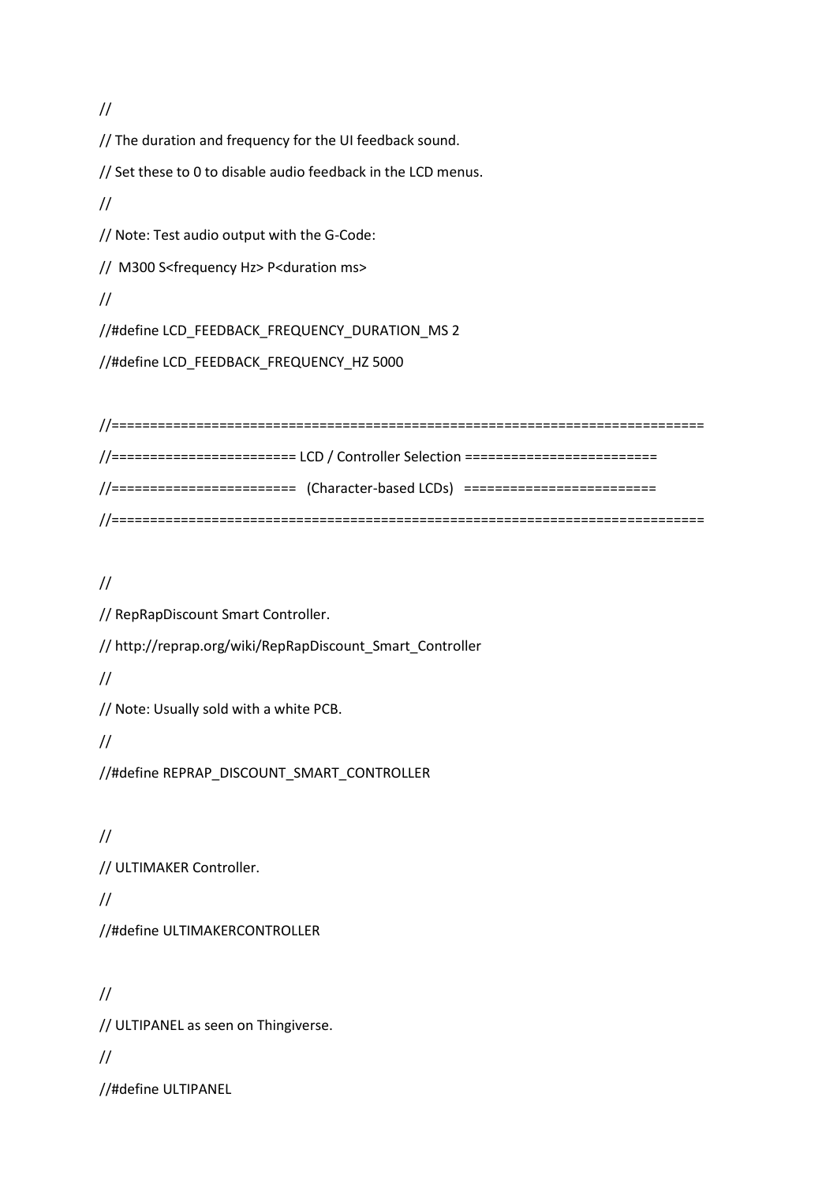```
//
// The duration and frequency for the UI feedback sound.
// Set these to 0 to disable audio feedback in the LCD menus.
//
// Note: Test audio output with the G-Code:
//  M300 S<frequency Hz> P<duration ms>
//
//#define LCD_FEEDBACK_FREQUENCY_DURATION_MS 2
//#define LCD_FEEDBACK_FREQUENCY_HZ 5000

//=============================================================================
//======================= LCD / Controller Selection =========================
//=======================   (Character-based LCDs)   =========================
//=============================================================================

//
// RepRapDiscount Smart Controller.
// http://reprap.org/wiki/RepRapDiscount_Smart_Controller
//
// Note: Usually sold with a white PCB.
//
//#define REPRAP_DISCOUNT_SMART_CONTROLLER

//
// ULTIMAKER Controller.
//
//#define ULTIMAKERCONTROLLER

//
// ULTIPANEL as seen on Thingiverse.
//
//#define ULTIPANEL
```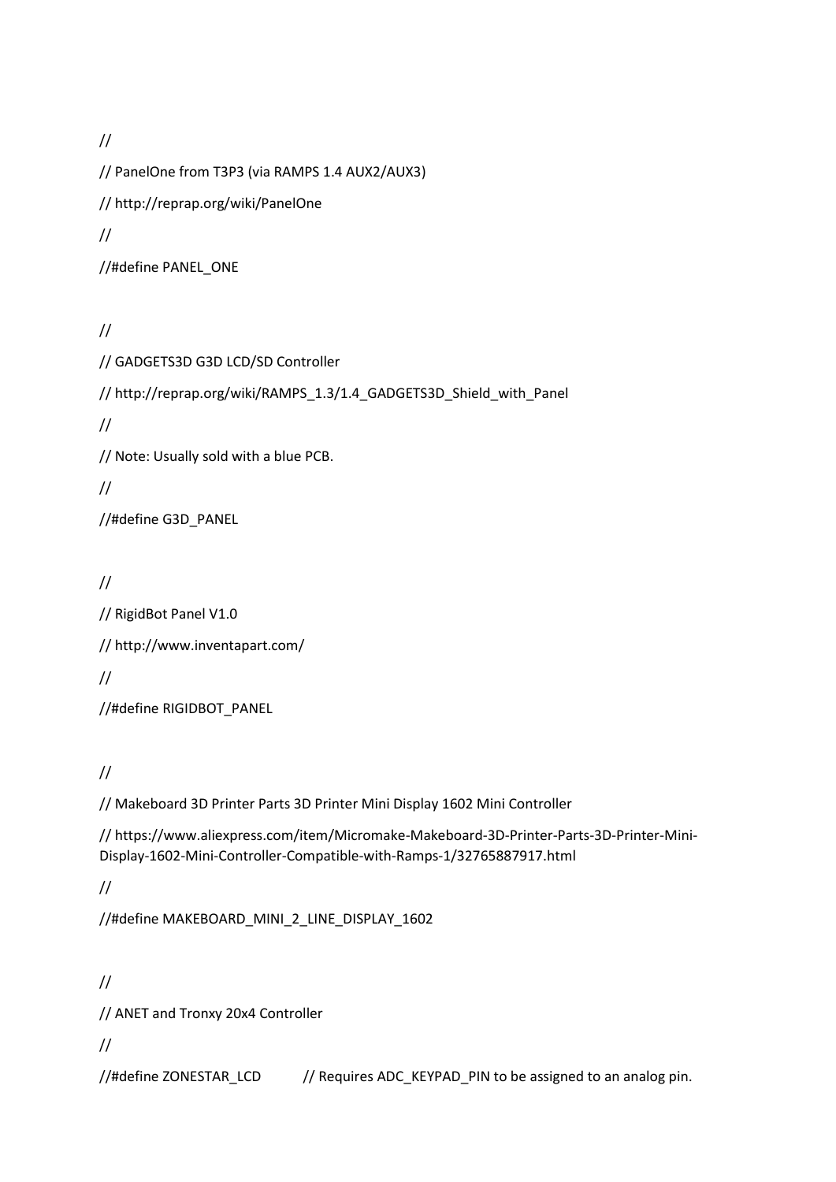```
//
// PanelOne from T3P3 (via RAMPS 1.4 AUX2/AUX3)
// http://reprap.org/wiki/PanelOne
//
//#define PANEL_ONE

//
// GADGETS3D G3D LCD/SD Controller
// http://reprap.org/wiki/RAMPS_1.3/1.4_GADGETS3D_Shield_with_Panel
//
// Note: Usually sold with a blue PCB.
//
//#define G3D_PANEL

//
// RigidBot Panel V1.0
// http://www.inventapart.com/
//
//#define RIGIDBOT_PANEL

//
// Makeboard 3D Printer Parts 3D Printer Mini Display 1602 Mini Controller
// https://www.aliexpress.com/item/Micromake-Makeboard-3D-Printer-Parts-3D-Printer-Mini-Display-1602-Mini-Controller-Compatible-with-Ramps-1/32765887917.html
//
//#define MAKEBOARD_MINI_2_LINE_DISPLAY_1602

//
// ANET and Tronxy 20x4 Controller
//
//#define ZONESTAR_LCD          // Requires ADC_KEYPAD_PIN to be assigned to an analog pin.
```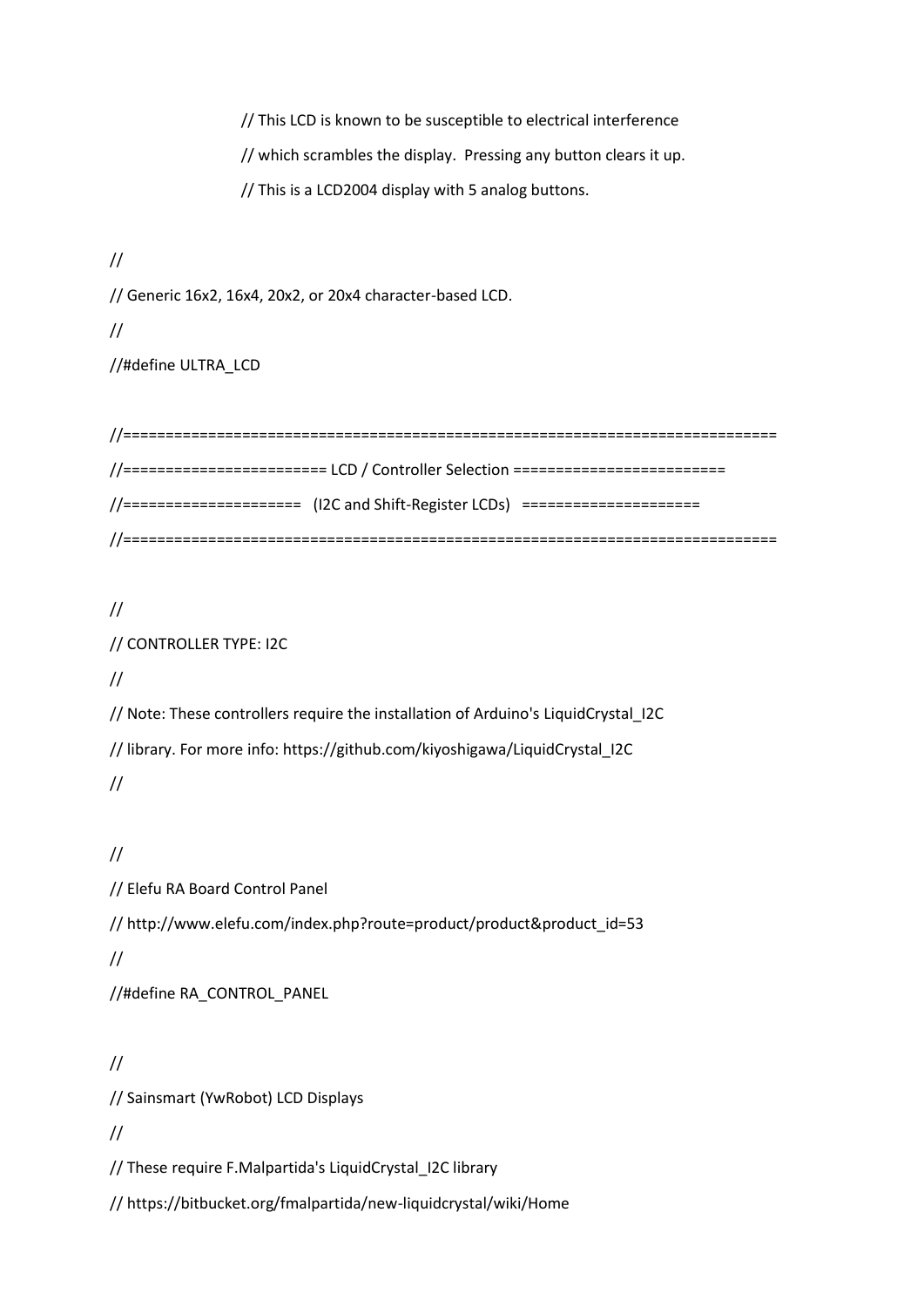```
            // This LCD is known to be susceptible to electrical interference
            // which scrambles the display.  Pressing any button clears it up.
            // This is a LCD2004 display with 5 analog buttons.

//
// Generic 16x2, 16x4, 20x2, or 20x4 character-based LCD.
//
//#define ULTRA_LCD

//=============================================================================
//======================= LCD / Controller Selection =========================
//=====================  (I2C and Shift-Register LCDs)  =====================
//=============================================================================

//
// CONTROLLER TYPE: I2C
//
// Note: These controllers require the installation of Arduino's LiquidCrystal_I2C
// library. For more info: https://github.com/kiyoshigawa/LiquidCrystal_I2C
//

//
// Elefu RA Board Control Panel
// http://www.elefu.com/index.php?route=product/product&product_id=53
//
//#define RA_CONTROL_PANEL

//
// Sainsmart (YwRobot) LCD Displays
//
// These require F.Malpartida's LiquidCrystal_I2C library
// https://bitbucket.org/fmalpartida/new-liquidcrystal/wiki/Home
```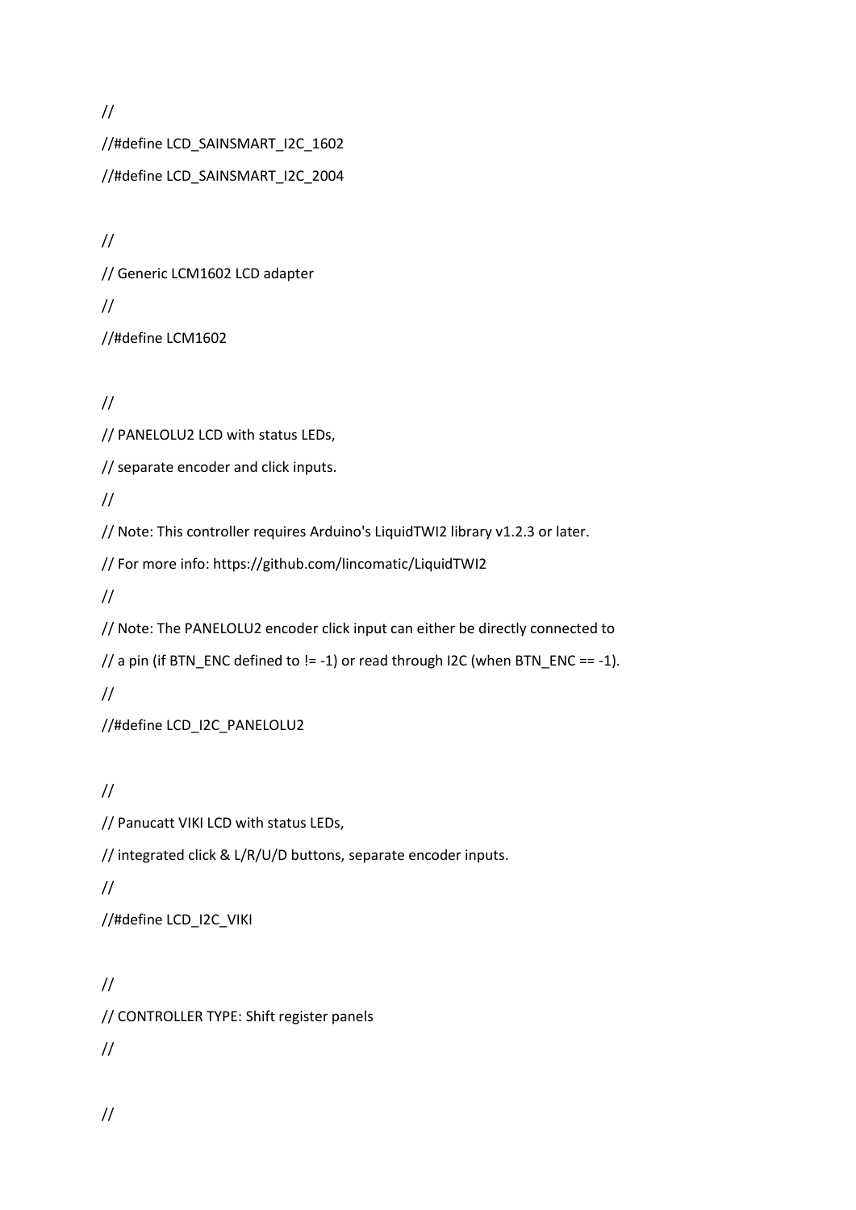```
//
//#define LCD_SAINSMART_I2C_1602
//#define LCD_SAINSMART_I2C_2004

//
// Generic LCM1602 LCD adapter
//
//#define LCM1602

//
// PANELOLU2 LCD with status LEDs,
// separate encoder and click inputs.
//
// Note: This controller requires Arduino's LiquidTWI2 library v1.2.3 or later.
// For more info: https://github.com/lincomatic/LiquidTWI2
//
// Note: The PANELOLU2 encoder click input can either be directly connected to
// a pin (if BTN_ENC defined to != -1) or read through I2C (when BTN_ENC == -1).
//
//#define LCD_I2C_PANELOLU2

//
// Panucatt VIKI LCD with status LEDs,
// integrated click & L/R/U/D buttons, separate encoder inputs.
//
//#define LCD_I2C_VIKI

//
// CONTROLLER TYPE: Shift register panels
//

//
```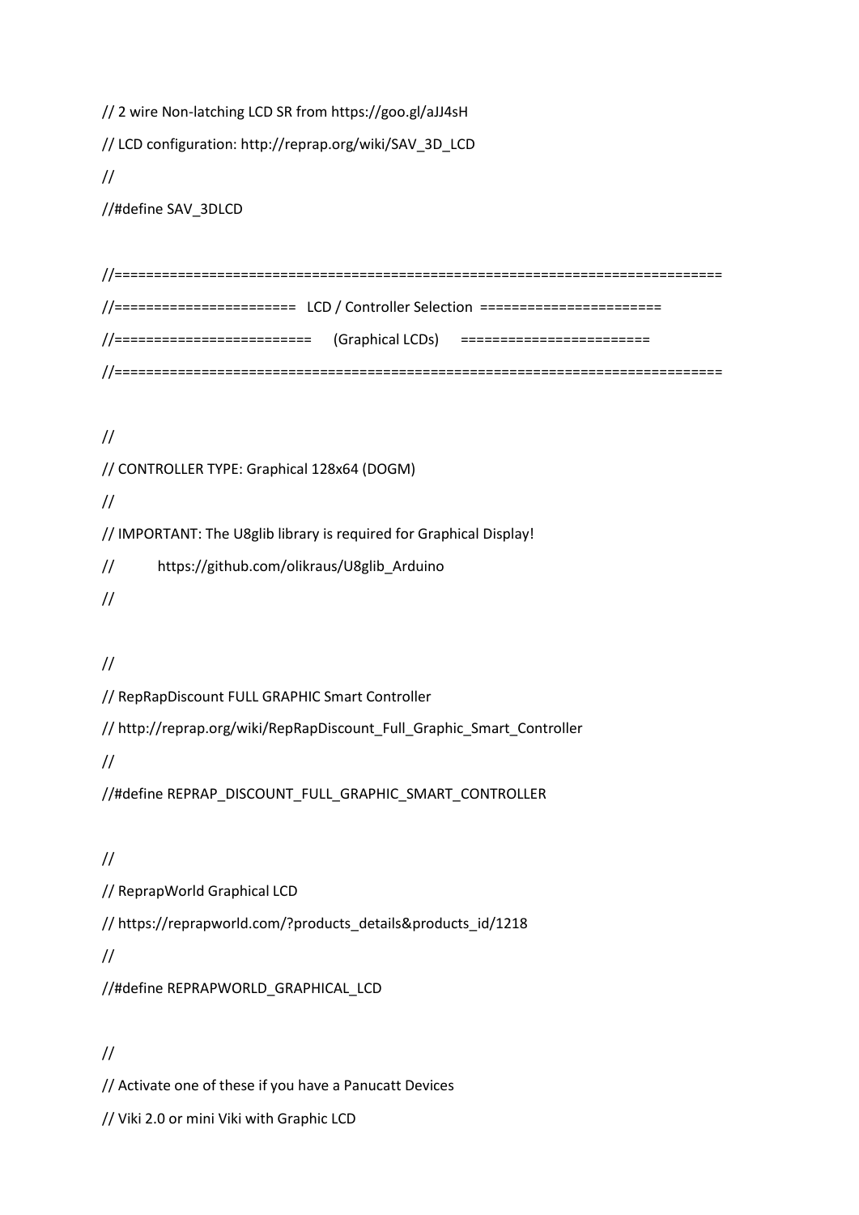```
// 2 wire Non-latching LCD SR from https://goo.gl/aJJ4sH
// LCD configuration: http://reprap.org/wiki/SAV_3D_LCD
//
//#define SAV_3DLCD

//=============================================================================
//======================= LCD / Controller Selection =======================
//========================= (Graphical LCDs) ========================
//=============================================================================

//
// CONTROLLER TYPE: Graphical 128x64 (DOGM)
//
// IMPORTANT: The U8glib library is required for Graphical Display!
//            https://github.com/olikraus/U8glib_Arduino
//

//
// RepRapDiscount FULL GRAPHIC Smart Controller
// http://reprap.org/wiki/RepRapDiscount_Full_Graphic_Smart_Controller
//
//#define REPRAP_DISCOUNT_FULL_GRAPHIC_SMART_CONTROLLER

//
// ReprapWorld Graphical LCD
// https://reprapworld.com/?products_details&products_id/1218
//
//#define REPRAPWORLD_GRAPHICAL_LCD

//
// Activate one of these if you have a Panucatt Devices
// Viki 2.0 or mini Viki with Graphic LCD
```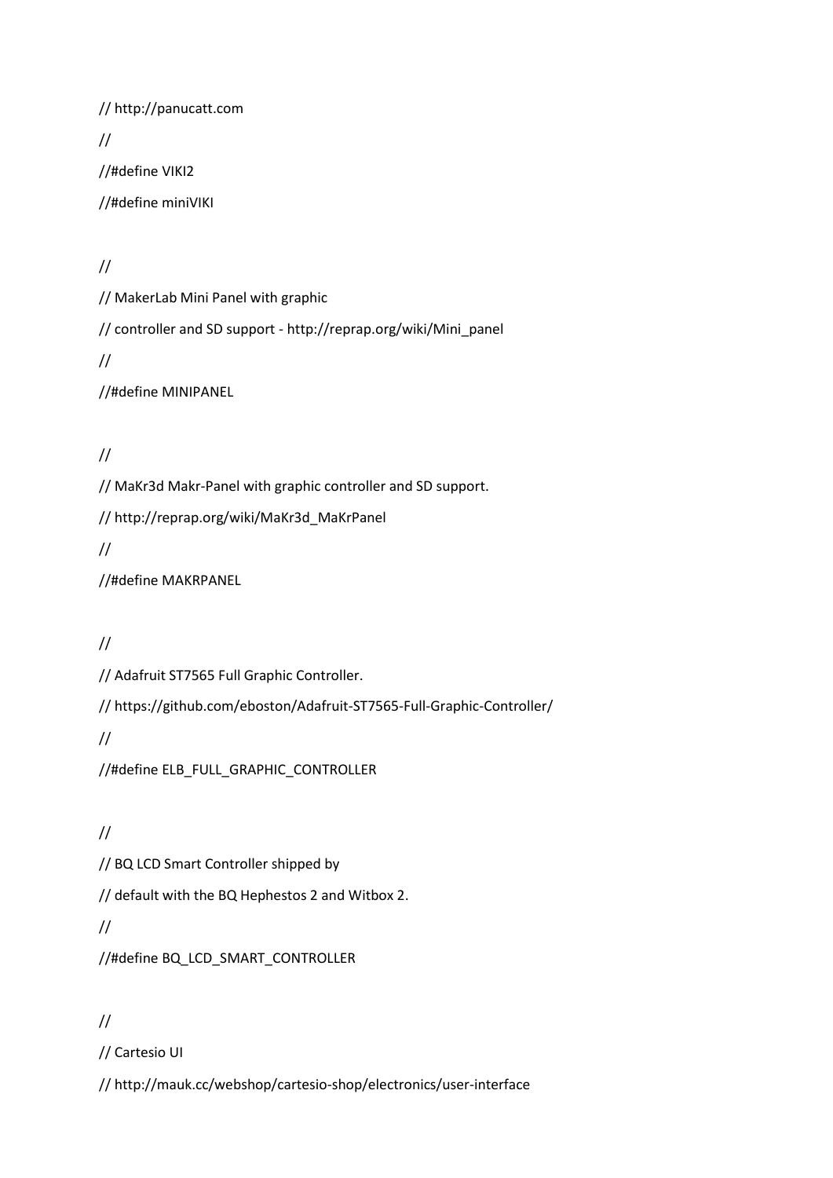```
// http://panucatt.com
//
//#define VIKI2
//#define miniVIKI

//
// MakerLab Mini Panel with graphic
// controller and SD support - http://reprap.org/wiki/Mini_panel
//
//#define MINIPANEL

//
// MaKr3d Makr-Panel with graphic controller and SD support.
// http://reprap.org/wiki/MaKr3d_MaKrPanel
//
//#define MAKRPANEL

//
// Adafruit ST7565 Full Graphic Controller.
// https://github.com/eboston/Adafruit-ST7565-Full-Graphic-Controller/
//
//#define ELB_FULL_GRAPHIC_CONTROLLER

//
// BQ LCD Smart Controller shipped by
// default with the BQ Hephestos 2 and Witbox 2.
//
//#define BQ_LCD_SMART_CONTROLLER

//
// Cartesio UI
// http://mauk.cc/webshop/cartesio-shop/electronics/user-interface
```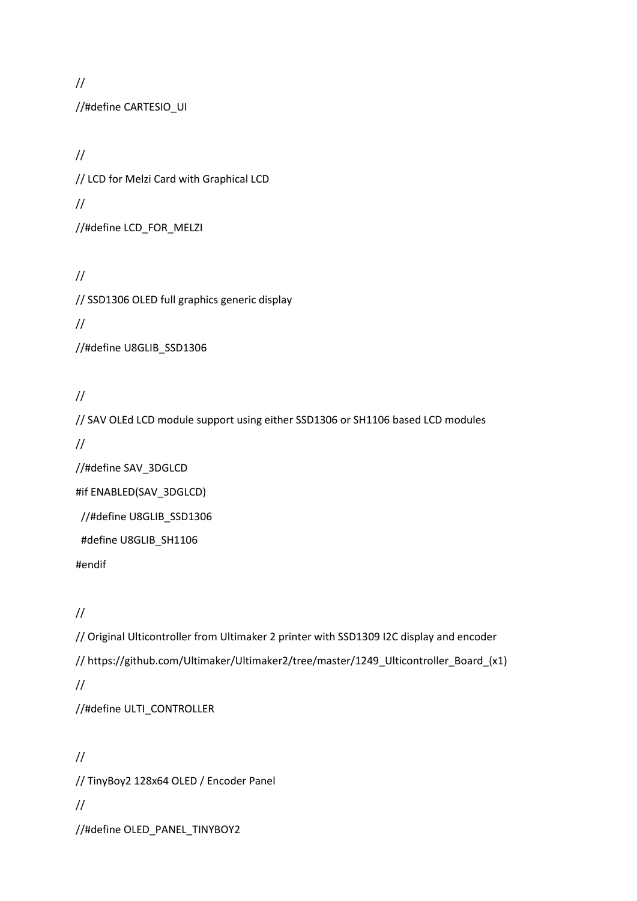```
//
//#define CARTESIO_UI

//
// LCD for Melzi Card with Graphical LCD
//
//#define LCD_FOR_MELZI

//
// SSD1306 OLED full graphics generic display
//
//#define U8GLIB_SSD1306

//
// SAV OLEd LCD module support using either SSD1306 or SH1106 based LCD modules
//
//#define SAV_3DGLCD
#if ENABLED(SAV_3DGLCD)
  //#define U8GLIB_SSD1306
  #define U8GLIB_SH1106
#endif

//
// Original Ulticontroller from Ultimaker 2 printer with SSD1309 I2C display and encoder
// https://github.com/Ultimaker/Ultimaker2/tree/master/1249_Ulticontroller_Board_(x1)
//
//#define ULTI_CONTROLLER

//
// TinyBoy2 128x64 OLED / Encoder Panel
//
//#define OLED_PANEL_TINYBOY2
```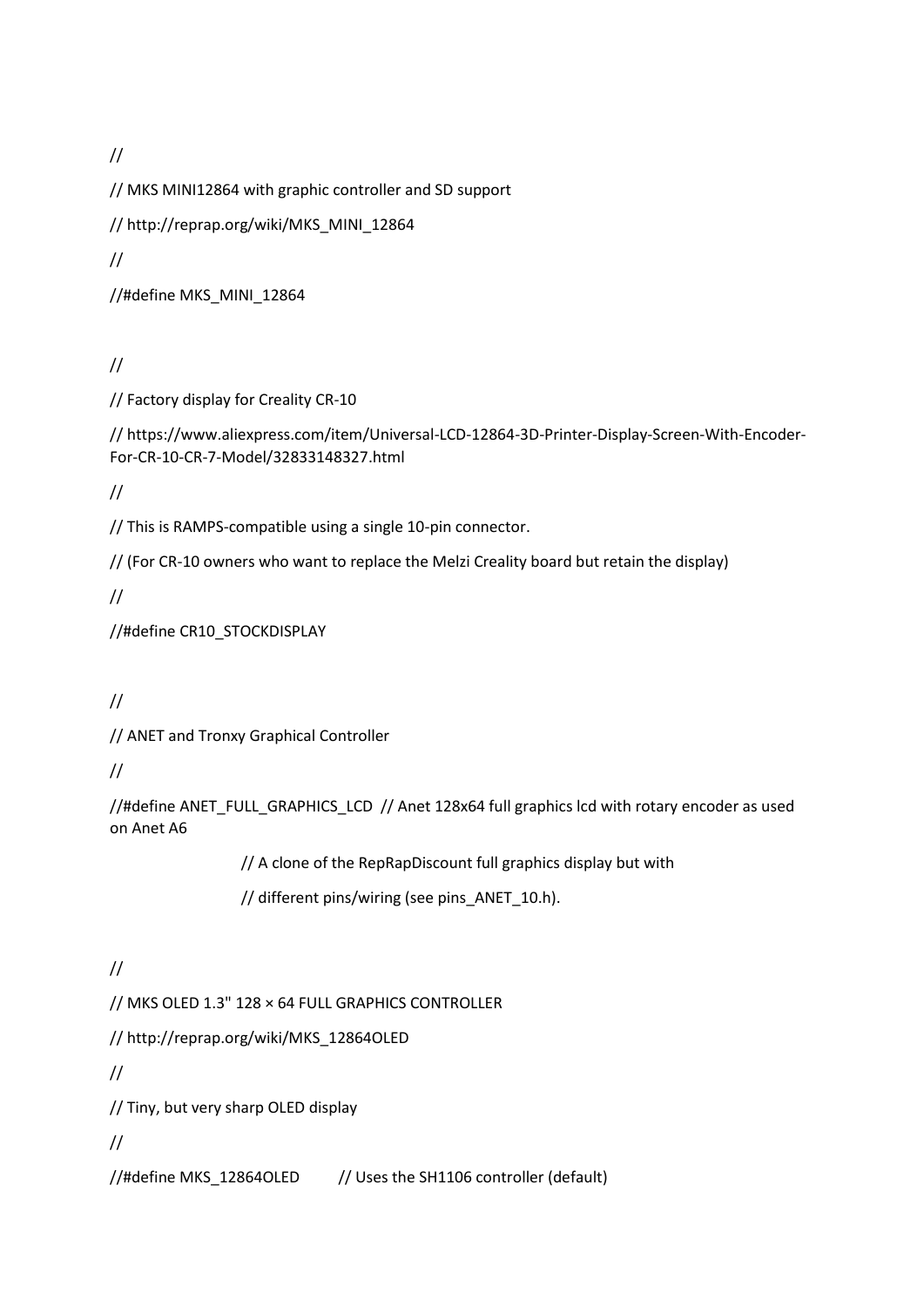```
//
// MKS MINI12864 with graphic controller and SD support
// http://reprap.org/wiki/MKS_MINI_12864
//
//#define MKS_MINI_12864

//
// Factory display for Creality CR-10
// https://www.aliexpress.com/item/Universal-LCD-12864-3D-Printer-Display-Screen-With-Encoder-For-CR-10-CR-7-Model/32833148327.html
//
// This is RAMPS-compatible using a single 10-pin connector.
// (For CR-10 owners who want to replace the Melzi Creality board but retain the display)
//
//#define CR10_STOCKDISPLAY

//
// ANET and Tronxy Graphical Controller
//
//#define ANET_FULL_GRAPHICS_LCD  // Anet 128x64 full graphics lcd with rotary encoder as used on Anet A6
                  // A clone of the RepRapDiscount full graphics display but with
                  // different pins/wiring (see pins_ANET_10.h).

//
// MKS OLED 1.3" 128 × 64 FULL GRAPHICS CONTROLLER
// http://reprap.org/wiki/MKS_12864OLED
//
// Tiny, but very sharp OLED display
//
//#define MKS_12864OLED          // Uses the SH1106 controller (default)
```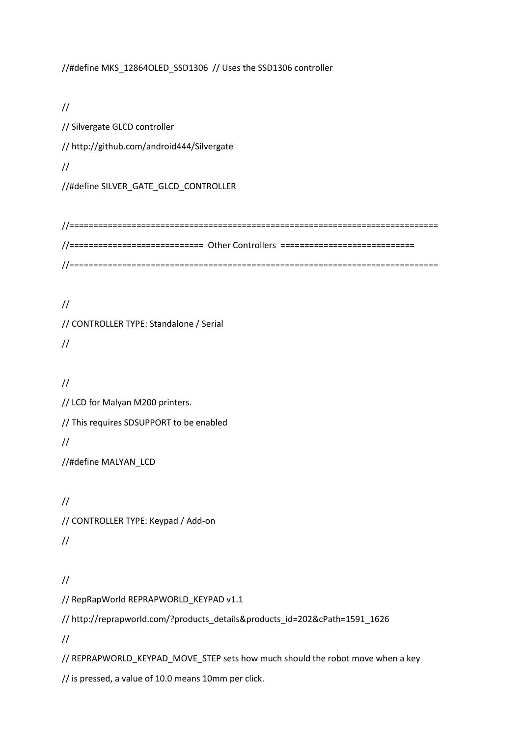```
//#define MKS_12864OLED_SSD1306  // Uses the SSD1306 controller

//
// Silvergate GLCD controller
// http://github.com/android444/Silvergate
//
//#define SILVER_GATE_GLCD_CONTROLLER

//=============================================================================
//============================  Other Controllers  ============================
//=============================================================================

//
// CONTROLLER TYPE: Standalone / Serial
//

//
// LCD for Malyan M200 printers.
// This requires SDSUPPORT to be enabled
//
//#define MALYAN_LCD

//
// CONTROLLER TYPE: Keypad / Add-on
//

//
// RepRapWorld REPRAPWORLD_KEYPAD v1.1
// http://reprapworld.com/?products_details&products_id=202&cPath=1591_1626
//
// REPRAPWORLD_KEYPAD_MOVE_STEP sets how much should the robot move when a key
// is pressed, a value of 10.0 means 10mm per click.
```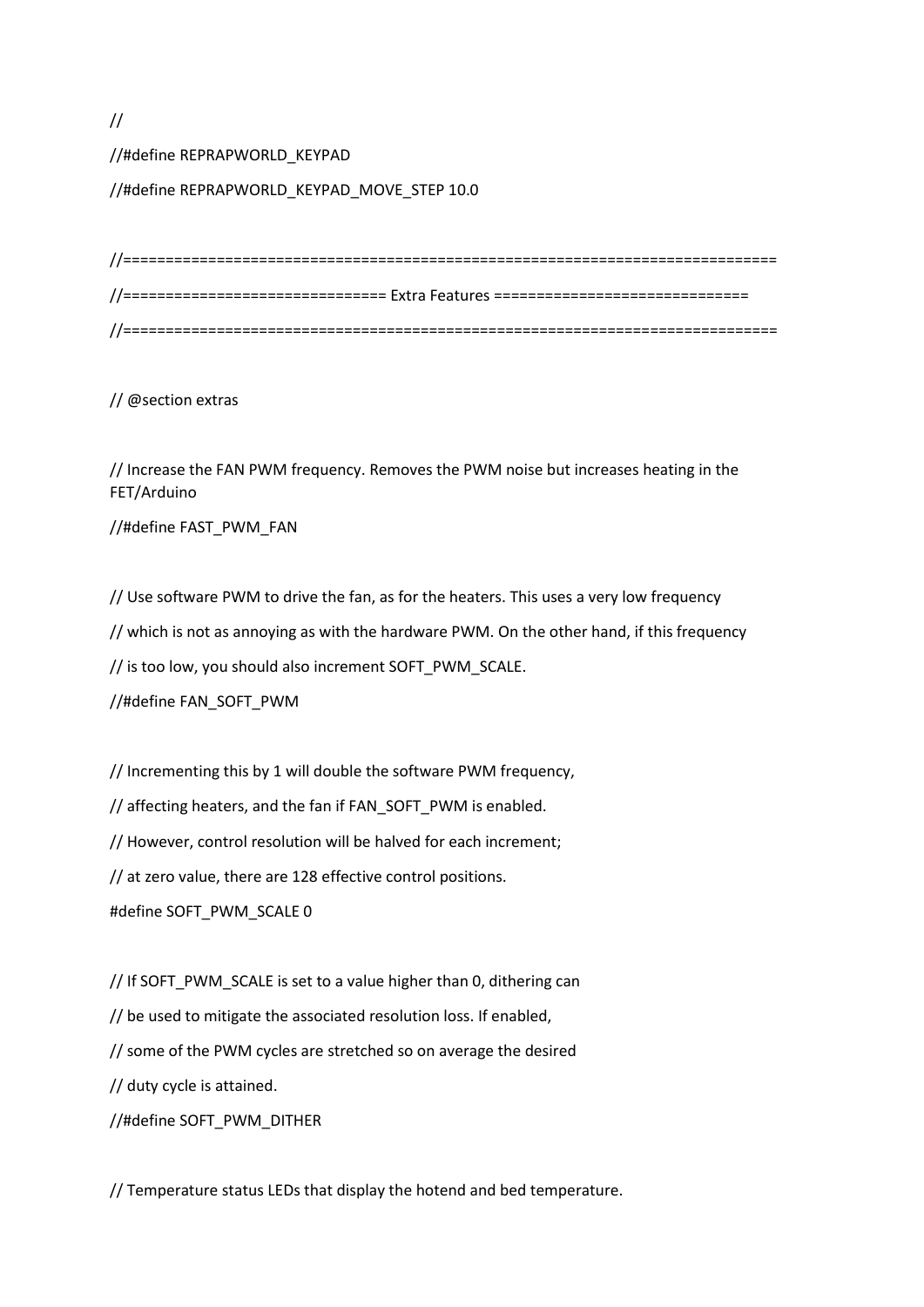```
//
//#define REPRAPWORLD_KEYPAD
//#define REPRAPWORLD_KEYPAD_MOVE_STEP 10.0

//=============================================================================
//============================== Extra Features ==============================
//=============================================================================

// @section extras

// Increase the FAN PWM frequency. Removes the PWM noise but increases heating in the FET/Arduino
//#define FAST_PWM_FAN

// Use software PWM to drive the fan, as for the heaters. This uses a very low frequency
// which is not as annoying as with the hardware PWM. On the other hand, if this frequency
// is too low, you should also increment SOFT_PWM_SCALE.
//#define FAN_SOFT_PWM

// Incrementing this by 1 will double the software PWM frequency,
// affecting heaters, and the fan if FAN_SOFT_PWM is enabled.
// However, control resolution will be halved for each increment;
// at zero value, there are 128 effective control positions.
#define SOFT_PWM_SCALE 0

// If SOFT_PWM_SCALE is set to a value higher than 0, dithering can
// be used to mitigate the associated resolution loss. If enabled,
// some of the PWM cycles are stretched so on average the desired
// duty cycle is attained.
//#define SOFT_PWM_DITHER

// Temperature status LEDs that display the hotend and bed temperature.
```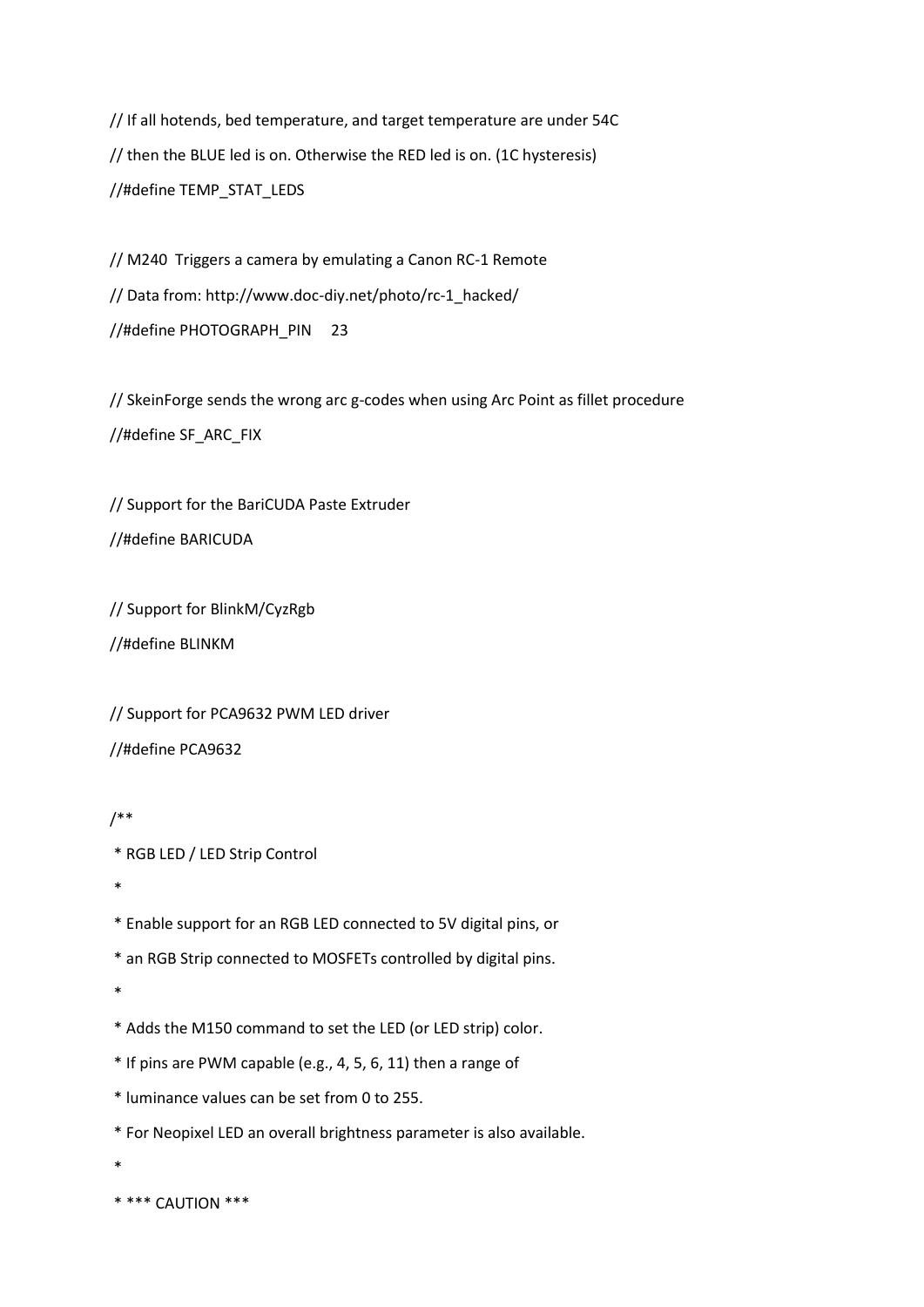```
// If all hotends, bed temperature, and target temperature are under 54C
// then the BLUE led is on. Otherwise the RED led is on. (1C hysteresis)
//#define TEMP_STAT_LEDS

// M240  Triggers a camera by emulating a Canon RC-1 Remote
// Data from: http://www.doc-diy.net/photo/rc-1_hacked/
//#define PHOTOGRAPH_PIN     23

// SkeinForge sends the wrong arc g-codes when using Arc Point as fillet procedure
//#define SF_ARC_FIX

// Support for the BariCUDA Paste Extruder
//#define BARICUDA

// Support for BlinkM/CyzRgb
//#define BLINKM

// Support for PCA9632 PWM LED driver
//#define PCA9632

/**
 * RGB LED / LED Strip Control
 *
 * Enable support for an RGB LED connected to 5V digital pins, or
 * an RGB Strip connected to MOSFETs controlled by digital pins.
 *
 * Adds the M150 command to set the LED (or LED strip) color.
 * If pins are PWM capable (e.g., 4, 5, 6, 11) then a range of
 * luminance values can be set from 0 to 255.
 * For Neopixel LED an overall brightness parameter is also available.
 *
 * *** CAUTION ***
```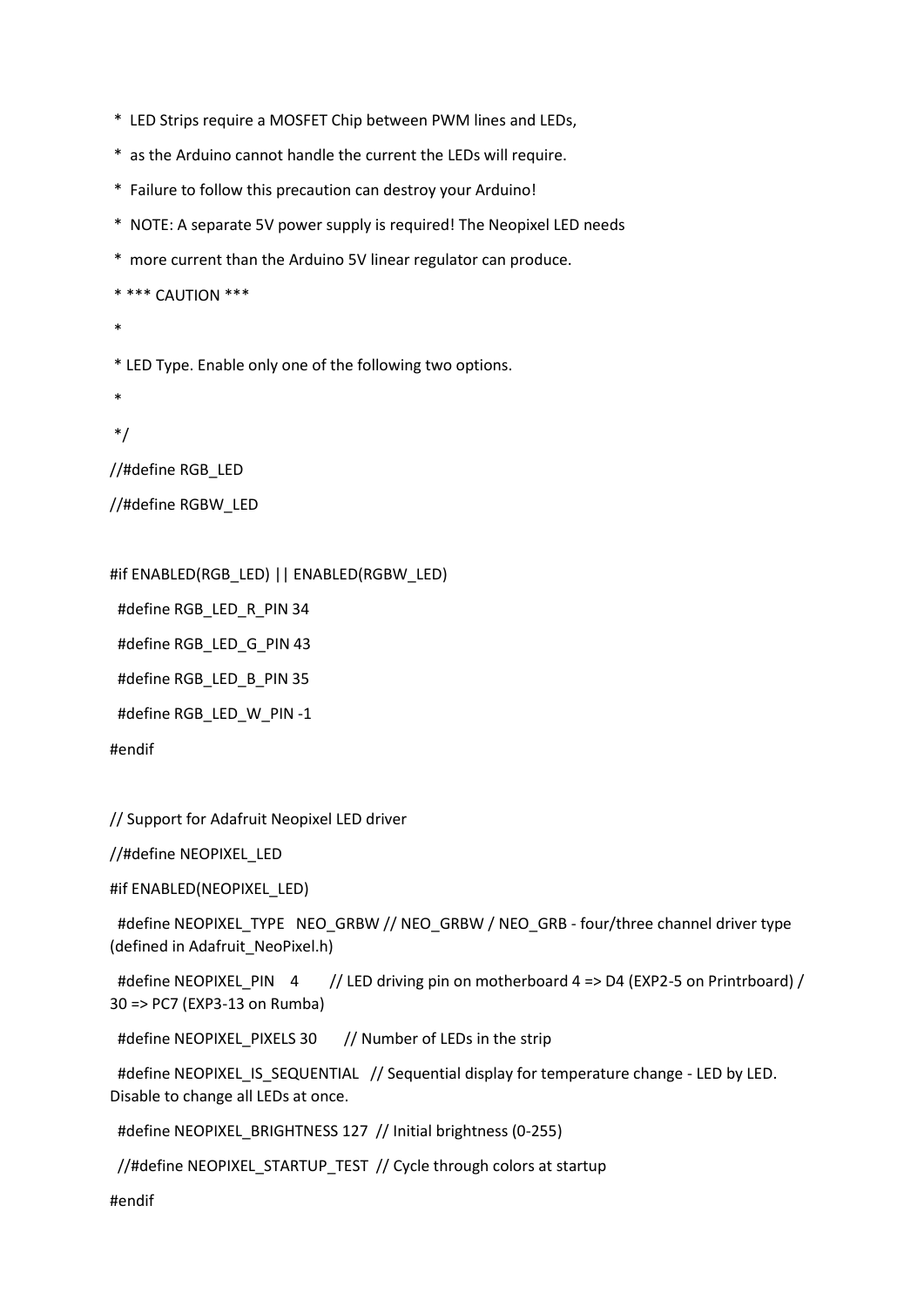```
 *  LED Strips require a MOSFET Chip between PWM lines and LEDs,
 *  as the Arduino cannot handle the current the LEDs will require.
 *  Failure to follow this precaution can destroy your Arduino!
 *  NOTE: A separate 5V power supply is required! The Neopixel LED needs
 *  more current than the Arduino 5V linear regulator can produce.
 * *** CAUTION ***
 *
 * LED Type. Enable only one of the following two options.
 *
 */
//#define RGB_LED
//#define RGBW_LED

#if ENABLED(RGB_LED) || ENABLED(RGBW_LED)
  #define RGB_LED_R_PIN 34
  #define RGB_LED_G_PIN 43
  #define RGB_LED_B_PIN 35
  #define RGB_LED_W_PIN -1
#endif

// Support for Adafruit Neopixel LED driver
//#define NEOPIXEL_LED
#if ENABLED(NEOPIXEL_LED)
  #define NEOPIXEL_TYPE   NEO_GRBW // NEO_GRBW / NEO_GRB - four/three channel driver type (defined in Adafruit_NeoPixel.h)
  #define NEOPIXEL_PIN    4       // LED driving pin on motherboard 4 => D4 (EXP2-5 on Printrboard) / 30 => PC7 (EXP3-13 on Rumba)
  #define NEOPIXEL_PIXELS 30      // Number of LEDs in the strip
  #define NEOPIXEL_IS_SEQUENTIAL   // Sequential display for temperature change - LED by LED. Disable to change all LEDs at once.
  #define NEOPIXEL_BRIGHTNESS 127  // Initial brightness (0-255)
  //#define NEOPIXEL_STARTUP_TEST  // Cycle through colors at startup
#endif
```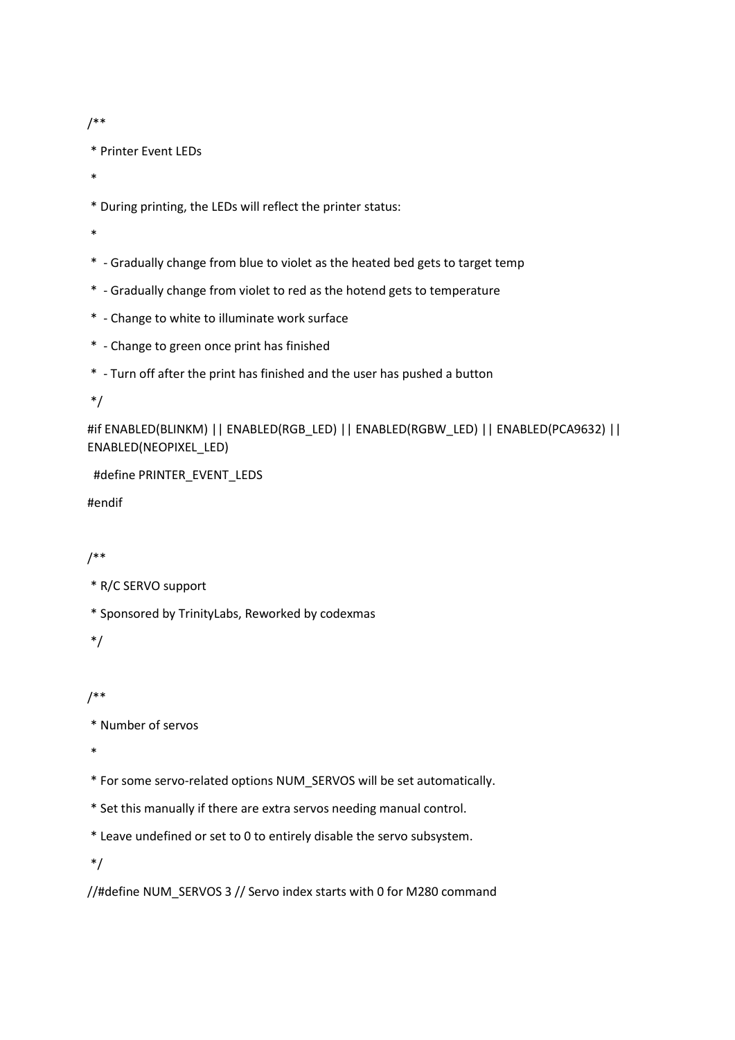```
/**
 * Printer Event LEDs
 *
 * During printing, the LEDs will reflect the printer status:
 *
 *  - Gradually change from blue to violet as the heated bed gets to target temp
 *  - Gradually change from violet to red as the hotend gets to temperature
 *  - Change to white to illuminate work surface
 *  - Change to green once print has finished
 *  - Turn off after the print has finished and the user has pushed a button
 */
#if ENABLED(BLINKM) || ENABLED(RGB_LED) || ENABLED(RGBW_LED) || ENABLED(PCA9632) || ENABLED(NEOPIXEL_LED)
  #define PRINTER_EVENT_LEDS
#endif

/**
 * R/C SERVO support
 * Sponsored by TrinityLabs, Reworked by codexmas
 */

/**
 * Number of servos
 *
 * For some servo-related options NUM_SERVOS will be set automatically.
 * Set this manually if there are extra servos needing manual control.
 * Leave undefined or set to 0 to entirely disable the servo subsystem.
 */
//#define NUM_SERVOS 3 // Servo index starts with 0 for M280 command
```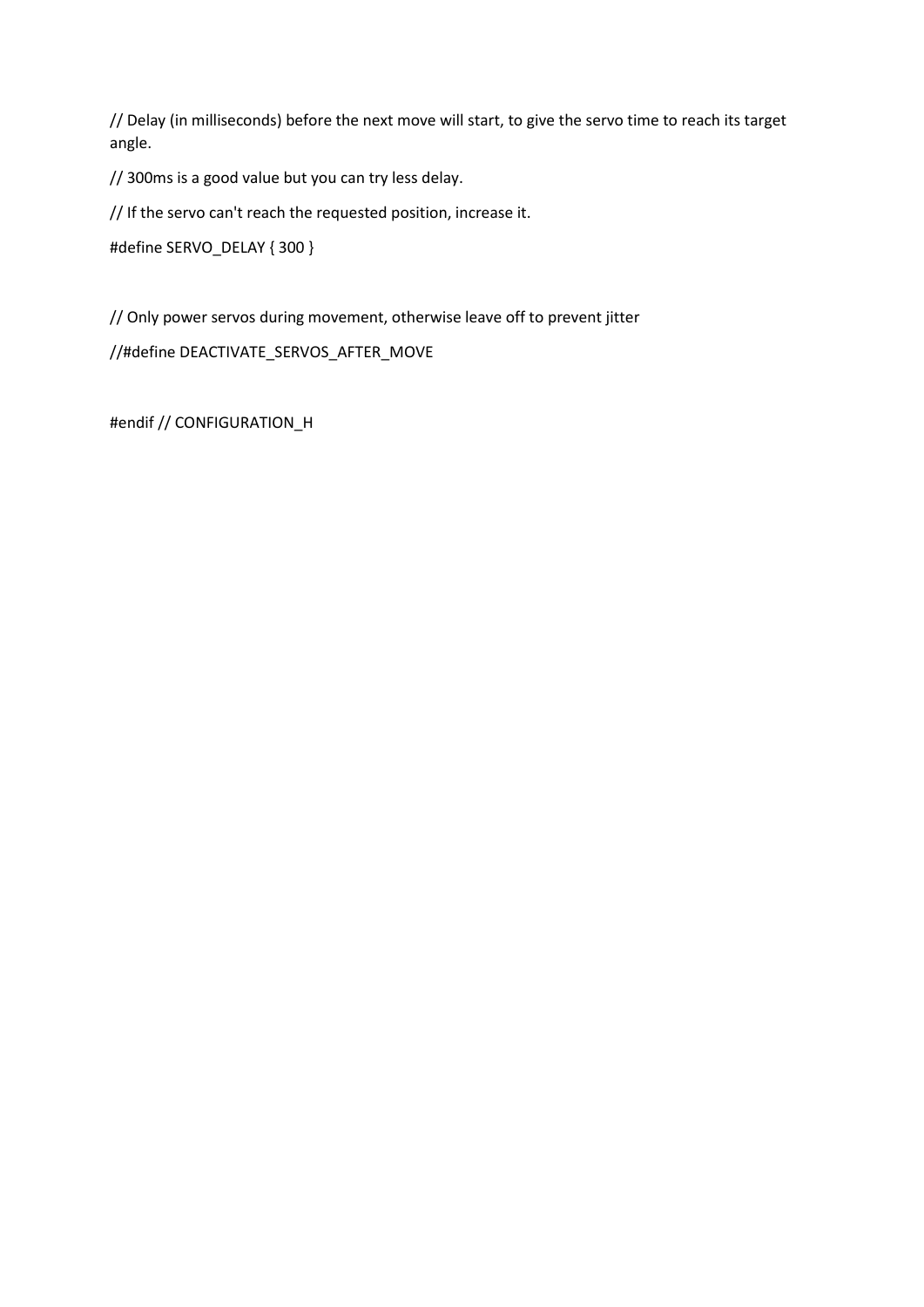```
// Delay (in milliseconds) before the next move will start, to give the servo time to reach its target angle.

// 300ms is a good value but you can try less delay.

// If the servo can't reach the requested position, increase it.

#define SERVO_DELAY { 300 }


// Only power servos during movement, otherwise leave off to prevent jitter

//#define DEACTIVATE_SERVOS_AFTER_MOVE


#endif // CONFIGURATION_H
```